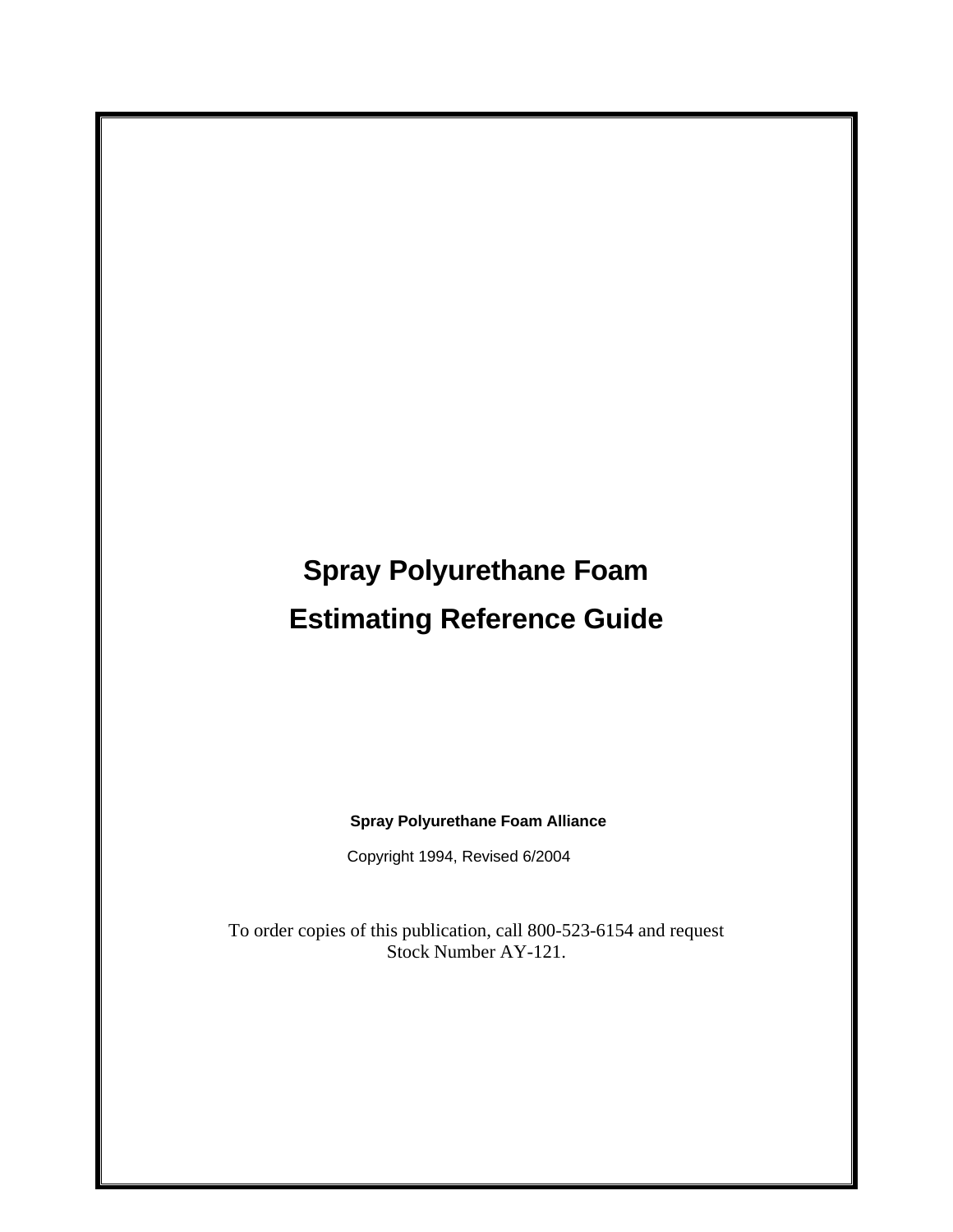# Spray Polyurethane Foam Estimating Reference Guide

**Spray Polyurethane Foam Alliance**

Copyright 1994, Revised 6/2004

To order copies of this publication, call 800-523-6154 and request Stock Number AY-121.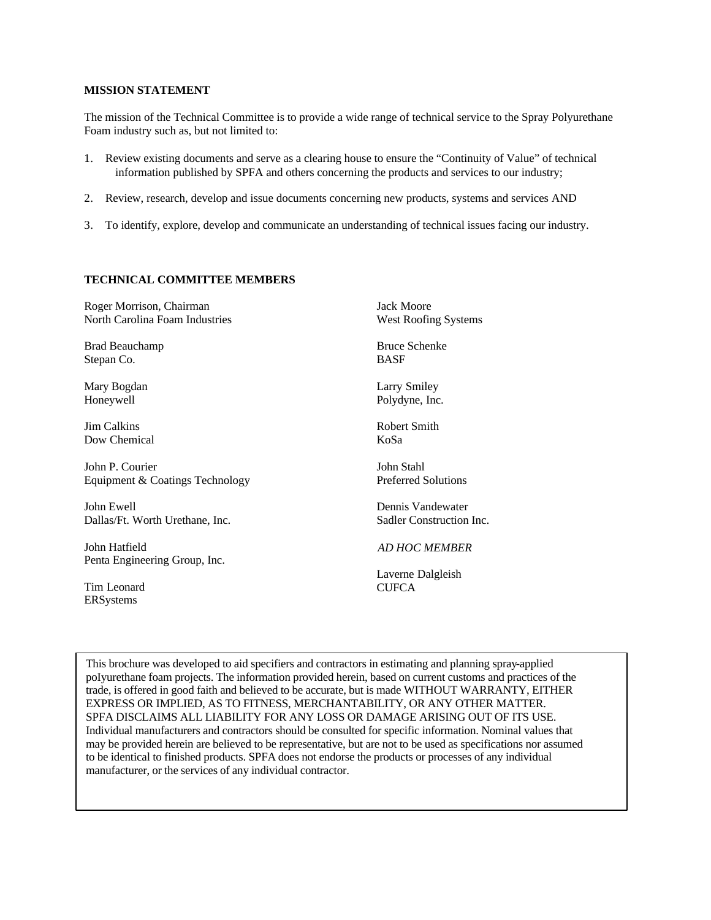**MISSION STATEMENT**

The mission of the Technical Committee is to provide a wide range of technical service to the Spray Polyurethane Foam industry such as, but not limited to:

1. Review existing documents and serve as a clearing house to ensure the "Continuity of Value" of technical information published by SPFA and others concerning the products and services to our industry;
2. Review, research, develop and issue documents concerning new products, systems and services AND
3. To identify, explore, develop and communicate an understanding of technical issues facing our industry.

**TECHNICAL COMMITTEE MEMBERS**

Roger Morrison, Chairman
North Carolina Foam Industries

Brad Beauchamp
Stepan Co.

Mary Bogdan
Honeywell

Jim Calkins
Dow Chemical

John P. Courier
Equipment & Coatings Technology

John Ewell
Dallas/Ft. Worth Urethane, Inc.

John Hatfield
Penta Engineering Group, Inc.

Tim Leonard
ERSystems

Jack Moore
West Roofing Systems

Bruce Schenke
BASF

Larry Smiley
Polydyne, Inc.

Robert Smith
KoSa

John Stahl
Preferred Solutions

Dennis Vandewater
Sadler Construction Inc.

*AD HOC MEMBER*

Laverne Dalgleish
CUFCA

This brochure was developed to aid specifiers and contractors in estimating and planning spray-applied polyurethane foam projects. The information provided herein, based on current customs and practices of the trade, is offered in good faith and believed to be accurate, but is made WITHOUT WARRANTY, EITHER EXPRESS OR IMPLIED, AS TO FITNESS, MERCHANTABILITY, OR ANY OTHER MATTER. SPFA DISCLAIMS ALL LIABILITY FOR ANY LOSS OR DAMAGE ARISING OUT OF ITS USE. Individual manufacturers and contractors should be consulted for specific information. Nominal values that may be provided herein are believed to be representative, but are not to be used as specifications nor assumed to be identical to finished products. SPFA does not endorse the products or processes of any individual manufacturer, or the services of any individual contractor.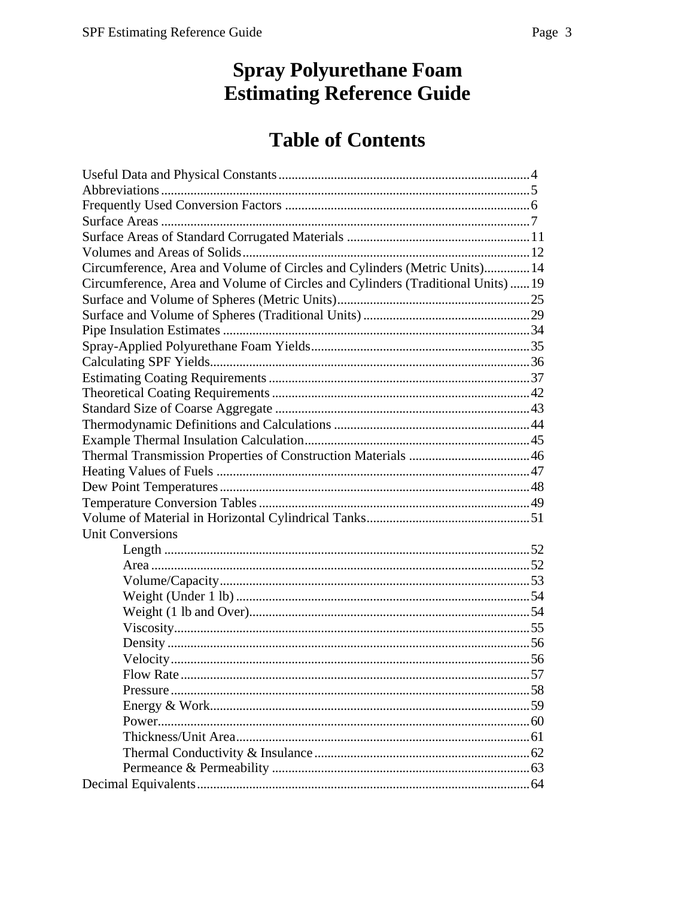# Spray Polyurethane Foam Estimating Reference Guide

## Table of Contents

| Section | Page |
|---|---|
| Useful Data and Physical Constants | 4 |
| Abbreviations | 5 |
| Frequently Used Conversion Factors | 6 |
| Surface Areas | 7 |
| Surface Areas of Standard Corrugated Materials | 11 |
| Volumes and Areas of Solids | 12 |
| Circumference, Area and Volume of Circles and Cylinders (Metric Units) | 14 |
| Circumference, Area and Volume of Circles and Cylinders (Traditional Units) | 19 |
| Surface and Volume of Spheres (Metric Units) | 25 |
| Surface and Volume of Spheres (Traditional Units) | 29 |
| Pipe Insulation Estimates | 34 |
| Spray-Applied Polyurethane Foam Yields | 35 |
| Calculating SPF Yields | 36 |
| Estimating Coating Requirements | 37 |
| Theoretical Coating Requirements | 42 |
| Standard Size of Coarse Aggregate | 43 |
| Thermodynamic Definitions and Calculations | 44 |
| Example Thermal Insulation Calculation | 45 |
| Thermal Transmission Properties of Construction Materials | 46 |
| Heating Values of Fuels | 47 |
| Dew Point Temperatures | 48 |
| Temperature Conversion Tables | 49 |
| Volume of Material in Horizontal Cylindrical Tanks | 51 |
| Unit Conversions | |
| Length | 52 |
| Area | 52 |
| Volume/Capacity | 53 |
| Weight (Under 1 lb) | 54 |
| Weight (1 lb and Over) | 54 |
| Viscosity | 55 |
| Density | 56 |
| Velocity | 56 |
| Flow Rate | 57 |
| Pressure | 58 |
| Energy & Work | 59 |
| Power | 60 |
| Thickness/Unit Area | 61 |
| Thermal Conductivity & Insulance | 62 |
| Permeance & Permeability | 63 |
| Decimal Equivalents | 64 |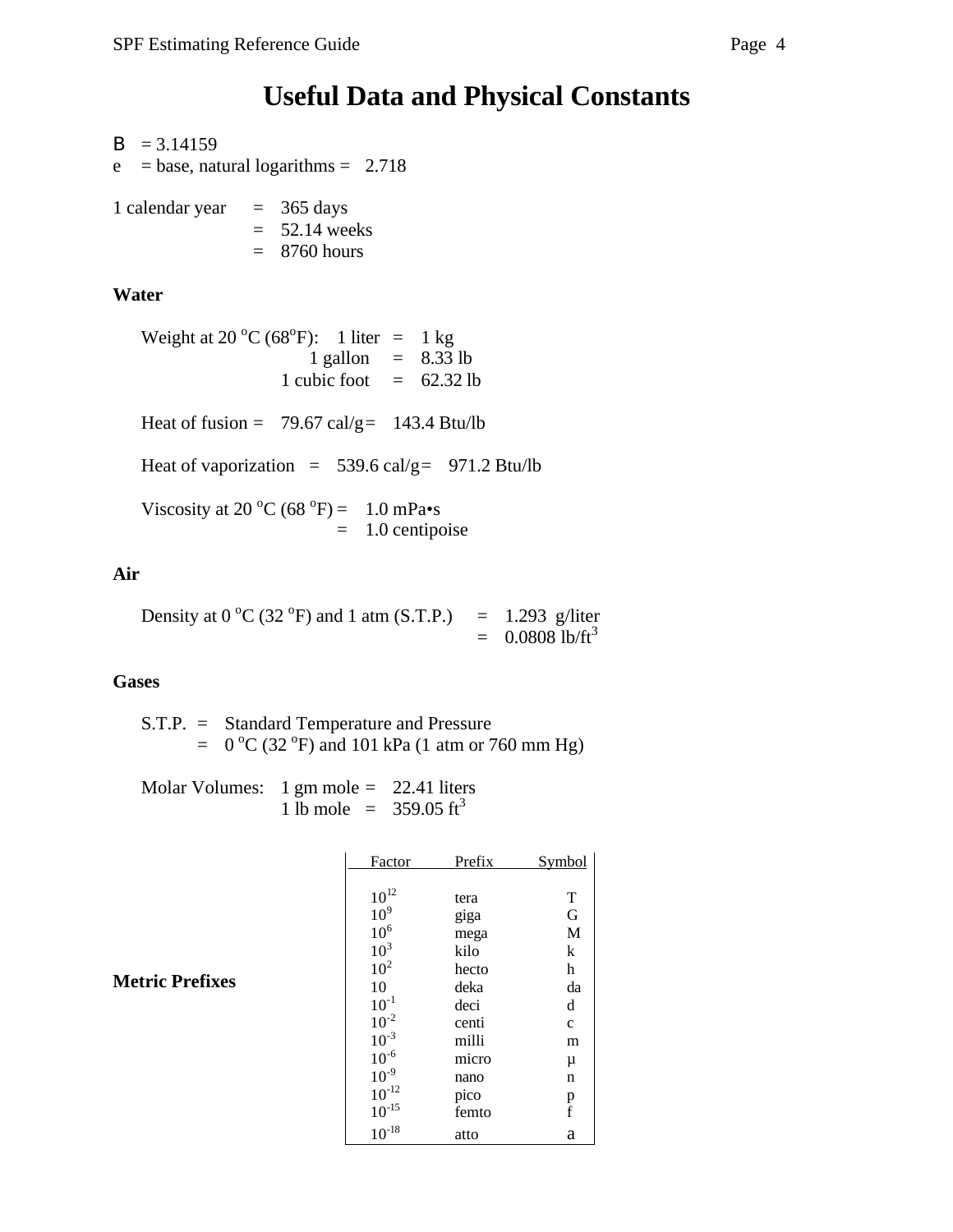# Useful Data and Physical Constants

B = 3.14159
e = base, natural logarithms = 2.718

1 calendar year = 365 days
= 52.14 weeks
= 8760 hours

### Water

Weight at 20 °C (68°F): 1 liter = 1 kg
1 gallon = 8.33 lb
1 cubic foot = 62.32 lb

Heat of fusion = 79.67 cal/g = 143.4 Btu/lb

Heat of vaporization = 539.6 cal/g = 971.2 Btu/lb

Viscosity at 20 °C (68 °F) = 1.0 mPa•s
= 1.0 centipoise

### Air

Density at 0 °C (32 °F) and 1 atm (S.T.P.) = 1.293 g/liter
= 0.0808 lb/ft$^3$

### Gases

S.T.P. = Standard Temperature and Pressure
= 0 °C (32 °F) and 101 kPa (1 atm or 760 mm Hg)

Molar Volumes: 1 gm mole = 22.41 liters
1 lb mole = 359.05 ft$^3$

### Metric Prefixes

| Factor | Prefix | Symbol |
|---|---|---|
| $10^{12}$ | tera | T |
| $10^{9}$ | giga | G |
| $10^{6}$ | mega | M |
| $10^{3}$ | kilo | k |
| $10^{2}$ | hecto | h |
| 10 | deka | da |
| $10^{-1}$ | deci | d |
| $10^{-2}$ | centi | c |
| $10^{-3}$ | milli | m |
| $10^{-6}$ | micro | µ |
| $10^{-9}$ | nano | n |
| $10^{-12}$ | pico | p |
| $10^{-15}$ | femto | f |
| $10^{-18}$ | atto | a |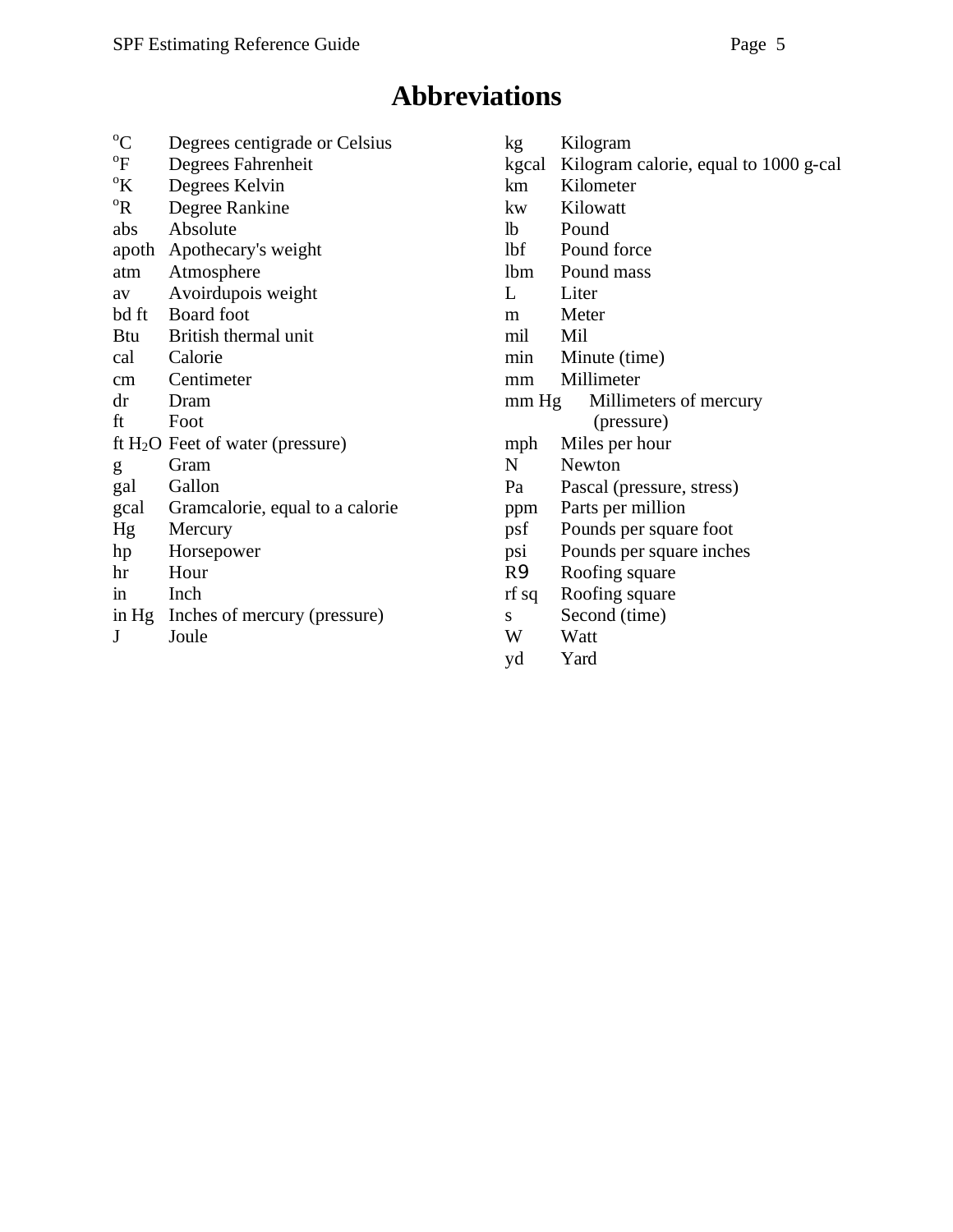# Abbreviations

| Abbreviation | Meaning |
|---|---|
| $^{o}C$ | Degrees centigrade or Celsius |
| $^{o}F$ | Degrees Fahrenheit |
| $^{o}K$ | Degrees Kelvin |
| $^{o}R$ | Degree Rankine |
| abs | Absolute |
| apoth | Apothecary's weight |
| atm | Atmosphere |
| av | Avoirdupois weight |
| bd ft | Board foot |
| Btu | British thermal unit |
| cal | Calorie |
| cm | Centimeter |
| dr | Dram |
| ft | Foot |
| ft $H_2O$ | Feet of water (pressure) |
| g | Gram |
| gal | Gallon |
| gcal | Gramcalorie, equal to a calorie |
| Hg | Mercury |
| hp | Horsepower |
| hr | Hour |
| in | Inch |
| in Hg | Inches of mercury (pressure) |
| J | Joule |
| kg | Kilogram |
| kgcal | Kilogram calorie, equal to 1000 g-cal |
| km | Kilometer |
| kw | Kilowatt |
| lb | Pound |
| lbf | Pound force |
| lbm | Pound mass |
| L | Liter |
| m | Meter |
| mil | Mil |
| min | Minute (time) |
| mm | Millimeter |
| mm Hg | Millimeters of mercury (pressure) |
| mph | Miles per hour |
| N | Newton |
| Pa | Pascal (pressure, stress) |
| ppm | Parts per million |
| psf | Pounds per square foot |
| psi | Pounds per square inches |
| R9 | Roofing square |
| rf sq | Roofing square |
| s | Second (time) |
| W | Watt |
| yd | Yard |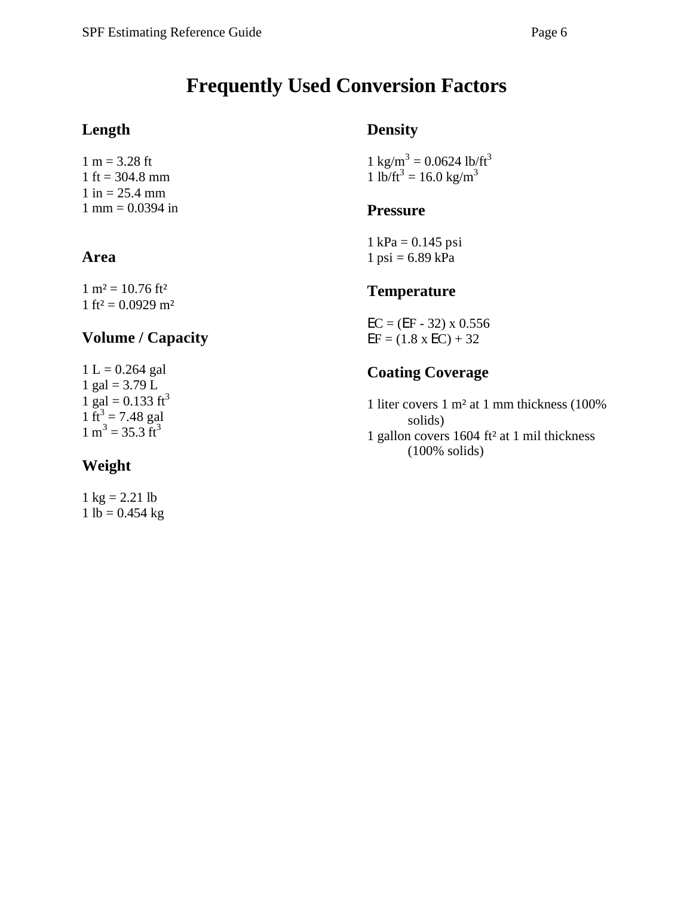# Frequently Used Conversion Factors

## Length

1 m = 3.28 ft
1 ft = 304.8 mm
1 in = 25.4 mm
1 mm = 0.0394 in

## Area

1 $m^2$ = 10.76 $ft^2$
1 $ft^2$ = 0.0929 $m^2$

## Volume / Capacity

1 L = 0.264 gal
1 gal = 3.79 L
1 gal = 0.133 $ft^3$
1 $ft^3$ = 7.48 gal
1 $m^3$ = 35.3 $ft^3$

## Weight

1 kg = 2.21 lb
1 lb = 0.454 kg

## Density

1 $kg/m^3$ = 0.0624 $lb/ft^3$
1 $lb/ft^3$ = 16.0 $kg/m^3$

## Pressure

1 kPa = 0.145 psi
1 psi = 6.89 kPa

## Temperature

EC = (EF - 32) x 0.556
EF = (1.8 x EC) + 32

## Coating Coverage

1 liter covers 1 $m^2$ at 1 mm thickness (100% solids)
1 gallon covers 1604 $ft^2$ at 1 mil thickness (100% solids)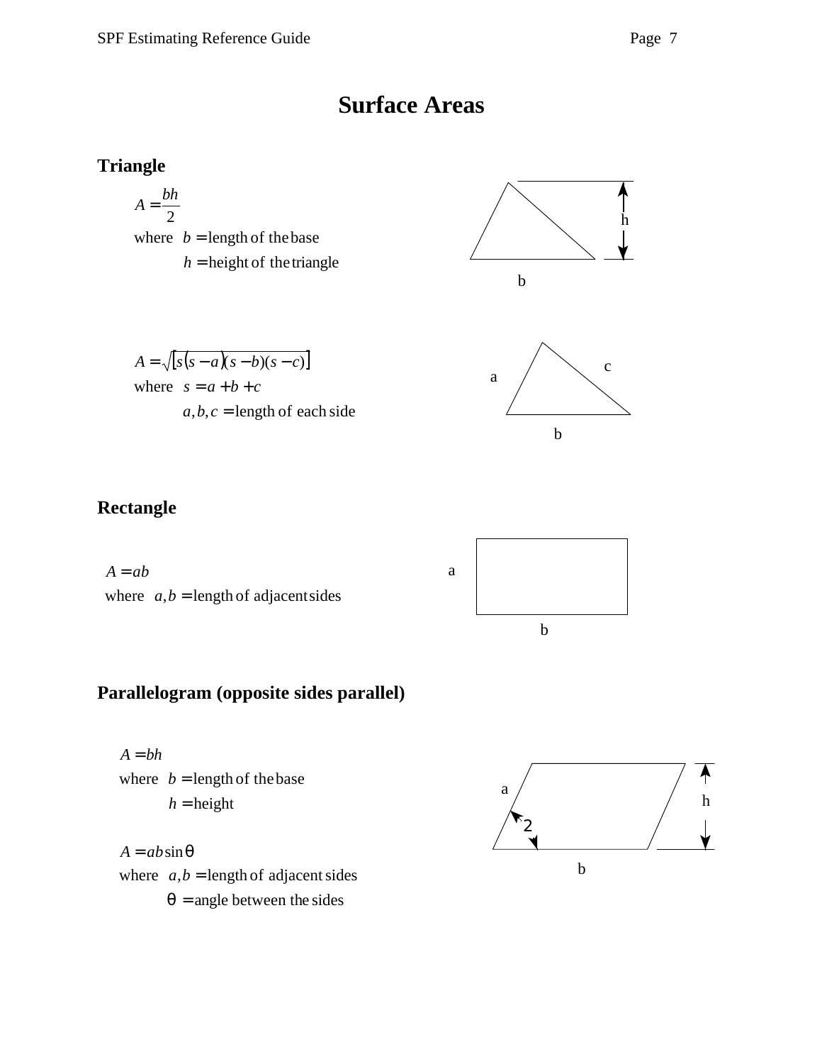# Surface Areas

## Triangle

$$A = \frac{bh}{2}$$

where $b =$ length of the base

$h =$ height of the triangle

$$A = \sqrt{\left[s(s-a)(s-b)(s-c)\right]}$$

where $s = a + b + c$

$a, b, c =$ length of each side

## Rectangle

$$A = ab$$

where $a, b =$ length of adjacent sides

## Parallelogram (opposite sides parallel)

$$A = bh$$

where $b =$ length of the base

$h =$ height

$$A = ab \sin \theta$$

where $a, b =$ length of adjacent sides

$\theta =$ angle between the sides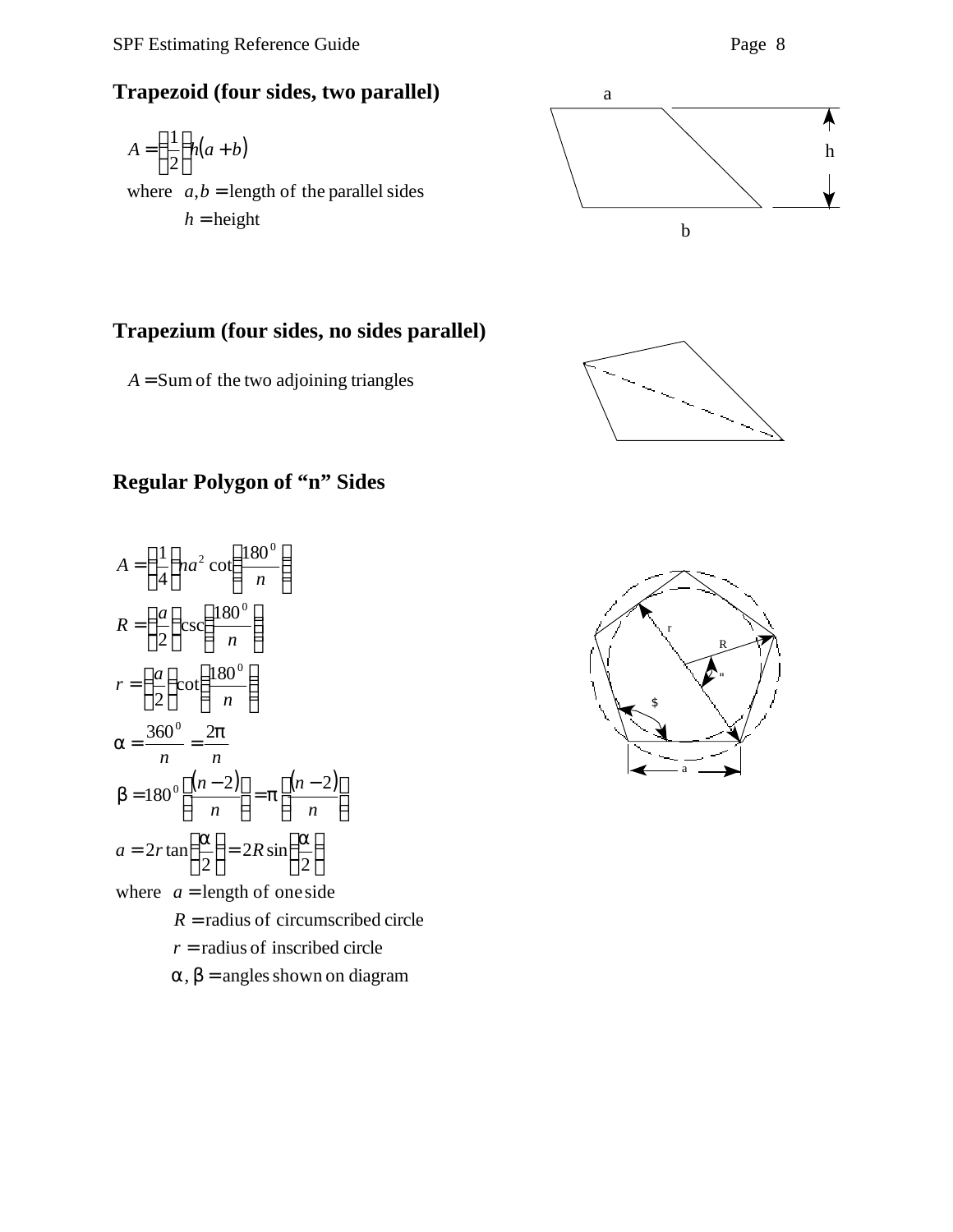## Trapezoid (four sides, two parallel)

$$A = \left(\frac{1}{2}\right)h(a+b)$$

where $a, b =$ length of the parallel sides

$h =$ height

## Trapezium (four sides, no sides parallel)

$A =$ Sum of the two adjoining triangles

## Regular Polygon of "n" Sides

$$A = \left(\frac{1}{4}\right)na^2 \cot\left(\frac{180^0}{n}\right)$$

$$R = \left(\frac{a}{2}\right)\csc\left(\frac{180^0}{n}\right)$$

$$r = \left(\frac{a}{2}\right)\cot\left(\frac{180^0}{n}\right)$$

$$\alpha = \frac{360^0}{n} = \frac{2\pi}{n}$$

$$\beta = 180^0 \left(\frac{(n-2)}{n}\right) = \pi\left(\frac{(n-2)}{n}\right)$$

$$a = 2r\tan\left(\frac{\alpha}{2}\right) = 2R\sin\left(\frac{\alpha}{2}\right)$$

where $a =$ length of one side

$R =$ radius of circumscribed circle

$r =$ radius of inscribed circle

$\alpha, \beta =$ angles shown on diagram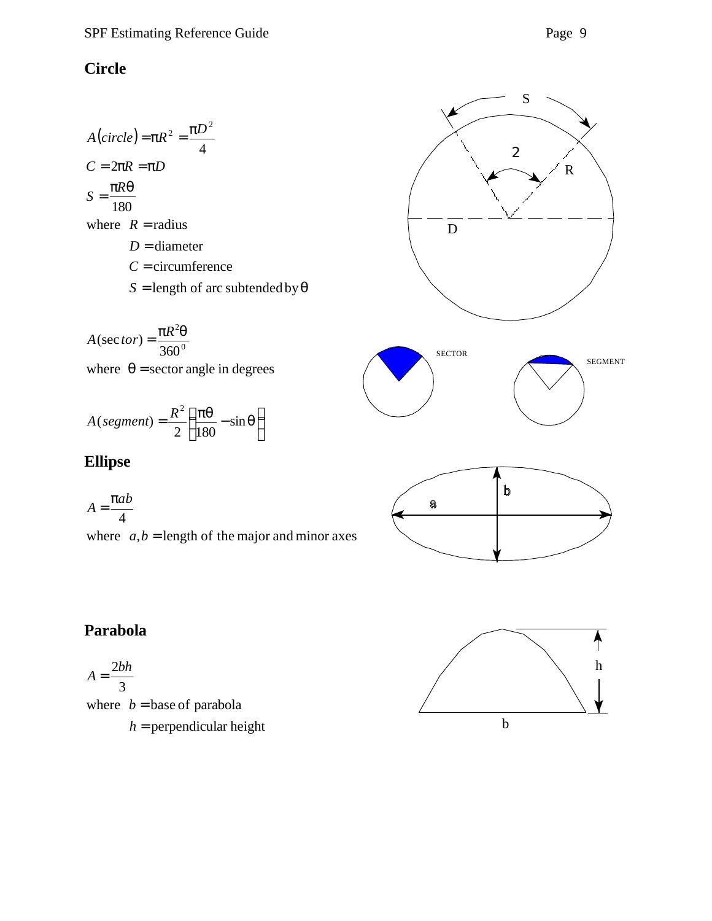## Circle

$$A(circle) = \pi R^2 = \frac{\pi D^2}{4}$$

$$C = 2\pi R = \pi D$$

$$S = \frac{\pi R \theta}{180}$$

where $R$ = radius

$D$ = diameter

$C$ = circumference

$S$ = length of arc subtended by $\theta$

$$A(sector) = \frac{\pi R^2 \theta}{360^0}$$

where $\theta$ = sector angle in degrees

$$A(segment) = \frac{R^2}{2}\left(\frac{\pi \theta}{180} - \sin\theta\right)$$

## Ellipse

$$A = \frac{\pi ab}{4}$$

where $a, b$ = length of the major and minor axes

## Parabola

$$A = \frac{2bh}{3}$$

where $b$ = base of parabola

$h$ = perpendicular height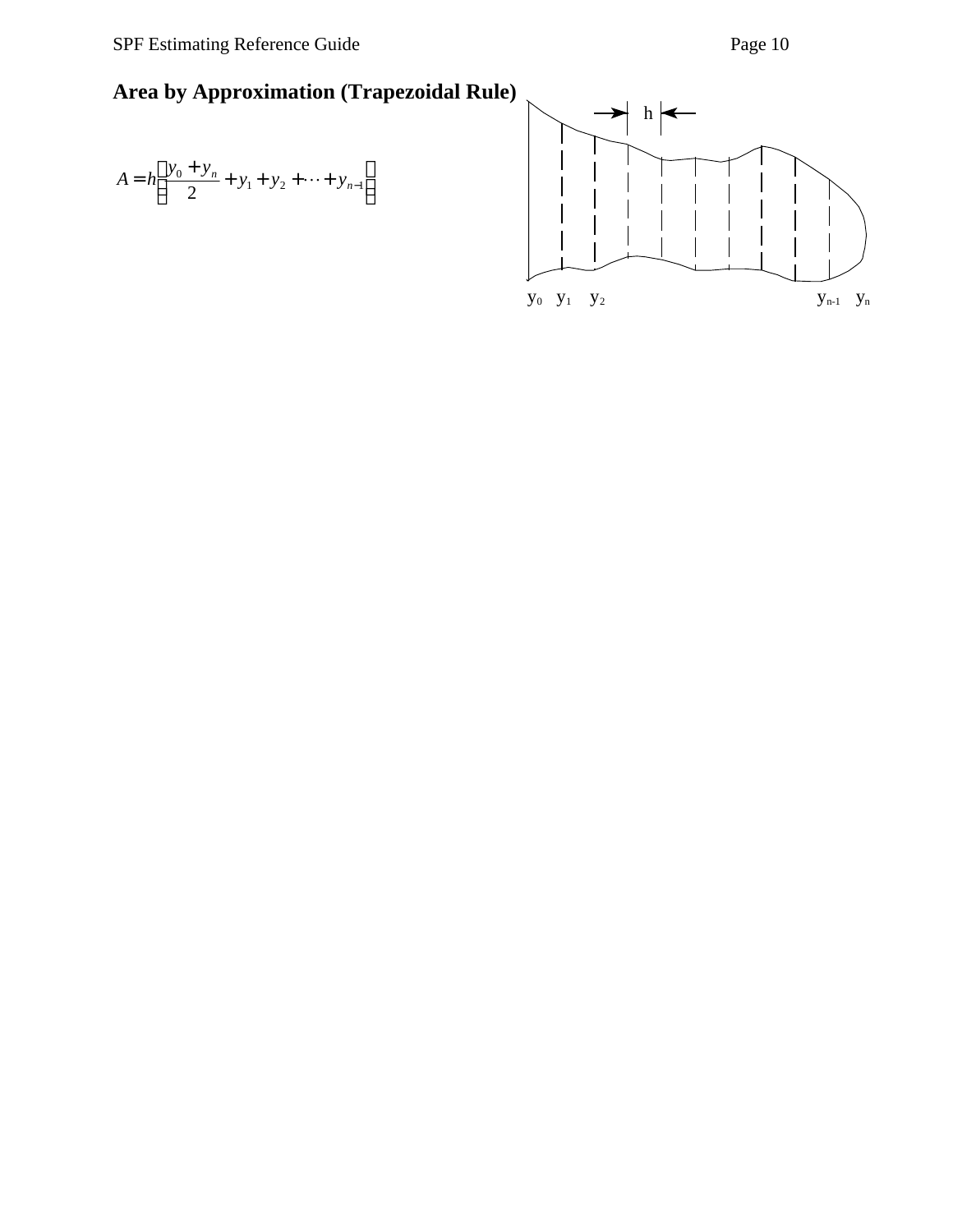## Area by Approximation (Trapezoidal Rule)

$$A = h\left(\frac{y_0 + y_n}{2} + y_1 + y_2 + \cdots + y_{n-1}\right)$$

h

$y_0$ $y_1$ $y_2$ $y_{n-1}$ $y_n$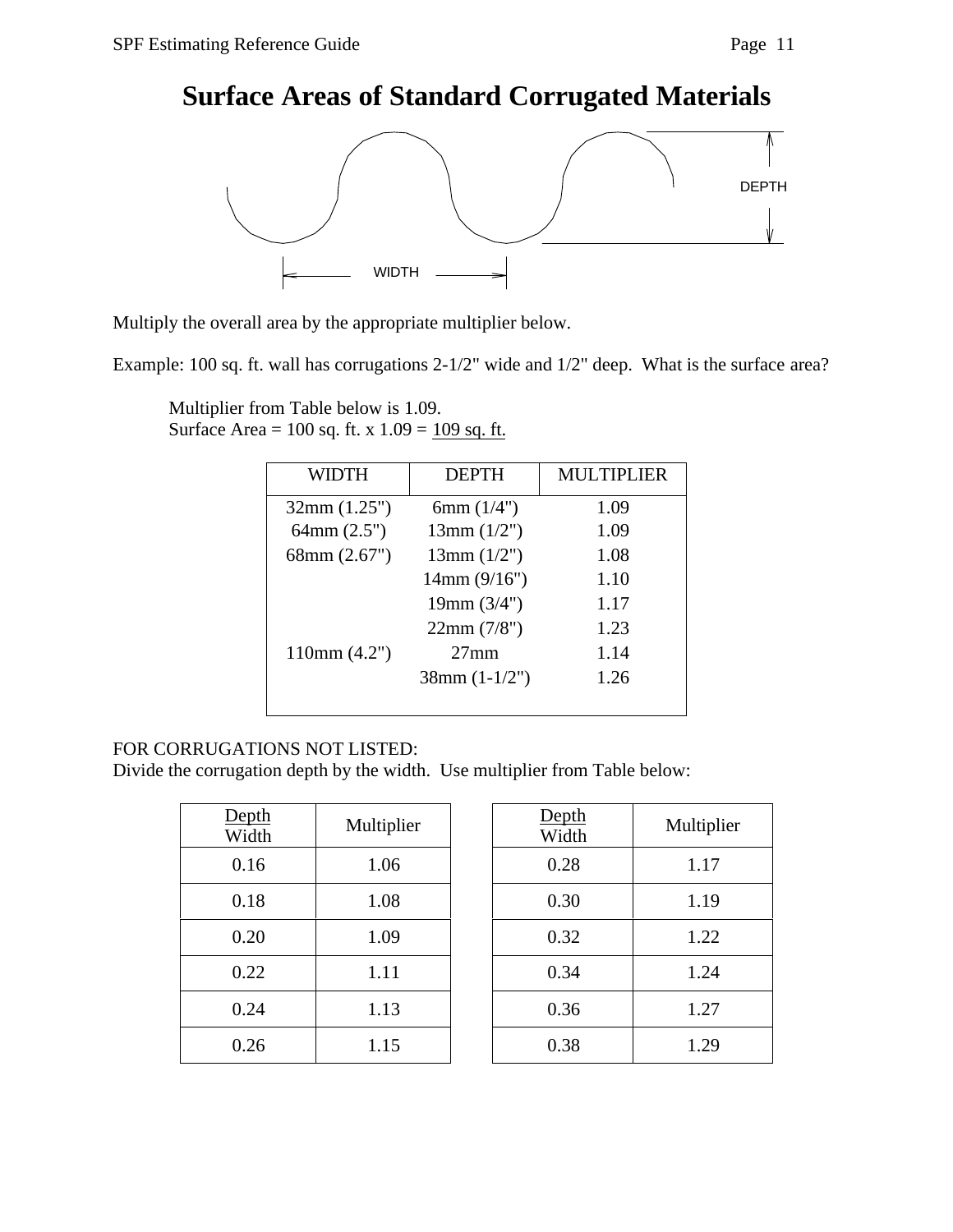# Surface Areas of Standard Corrugated Materials

DEPTH

WIDTH

Multiply the overall area by the appropriate multiplier below.

Example: 100 sq. ft. wall has corrugations 2-1/2" wide and 1/2" deep. What is the surface area?

Multiplier from Table below is 1.09.
Surface Area = 100 sq. ft. x 1.09 = 109 sq. ft.

| WIDTH | DEPTH | MULTIPLIER |
|---|---|---|
| 32mm (1.25") | 6mm (1/4") | 1.09 |
| 64mm (2.5") | 13mm (1/2") | 1.09 |
| 68mm (2.67") | 13mm (1/2") | 1.08 |
| | 14mm (9/16") | 1.10 |
| | 19mm (3/4") | 1.17 |
| | 22mm (7/8") | 1.23 |
| 110mm (4.2") | 27mm | 1.14 |
| | 38mm (1-1/2") | 1.26 |

FOR CORRUGATIONS NOT LISTED:
Divide the corrugation depth by the width. Use multiplier from Table below:

| Depth / Width | Multiplier |
|---|---|
| 0.16 | 1.06 |
| 0.18 | 1.08 |
| 0.20 | 1.09 |
| 0.22 | 1.11 |
| 0.24 | 1.13 |
| 0.26 | 1.15 |

| Depth / Width | Multiplier |
|---|---|
| 0.28 | 1.17 |
| 0.30 | 1.19 |
| 0.32 | 1.22 |
| 0.34 | 1.24 |
| 0.36 | 1.27 |
| 0.38 | 1.29 |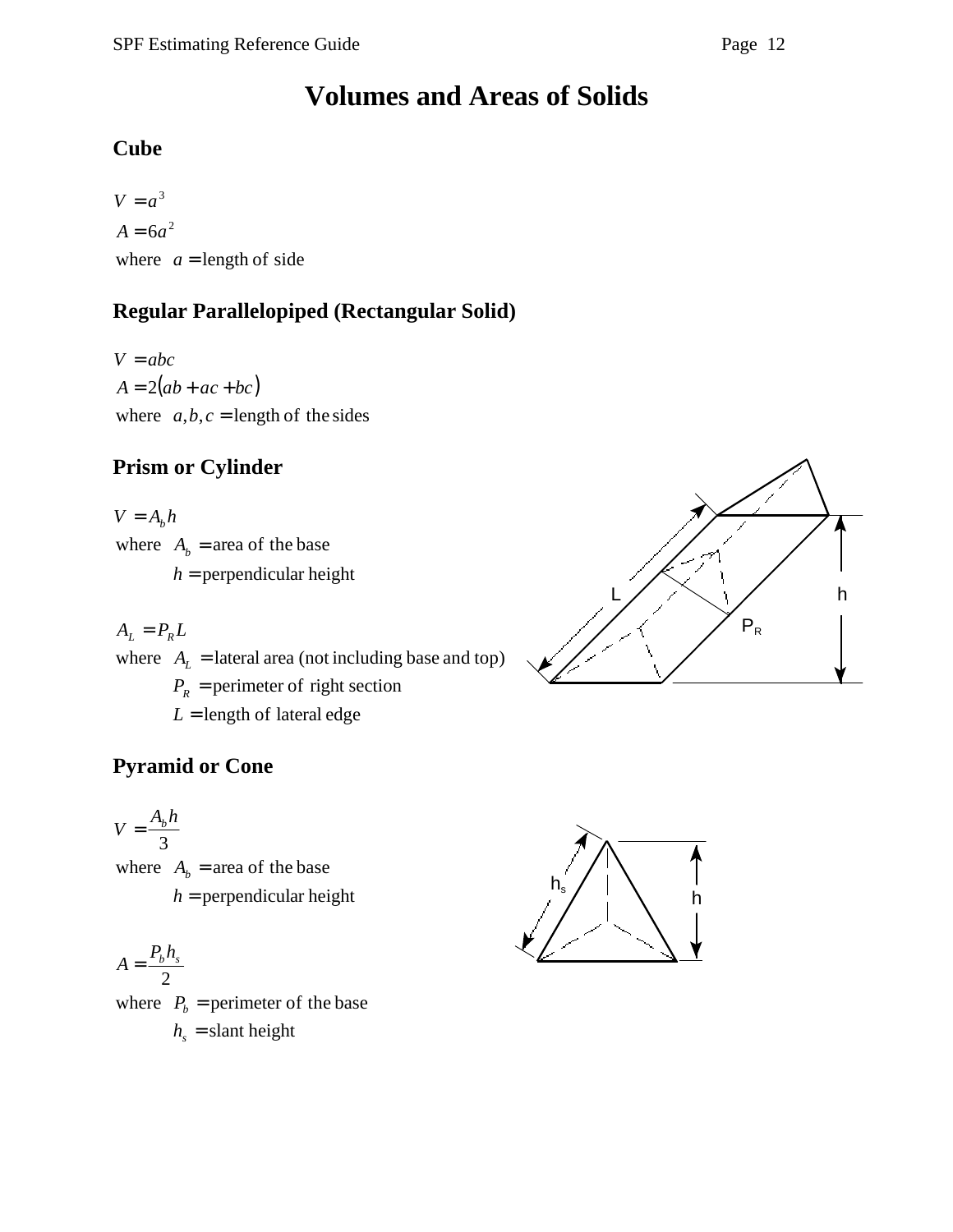# Volumes and Areas of Solids

## Cube

$V = a^3$

$A = 6a^2$

where $a =$ length of side

## Regular Parallelopiped (Rectangular Solid)

$V = abc$

$A = 2(ab + ac + bc)$

where $a, b, c =$ length of the sides

## Prism or Cylinder

$V = A_b h$

where $A_b =$ area of the base

$h =$ perpendicular height

$A_L = P_R L$

where $A_L =$ lateral area (not including base and top)

$P_R =$ perimeter of right section

$L =$ length of lateral edge

## Pyramid or Cone

$$V = \frac{A_b h}{3}$$

where $A_b =$ area of the base

$h =$ perpendicular height

$$A = \frac{P_b h_s}{2}$$

where $P_b =$ perimeter of the base

$h_s =$ slant height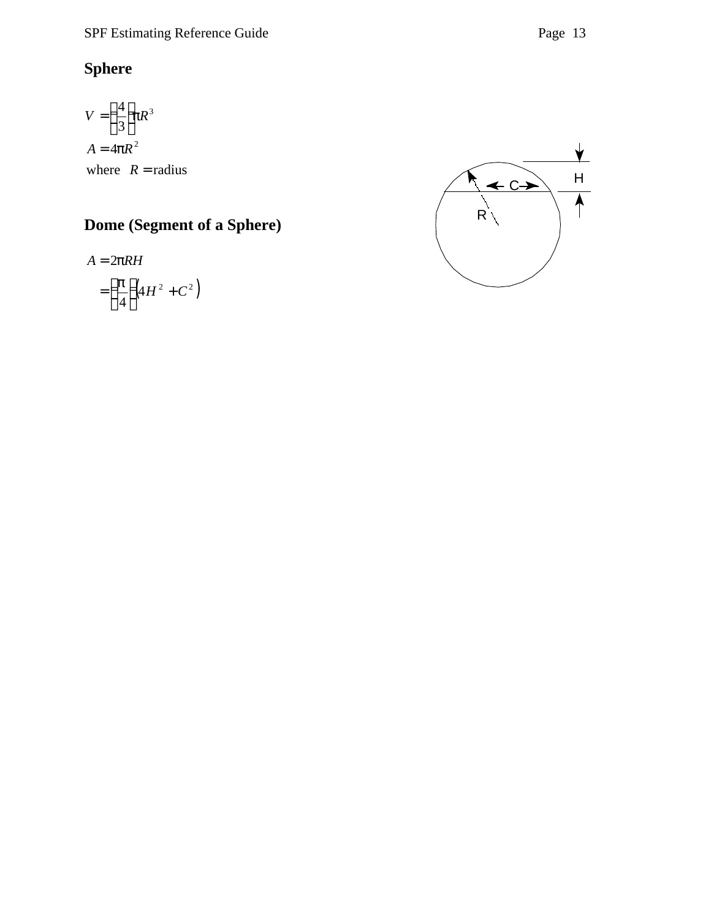## Sphere

$$V = \left(\frac{4}{3}\right)\pi R^3$$

$$A = 4\pi R^2$$

where $R =$ radius

## Dome (Segment of a Sphere)

$$A = 2\pi RH$$

$$= \left(\frac{\pi}{4}\right)\left(4H^2 + C^2\right)$$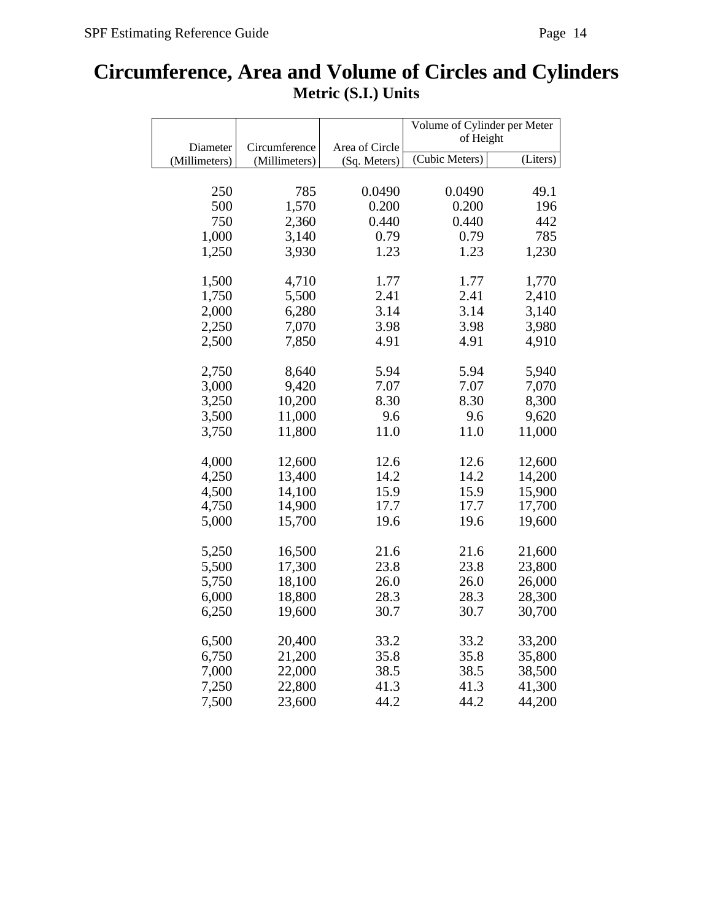# Circumference, Area and Volume of Circles and Cylinders

## Metric (S.I.) Units

| Diameter | Circumference | Area of Circle | Volume of Cylinder per Meter of Height | |
|---|---|---|---|---|
| (Millimeters) | (Millimeters) | (Sq. Meters) | (Cubic Meters) | (Liters) |
| 250 | 785 | 0.0490 | 0.0490 | 49.1 |
| 500 | 1,570 | 0.200 | 0.200 | 196 |
| 750 | 2,360 | 0.440 | 0.440 | 442 |
| 1,000 | 3,140 | 0.79 | 0.79 | 785 |
| 1,250 | 3,930 | 1.23 | 1.23 | 1,230 |
| 1,500 | 4,710 | 1.77 | 1.77 | 1,770 |
| 1,750 | 5,500 | 2.41 | 2.41 | 2,410 |
| 2,000 | 6,280 | 3.14 | 3.14 | 3,140 |
| 2,250 | 7,070 | 3.98 | 3.98 | 3,980 |
| 2,500 | 7,850 | 4.91 | 4.91 | 4,910 |
| 2,750 | 8,640 | 5.94 | 5.94 | 5,940 |
| 3,000 | 9,420 | 7.07 | 7.07 | 7,070 |
| 3,250 | 10,200 | 8.30 | 8.30 | 8,300 |
| 3,500 | 11,000 | 9.6 | 9.6 | 9,620 |
| 3,750 | 11,800 | 11.0 | 11.0 | 11,000 |
| 4,000 | 12,600 | 12.6 | 12.6 | 12,600 |
| 4,250 | 13,400 | 14.2 | 14.2 | 14,200 |
| 4,500 | 14,100 | 15.9 | 15.9 | 15,900 |
| 4,750 | 14,900 | 17.7 | 17.7 | 17,700 |
| 5,000 | 15,700 | 19.6 | 19.6 | 19,600 |
| 5,250 | 16,500 | 21.6 | 21.6 | 21,600 |
| 5,500 | 17,300 | 23.8 | 23.8 | 23,800 |
| 5,750 | 18,100 | 26.0 | 26.0 | 26,000 |
| 6,000 | 18,800 | 28.3 | 28.3 | 28,300 |
| 6,250 | 19,600 | 30.7 | 30.7 | 30,700 |
| 6,500 | 20,400 | 33.2 | 33.2 | 33,200 |
| 6,750 | 21,200 | 35.8 | 35.8 | 35,800 |
| 7,000 | 22,000 | 38.5 | 38.5 | 38,500 |
| 7,250 | 22,800 | 41.3 | 41.3 | 41,300 |
| 7,500 | 23,600 | 44.2 | 44.2 | 44,200 |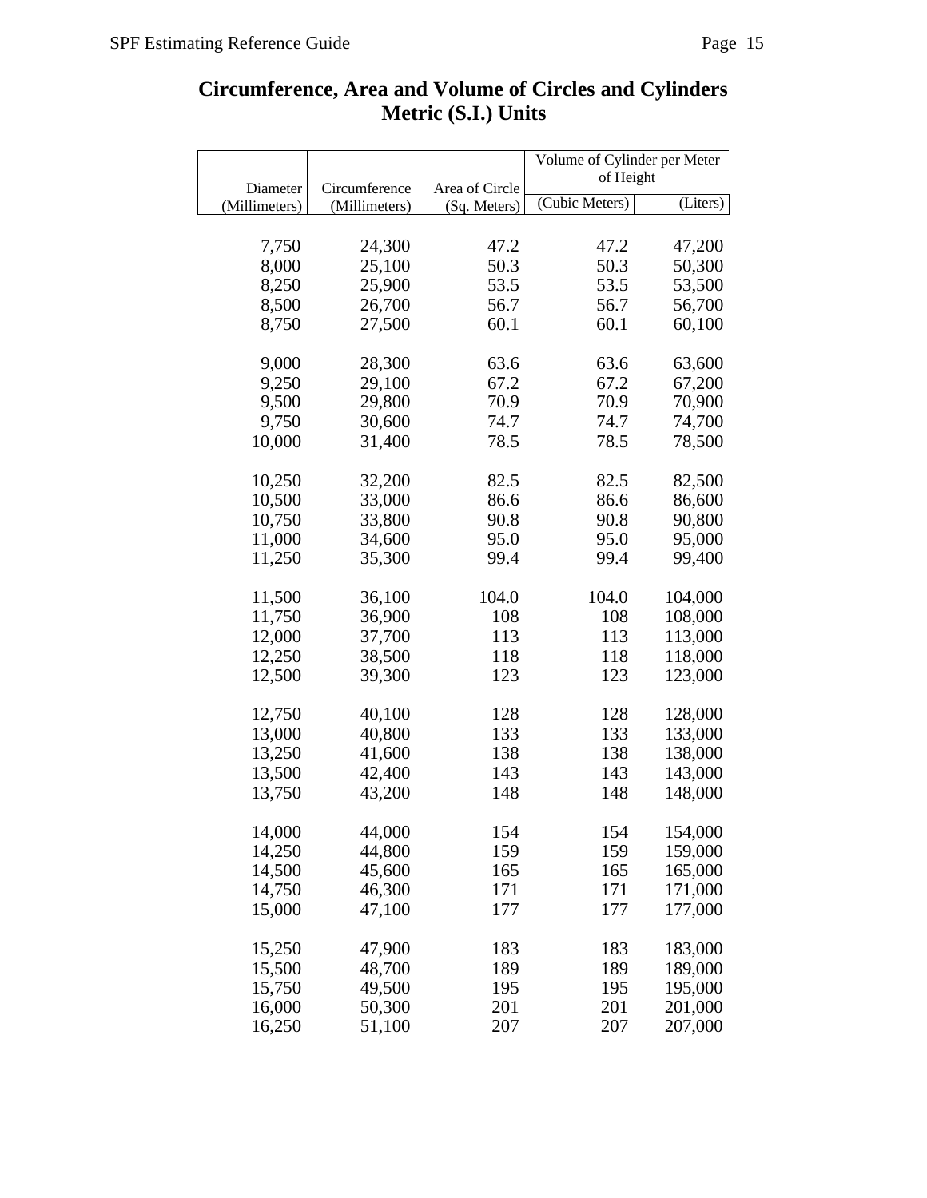# Circumference, Area and Volume of Circles and Cylinders
## Metric (S.I.) Units

| Diameter | Circumference | Area of Circle | Volume of Cylinder per Meter of Height | |
|---|---|---|---|---|
| (Millimeters) | (Millimeters) | (Sq. Meters) | (Cubic Meters) | (Liters) |
| 7,750 | 24,300 | 47.2 | 47.2 | 47,200 |
| 8,000 | 25,100 | 50.3 | 50.3 | 50,300 |
| 8,250 | 25,900 | 53.5 | 53.5 | 53,500 |
| 8,500 | 26,700 | 56.7 | 56.7 | 56,700 |
| 8,750 | 27,500 | 60.1 | 60.1 | 60,100 |
| 9,000 | 28,300 | 63.6 | 63.6 | 63,600 |
| 9,250 | 29,100 | 67.2 | 67.2 | 67,200 |
| 9,500 | 29,800 | 70.9 | 70.9 | 70,900 |
| 9,750 | 30,600 | 74.7 | 74.7 | 74,700 |
| 10,000 | 31,400 | 78.5 | 78.5 | 78,500 |
| 10,250 | 32,200 | 82.5 | 82.5 | 82,500 |
| 10,500 | 33,000 | 86.6 | 86.6 | 86,600 |
| 10,750 | 33,800 | 90.8 | 90.8 | 90,800 |
| 11,000 | 34,600 | 95.0 | 95.0 | 95,000 |
| 11,250 | 35,300 | 99.4 | 99.4 | 99,400 |
| 11,500 | 36,100 | 104.0 | 104.0 | 104,000 |
| 11,750 | 36,900 | 108 | 108 | 108,000 |
| 12,000 | 37,700 | 113 | 113 | 113,000 |
| 12,250 | 38,500 | 118 | 118 | 118,000 |
| 12,500 | 39,300 | 123 | 123 | 123,000 |
| 12,750 | 40,100 | 128 | 128 | 128,000 |
| 13,000 | 40,800 | 133 | 133 | 133,000 |
| 13,250 | 41,600 | 138 | 138 | 138,000 |
| 13,500 | 42,400 | 143 | 143 | 143,000 |
| 13,750 | 43,200 | 148 | 148 | 148,000 |
| 14,000 | 44,000 | 154 | 154 | 154,000 |
| 14,250 | 44,800 | 159 | 159 | 159,000 |
| 14,500 | 45,600 | 165 | 165 | 165,000 |
| 14,750 | 46,300 | 171 | 171 | 171,000 |
| 15,000 | 47,100 | 177 | 177 | 177,000 |
| 15,250 | 47,900 | 183 | 183 | 183,000 |
| 15,500 | 48,700 | 189 | 189 | 189,000 |
| 15,750 | 49,500 | 195 | 195 | 195,000 |
| 16,000 | 50,300 | 201 | 201 | 201,000 |
| 16,250 | 51,100 | 207 | 207 | 207,000 |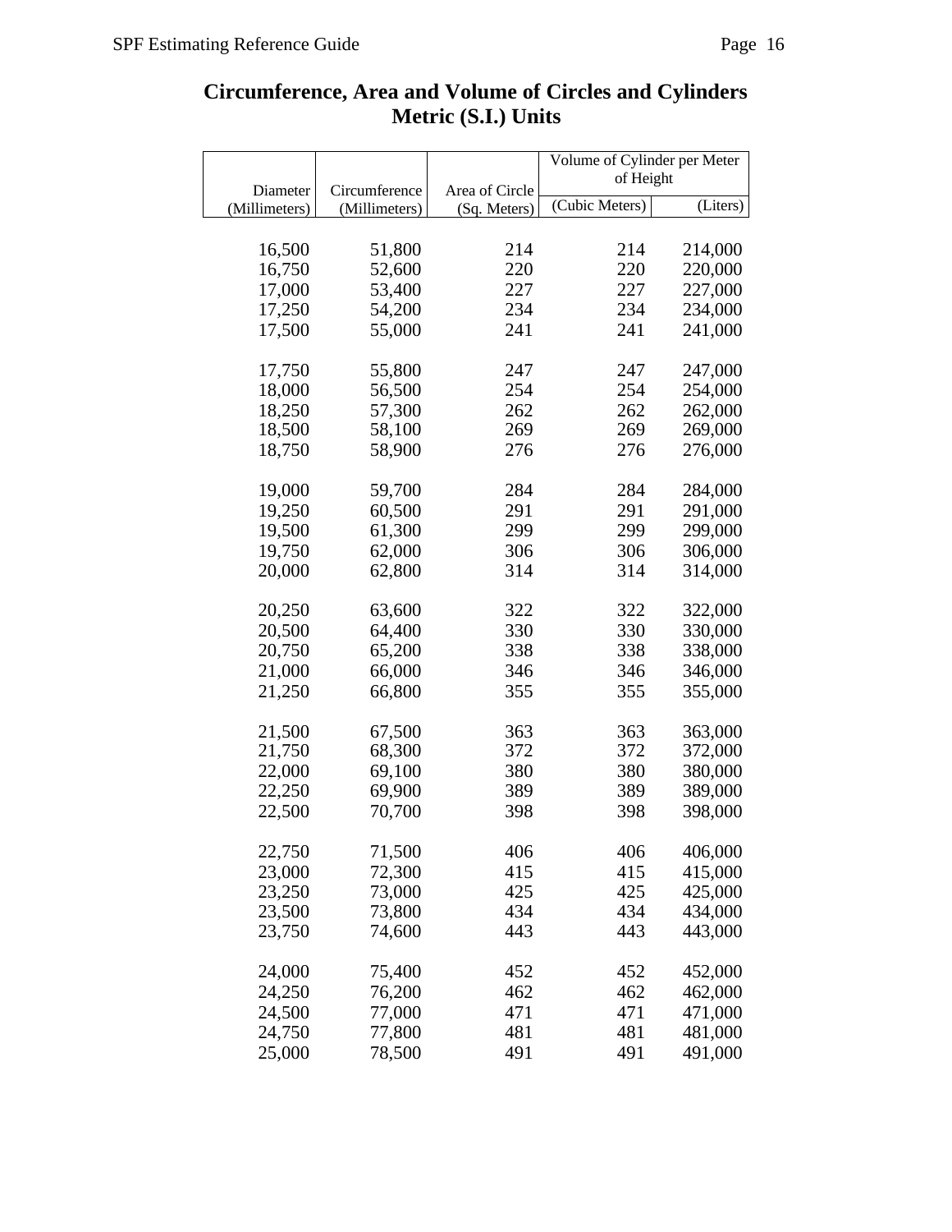# Circumference, Area and Volume of Circles and Cylinders
## Metric (S.I.) Units

| Diameter | Circumference | Area of Circle | Volume of Cylinder per Meter of Height | |
|---|---|---|---|---|
| (Millimeters) | (Millimeters) | (Sq. Meters) | (Cubic Meters) | (Liters) |
| 16,500 | 51,800 | 214 | 214 | 214,000 |
| 16,750 | 52,600 | 220 | 220 | 220,000 |
| 17,000 | 53,400 | 227 | 227 | 227,000 |
| 17,250 | 54,200 | 234 | 234 | 234,000 |
| 17,500 | 55,000 | 241 | 241 | 241,000 |
| 17,750 | 55,800 | 247 | 247 | 247,000 |
| 18,000 | 56,500 | 254 | 254 | 254,000 |
| 18,250 | 57,300 | 262 | 262 | 262,000 |
| 18,500 | 58,100 | 269 | 269 | 269,000 |
| 18,750 | 58,900 | 276 | 276 | 276,000 |
| 19,000 | 59,700 | 284 | 284 | 284,000 |
| 19,250 | 60,500 | 291 | 291 | 291,000 |
| 19,500 | 61,300 | 299 | 299 | 299,000 |
| 19,750 | 62,000 | 306 | 306 | 306,000 |
| 20,000 | 62,800 | 314 | 314 | 314,000 |
| 20,250 | 63,600 | 322 | 322 | 322,000 |
| 20,500 | 64,400 | 330 | 330 | 330,000 |
| 20,750 | 65,200 | 338 | 338 | 338,000 |
| 21,000 | 66,000 | 346 | 346 | 346,000 |
| 21,250 | 66,800 | 355 | 355 | 355,000 |
| 21,500 | 67,500 | 363 | 363 | 363,000 |
| 21,750 | 68,300 | 372 | 372 | 372,000 |
| 22,000 | 69,100 | 380 | 380 | 380,000 |
| 22,250 | 69,900 | 389 | 389 | 389,000 |
| 22,500 | 70,700 | 398 | 398 | 398,000 |
| 22,750 | 71,500 | 406 | 406 | 406,000 |
| 23,000 | 72,300 | 415 | 415 | 415,000 |
| 23,250 | 73,000 | 425 | 425 | 425,000 |
| 23,500 | 73,800 | 434 | 434 | 434,000 |
| 23,750 | 74,600 | 443 | 443 | 443,000 |
| 24,000 | 75,400 | 452 | 452 | 452,000 |
| 24,250 | 76,200 | 462 | 462 | 462,000 |
| 24,500 | 77,000 | 471 | 471 | 471,000 |
| 24,750 | 77,800 | 481 | 481 | 481,000 |
| 25,000 | 78,500 | 491 | 491 | 491,000 |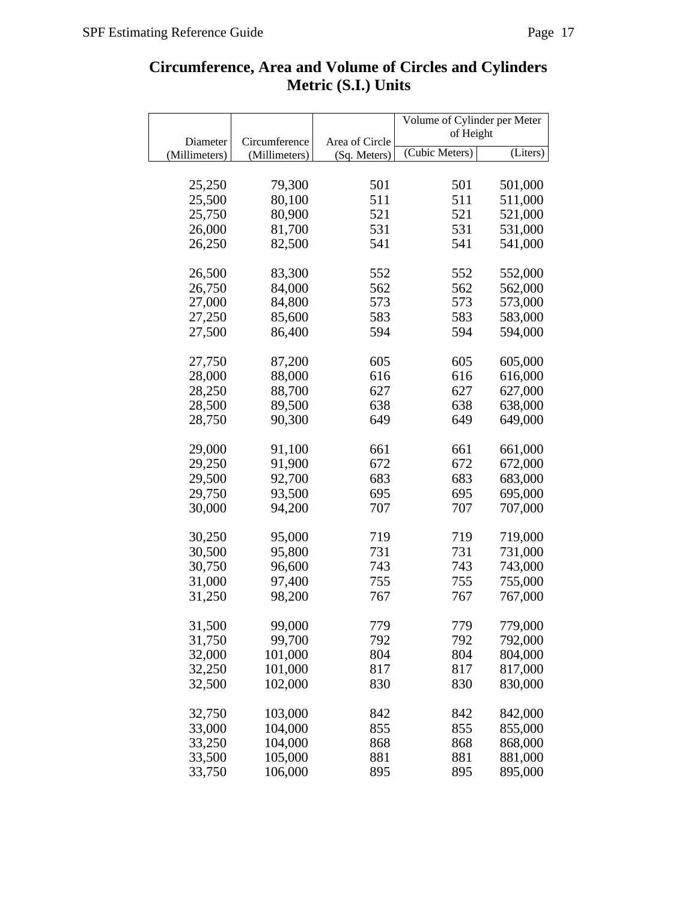# Circumference, Area and Volume of Circles and Cylinders
## Metric (S.I.) Units

| Diameter | Circumference | Area of Circle | Volume of Cylinder per Meter of Height | |
|---|---|---|---|---|
| (Millimeters) | (Millimeters) | (Sq. Meters) | (Cubic Meters) | (Liters) |
| 25,250 | 79,300 | 501 | 501 | 501,000 |
| 25,500 | 80,100 | 511 | 511 | 511,000 |
| 25,750 | 80,900 | 521 | 521 | 521,000 |
| 26,000 | 81,700 | 531 | 531 | 531,000 |
| 26,250 | 82,500 | 541 | 541 | 541,000 |
| 26,500 | 83,300 | 552 | 552 | 552,000 |
| 26,750 | 84,000 | 562 | 562 | 562,000 |
| 27,000 | 84,800 | 573 | 573 | 573,000 |
| 27,250 | 85,600 | 583 | 583 | 583,000 |
| 27,500 | 86,400 | 594 | 594 | 594,000 |
| 27,750 | 87,200 | 605 | 605 | 605,000 |
| 28,000 | 88,000 | 616 | 616 | 616,000 |
| 28,250 | 88,700 | 627 | 627 | 627,000 |
| 28,500 | 89,500 | 638 | 638 | 638,000 |
| 28,750 | 90,300 | 649 | 649 | 649,000 |
| 29,000 | 91,100 | 661 | 661 | 661,000 |
| 29,250 | 91,900 | 672 | 672 | 672,000 |
| 29,500 | 92,700 | 683 | 683 | 683,000 |
| 29,750 | 93,500 | 695 | 695 | 695,000 |
| 30,000 | 94,200 | 707 | 707 | 707,000 |
| 30,250 | 95,000 | 719 | 719 | 719,000 |
| 30,500 | 95,800 | 731 | 731 | 731,000 |
| 30,750 | 96,600 | 743 | 743 | 743,000 |
| 31,000 | 97,400 | 755 | 755 | 755,000 |
| 31,250 | 98,200 | 767 | 767 | 767,000 |
| 31,500 | 99,000 | 779 | 779 | 779,000 |
| 31,750 | 99,700 | 792 | 792 | 792,000 |
| 32,000 | 101,000 | 804 | 804 | 804,000 |
| 32,250 | 101,000 | 817 | 817 | 817,000 |
| 32,500 | 102,000 | 830 | 830 | 830,000 |
| 32,750 | 103,000 | 842 | 842 | 842,000 |
| 33,000 | 104,000 | 855 | 855 | 855,000 |
| 33,250 | 104,000 | 868 | 868 | 868,000 |
| 33,500 | 105,000 | 881 | 881 | 881,000 |
| 33,750 | 106,000 | 895 | 895 | 895,000 |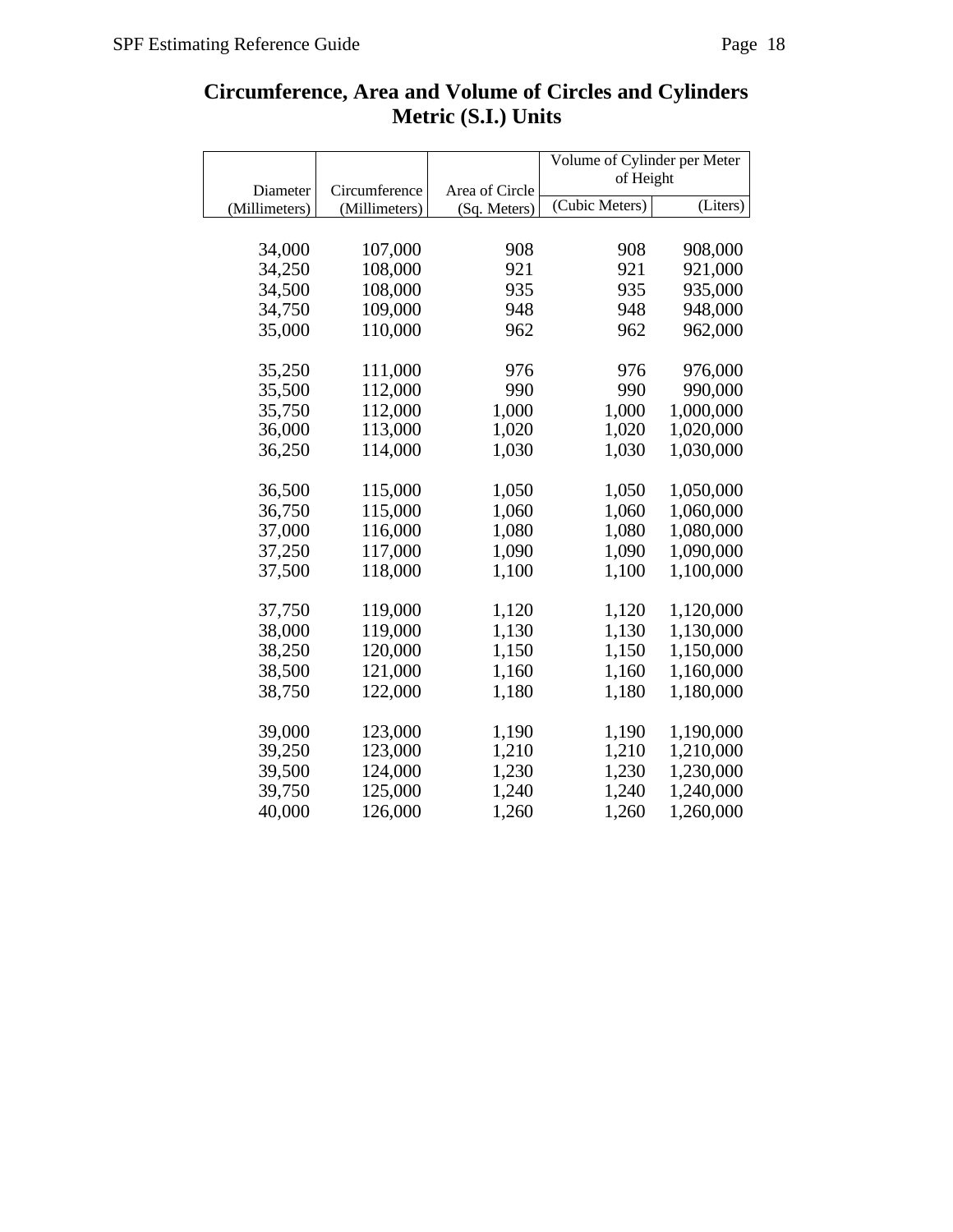## Circumference, Area and Volume of Circles and Cylinders
## Metric (S.I.) Units

| Diameter | Circumference | Area of Circle | Volume of Cylinder per Meter of Height | |
|---|---|---|---|---|
| (Millimeters) | (Millimeters) | (Sq. Meters) | (Cubic Meters) | (Liters) |
| 34,000 | 107,000 | 908 | 908 | 908,000 |
| 34,250 | 108,000 | 921 | 921 | 921,000 |
| 34,500 | 108,000 | 935 | 935 | 935,000 |
| 34,750 | 109,000 | 948 | 948 | 948,000 |
| 35,000 | 110,000 | 962 | 962 | 962,000 |
| 35,250 | 111,000 | 976 | 976 | 976,000 |
| 35,500 | 112,000 | 990 | 990 | 990,000 |
| 35,750 | 112,000 | 1,000 | 1,000 | 1,000,000 |
| 36,000 | 113,000 | 1,020 | 1,020 | 1,020,000 |
| 36,250 | 114,000 | 1,030 | 1,030 | 1,030,000 |
| 36,500 | 115,000 | 1,050 | 1,050 | 1,050,000 |
| 36,750 | 115,000 | 1,060 | 1,060 | 1,060,000 |
| 37,000 | 116,000 | 1,080 | 1,080 | 1,080,000 |
| 37,250 | 117,000 | 1,090 | 1,090 | 1,090,000 |
| 37,500 | 118,000 | 1,100 | 1,100 | 1,100,000 |
| 37,750 | 119,000 | 1,120 | 1,120 | 1,120,000 |
| 38,000 | 119,000 | 1,130 | 1,130 | 1,130,000 |
| 38,250 | 120,000 | 1,150 | 1,150 | 1,150,000 |
| 38,500 | 121,000 | 1,160 | 1,160 | 1,160,000 |
| 38,750 | 122,000 | 1,180 | 1,180 | 1,180,000 |
| 39,000 | 123,000 | 1,190 | 1,190 | 1,190,000 |
| 39,250 | 123,000 | 1,210 | 1,210 | 1,210,000 |
| 39,500 | 124,000 | 1,230 | 1,230 | 1,230,000 |
| 39,750 | 125,000 | 1,240 | 1,240 | 1,240,000 |
| 40,000 | 126,000 | 1,260 | 1,260 | 1,260,000 |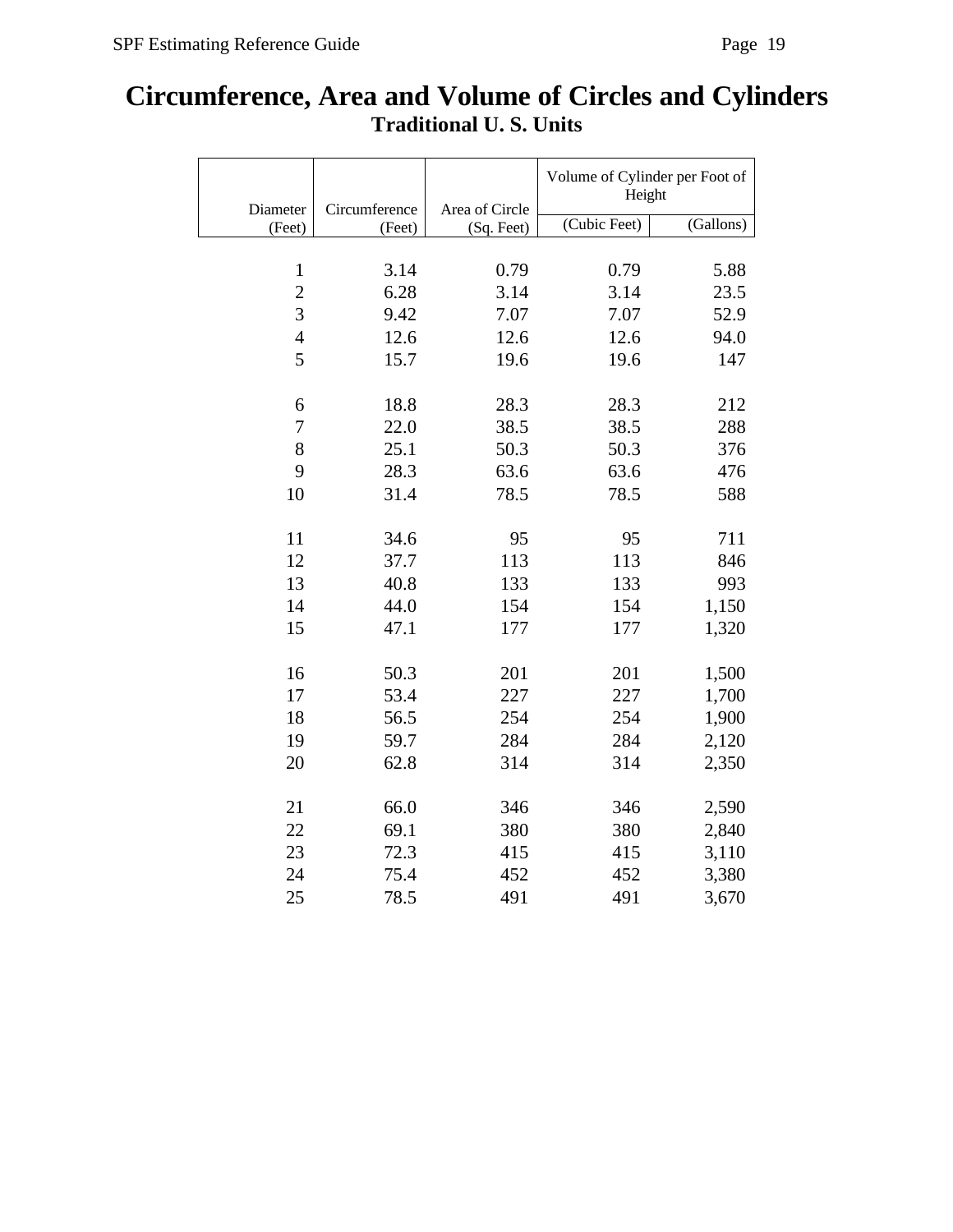# Circumference, Area and Volume of Circles and Cylinders

## Traditional U. S. Units

| Diameter (Feet) | Circumference (Feet) | Area of Circle (Sq. Feet) | Volume of Cylinder per Foot of Height | |
|---|---|---|---|---|
| | | | (Cubic Feet) | (Gallons) |
| 1 | 3.14 | 0.79 | 0.79 | 5.88 |
| 2 | 6.28 | 3.14 | 3.14 | 23.5 |
| 3 | 9.42 | 7.07 | 7.07 | 52.9 |
| 4 | 12.6 | 12.6 | 12.6 | 94.0 |
| 5 | 15.7 | 19.6 | 19.6 | 147 |
| 6 | 18.8 | 28.3 | 28.3 | 212 |
| 7 | 22.0 | 38.5 | 38.5 | 288 |
| 8 | 25.1 | 50.3 | 50.3 | 376 |
| 9 | 28.3 | 63.6 | 63.6 | 476 |
| 10 | 31.4 | 78.5 | 78.5 | 588 |
| 11 | 34.6 | 95 | 95 | 711 |
| 12 | 37.7 | 113 | 113 | 846 |
| 13 | 40.8 | 133 | 133 | 993 |
| 14 | 44.0 | 154 | 154 | 1,150 |
| 15 | 47.1 | 177 | 177 | 1,320 |
| 16 | 50.3 | 201 | 201 | 1,500 |
| 17 | 53.4 | 227 | 227 | 1,700 |
| 18 | 56.5 | 254 | 254 | 1,900 |
| 19 | 59.7 | 284 | 284 | 2,120 |
| 20 | 62.8 | 314 | 314 | 2,350 |
| 21 | 66.0 | 346 | 346 | 2,590 |
| 22 | 69.1 | 380 | 380 | 2,840 |
| 23 | 72.3 | 415 | 415 | 3,110 |
| 24 | 75.4 | 452 | 452 | 3,380 |
| 25 | 78.5 | 491 | 491 | 3,670 |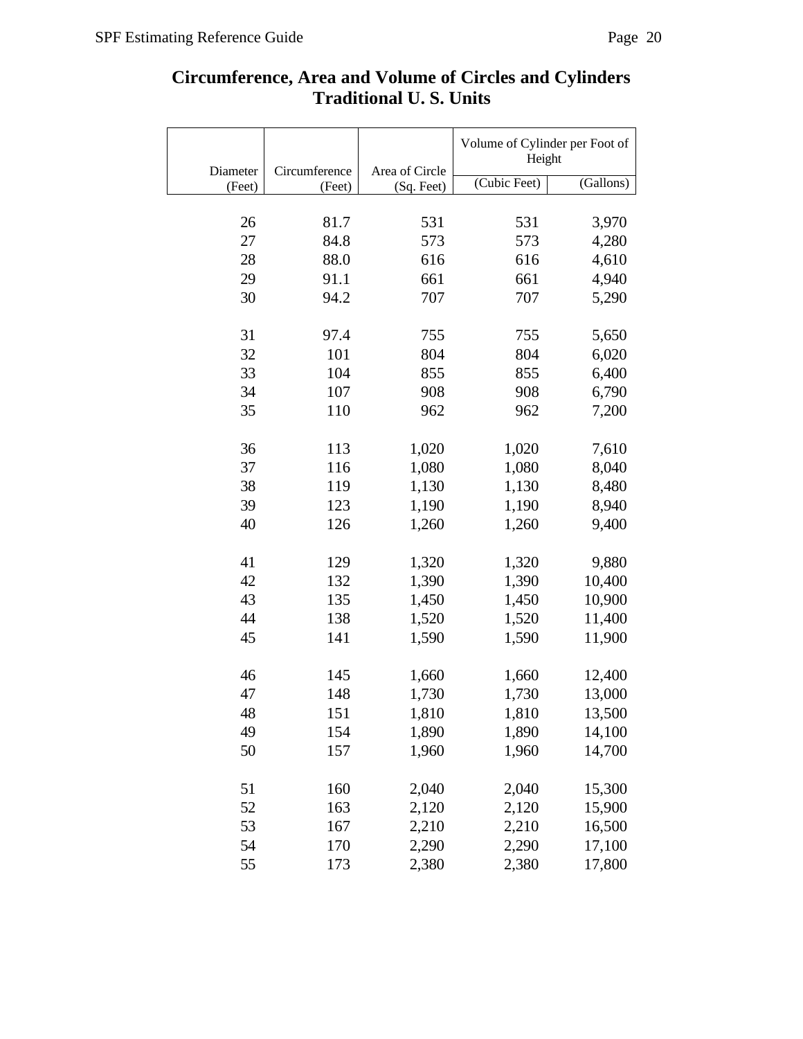## Circumference, Area and Volume of Circles and Cylinders
## Traditional U. S. Units

| Diameter | Circumference | Area of Circle | Volume of Cylinder per Foot of Height | |
|---|---|---|---|---|
| (Feet) | (Feet) | (Sq. Feet) | (Cubic Feet) | (Gallons) |
| 26 | 81.7 | 531 | 531 | 3,970 |
| 27 | 84.8 | 573 | 573 | 4,280 |
| 28 | 88.0 | 616 | 616 | 4,610 |
| 29 | 91.1 | 661 | 661 | 4,940 |
| 30 | 94.2 | 707 | 707 | 5,290 |
| 31 | 97.4 | 755 | 755 | 5,650 |
| 32 | 101 | 804 | 804 | 6,020 |
| 33 | 104 | 855 | 855 | 6,400 |
| 34 | 107 | 908 | 908 | 6,790 |
| 35 | 110 | 962 | 962 | 7,200 |
| 36 | 113 | 1,020 | 1,020 | 7,610 |
| 37 | 116 | 1,080 | 1,080 | 8,040 |
| 38 | 119 | 1,130 | 1,130 | 8,480 |
| 39 | 123 | 1,190 | 1,190 | 8,940 |
| 40 | 126 | 1,260 | 1,260 | 9,400 |
| 41 | 129 | 1,320 | 1,320 | 9,880 |
| 42 | 132 | 1,390 | 1,390 | 10,400 |
| 43 | 135 | 1,450 | 1,450 | 10,900 |
| 44 | 138 | 1,520 | 1,520 | 11,400 |
| 45 | 141 | 1,590 | 1,590 | 11,900 |
| 46 | 145 | 1,660 | 1,660 | 12,400 |
| 47 | 148 | 1,730 | 1,730 | 13,000 |
| 48 | 151 | 1,810 | 1,810 | 13,500 |
| 49 | 154 | 1,890 | 1,890 | 14,100 |
| 50 | 157 | 1,960 | 1,960 | 14,700 |
| 51 | 160 | 2,040 | 2,040 | 15,300 |
| 52 | 163 | 2,120 | 2,120 | 15,900 |
| 53 | 167 | 2,210 | 2,210 | 16,500 |
| 54 | 170 | 2,290 | 2,290 | 17,100 |
| 55 | 173 | 2,380 | 2,380 | 17,800 |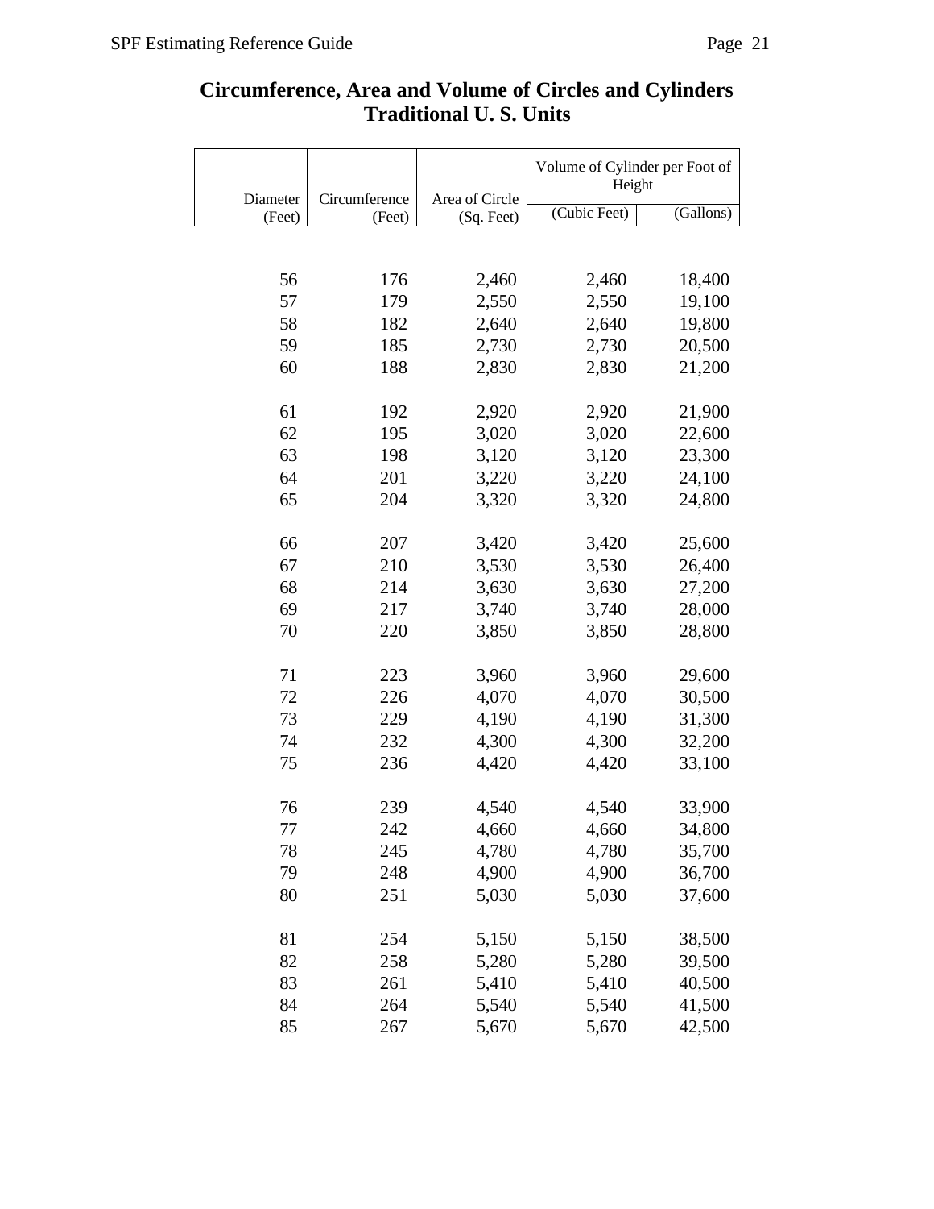## Circumference, Area and Volume of Circles and Cylinders Traditional U. S. Units

| Diameter (Feet) | Circumference (Feet) | Area of Circle (Sq. Feet) | Volume of Cylinder per Foot of Height (Cubic Feet) | Volume of Cylinder per Foot of Height (Gallons) |
|---|---|---|---|---|
| 56 | 176 | 2,460 | 2,460 | 18,400 |
| 57 | 179 | 2,550 | 2,550 | 19,100 |
| 58 | 182 | 2,640 | 2,640 | 19,800 |
| 59 | 185 | 2,730 | 2,730 | 20,500 |
| 60 | 188 | 2,830 | 2,830 | 21,200 |
| 61 | 192 | 2,920 | 2,920 | 21,900 |
| 62 | 195 | 3,020 | 3,020 | 22,600 |
| 63 | 198 | 3,120 | 3,120 | 23,300 |
| 64 | 201 | 3,220 | 3,220 | 24,100 |
| 65 | 204 | 3,320 | 3,320 | 24,800 |
| 66 | 207 | 3,420 | 3,420 | 25,600 |
| 67 | 210 | 3,530 | 3,530 | 26,400 |
| 68 | 214 | 3,630 | 3,630 | 27,200 |
| 69 | 217 | 3,740 | 3,740 | 28,000 |
| 70 | 220 | 3,850 | 3,850 | 28,800 |
| 71 | 223 | 3,960 | 3,960 | 29,600 |
| 72 | 226 | 4,070 | 4,070 | 30,500 |
| 73 | 229 | 4,190 | 4,190 | 31,300 |
| 74 | 232 | 4,300 | 4,300 | 32,200 |
| 75 | 236 | 4,420 | 4,420 | 33,100 |
| 76 | 239 | 4,540 | 4,540 | 33,900 |
| 77 | 242 | 4,660 | 4,660 | 34,800 |
| 78 | 245 | 4,780 | 4,780 | 35,700 |
| 79 | 248 | 4,900 | 4,900 | 36,700 |
| 80 | 251 | 5,030 | 5,030 | 37,600 |
| 81 | 254 | 5,150 | 5,150 | 38,500 |
| 82 | 258 | 5,280 | 5,280 | 39,500 |
| 83 | 261 | 5,410 | 5,410 | 40,500 |
| 84 | 264 | 5,540 | 5,540 | 41,500 |
| 85 | 267 | 5,670 | 5,670 | 42,500 |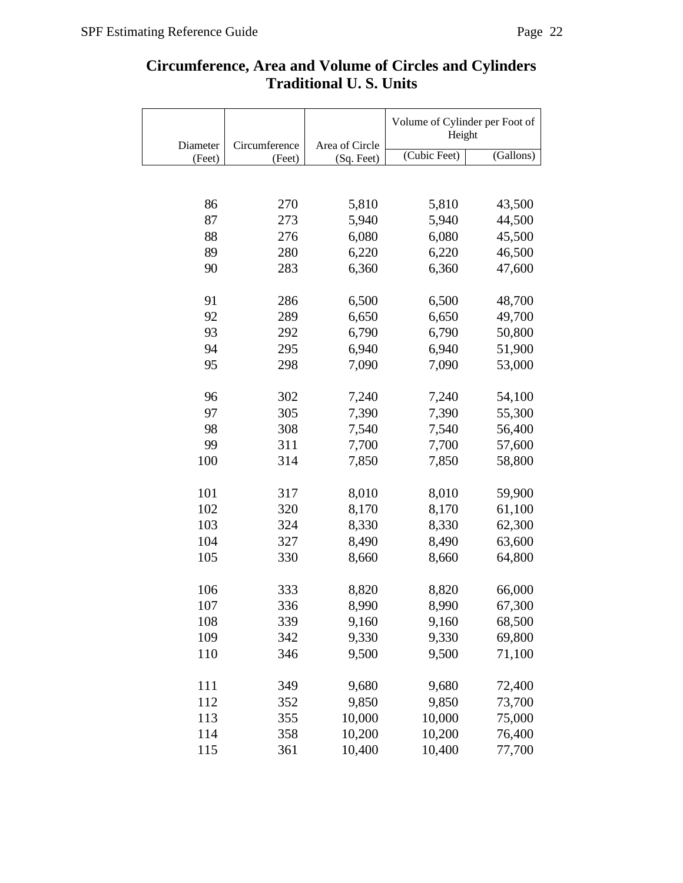## Circumference, Area and Volume of Circles and Cylinders
## Traditional U. S. Units

| Diameter (Feet) | Circumference (Feet) | Area of Circle (Sq. Feet) | Volume of Cylinder per Foot of Height | |
|---|---|---|---|---|
| | | | (Cubic Feet) | (Gallons) |
| 86 | 270 | 5,810 | 5,810 | 43,500 |
| 87 | 273 | 5,940 | 5,940 | 44,500 |
| 88 | 276 | 6,080 | 6,080 | 45,500 |
| 89 | 280 | 6,220 | 6,220 | 46,500 |
| 90 | 283 | 6,360 | 6,360 | 47,600 |
| 91 | 286 | 6,500 | 6,500 | 48,700 |
| 92 | 289 | 6,650 | 6,650 | 49,700 |
| 93 | 292 | 6,790 | 6,790 | 50,800 |
| 94 | 295 | 6,940 | 6,940 | 51,900 |
| 95 | 298 | 7,090 | 7,090 | 53,000 |
| 96 | 302 | 7,240 | 7,240 | 54,100 |
| 97 | 305 | 7,390 | 7,390 | 55,300 |
| 98 | 308 | 7,540 | 7,540 | 56,400 |
| 99 | 311 | 7,700 | 7,700 | 57,600 |
| 100 | 314 | 7,850 | 7,850 | 58,800 |
| 101 | 317 | 8,010 | 8,010 | 59,900 |
| 102 | 320 | 8,170 | 8,170 | 61,100 |
| 103 | 324 | 8,330 | 8,330 | 62,300 |
| 104 | 327 | 8,490 | 8,490 | 63,600 |
| 105 | 330 | 8,660 | 8,660 | 64,800 |
| 106 | 333 | 8,820 | 8,820 | 66,000 |
| 107 | 336 | 8,990 | 8,990 | 67,300 |
| 108 | 339 | 9,160 | 9,160 | 68,500 |
| 109 | 342 | 9,330 | 9,330 | 69,800 |
| 110 | 346 | 9,500 | 9,500 | 71,100 |
| 111 | 349 | 9,680 | 9,680 | 72,400 |
| 112 | 352 | 9,850 | 9,850 | 73,700 |
| 113 | 355 | 10,000 | 10,000 | 75,000 |
| 114 | 358 | 10,200 | 10,200 | 76,400 |
| 115 | 361 | 10,400 | 10,400 | 77,700 |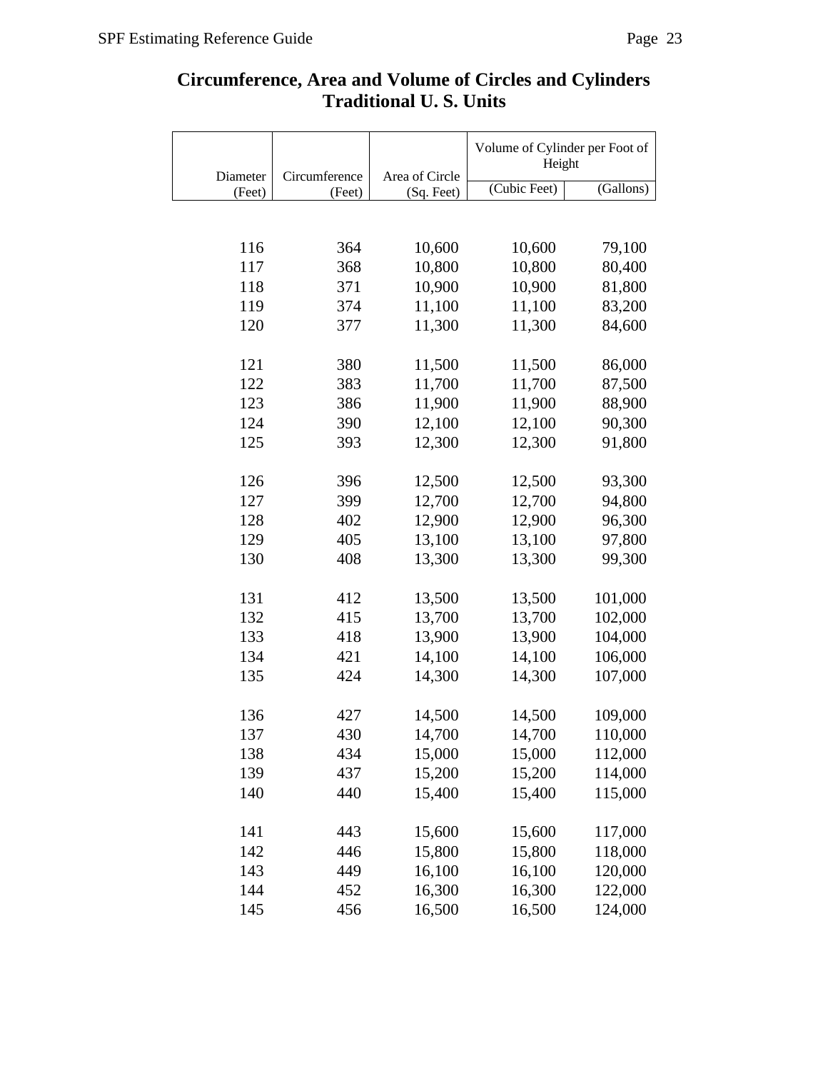# Circumference, Area and Volume of Circles and Cylinders
## Traditional U. S. Units

| Diameter (Feet) | Circumference (Feet) | Area of Circle (Sq. Feet) | Volume of Cylinder per Foot of Height (Cubic Feet) | (Gallons) |
|---|---|---|---|---|
| 116 | 364 | 10,600 | 10,600 | 79,100 |
| 117 | 368 | 10,800 | 10,800 | 80,400 |
| 118 | 371 | 10,900 | 10,900 | 81,800 |
| 119 | 374 | 11,100 | 11,100 | 83,200 |
| 120 | 377 | 11,300 | 11,300 | 84,600 |
| 121 | 380 | 11,500 | 11,500 | 86,000 |
| 122 | 383 | 11,700 | 11,700 | 87,500 |
| 123 | 386 | 11,900 | 11,900 | 88,900 |
| 124 | 390 | 12,100 | 12,100 | 90,300 |
| 125 | 393 | 12,300 | 12,300 | 91,800 |
| 126 | 396 | 12,500 | 12,500 | 93,300 |
| 127 | 399 | 12,700 | 12,700 | 94,800 |
| 128 | 402 | 12,900 | 12,900 | 96,300 |
| 129 | 405 | 13,100 | 13,100 | 97,800 |
| 130 | 408 | 13,300 | 13,300 | 99,300 |
| 131 | 412 | 13,500 | 13,500 | 101,000 |
| 132 | 415 | 13,700 | 13,700 | 102,000 |
| 133 | 418 | 13,900 | 13,900 | 104,000 |
| 134 | 421 | 14,100 | 14,100 | 106,000 |
| 135 | 424 | 14,300 | 14,300 | 107,000 |
| 136 | 427 | 14,500 | 14,500 | 109,000 |
| 137 | 430 | 14,700 | 14,700 | 110,000 |
| 138 | 434 | 15,000 | 15,000 | 112,000 |
| 139 | 437 | 15,200 | 15,200 | 114,000 |
| 140 | 440 | 15,400 | 15,400 | 115,000 |
| 141 | 443 | 15,600 | 15,600 | 117,000 |
| 142 | 446 | 15,800 | 15,800 | 118,000 |
| 143 | 449 | 16,100 | 16,100 | 120,000 |
| 144 | 452 | 16,300 | 16,300 | 122,000 |
| 145 | 456 | 16,500 | 16,500 | 124,000 |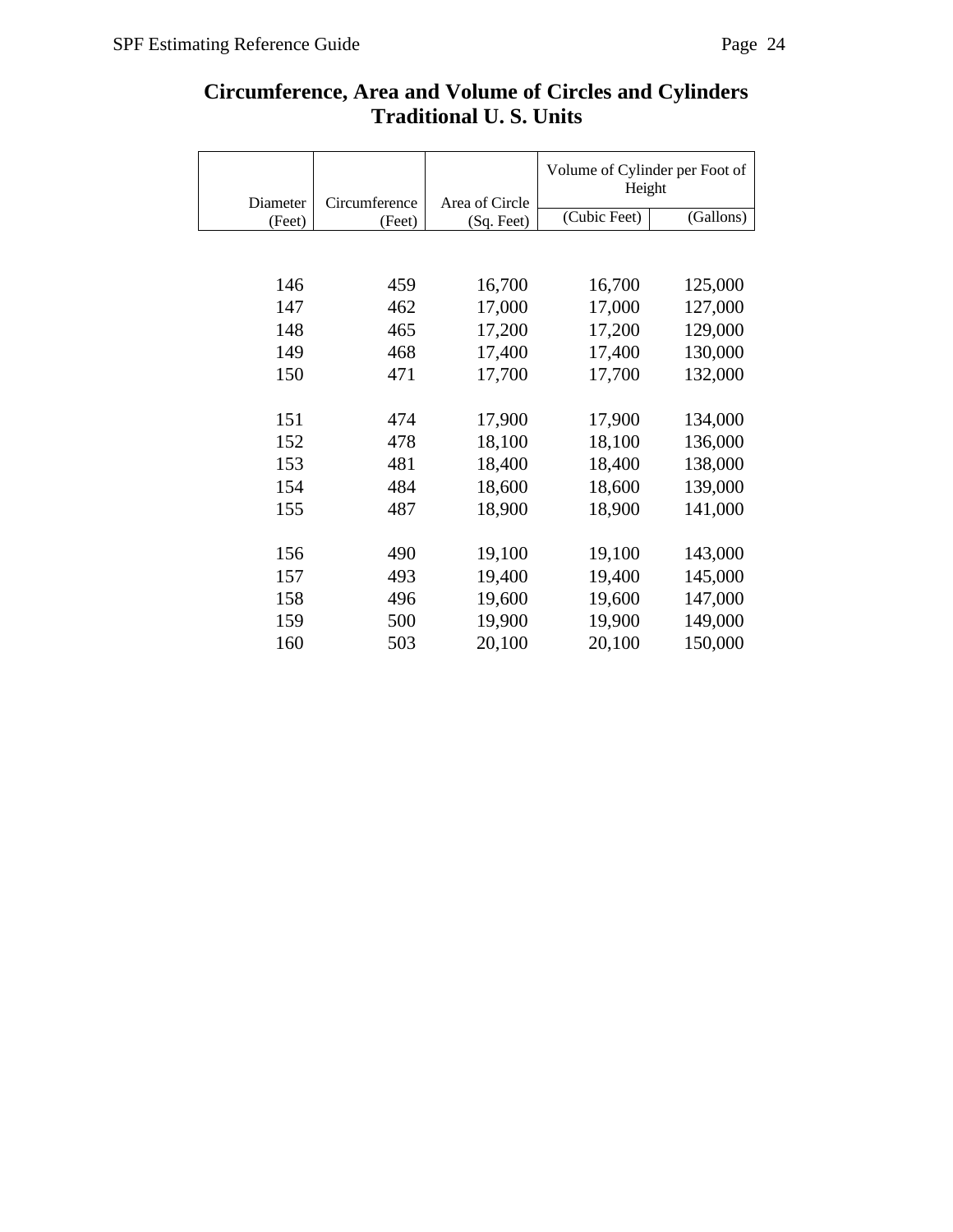## Circumference, Area and Volume of Circles and Cylinders
## Traditional U. S. Units

| Diameter (Feet) | Circumference (Feet) | Area of Circle (Sq. Feet) | Volume of Cylinder per Foot of Height | |
|---|---|---|---|---|
| | | | (Cubic Feet) | (Gallons) |
| 146 | 459 | 16,700 | 16,700 | 125,000 |
| 147 | 462 | 17,000 | 17,000 | 127,000 |
| 148 | 465 | 17,200 | 17,200 | 129,000 |
| 149 | 468 | 17,400 | 17,400 | 130,000 |
| 150 | 471 | 17,700 | 17,700 | 132,000 |
| 151 | 474 | 17,900 | 17,900 | 134,000 |
| 152 | 478 | 18,100 | 18,100 | 136,000 |
| 153 | 481 | 18,400 | 18,400 | 138,000 |
| 154 | 484 | 18,600 | 18,600 | 139,000 |
| 155 | 487 | 18,900 | 18,900 | 141,000 |
| 156 | 490 | 19,100 | 19,100 | 143,000 |
| 157 | 493 | 19,400 | 19,400 | 145,000 |
| 158 | 496 | 19,600 | 19,600 | 147,000 |
| 159 | 500 | 19,900 | 19,900 | 149,000 |
| 160 | 503 | 20,100 | 20,100 | 150,000 |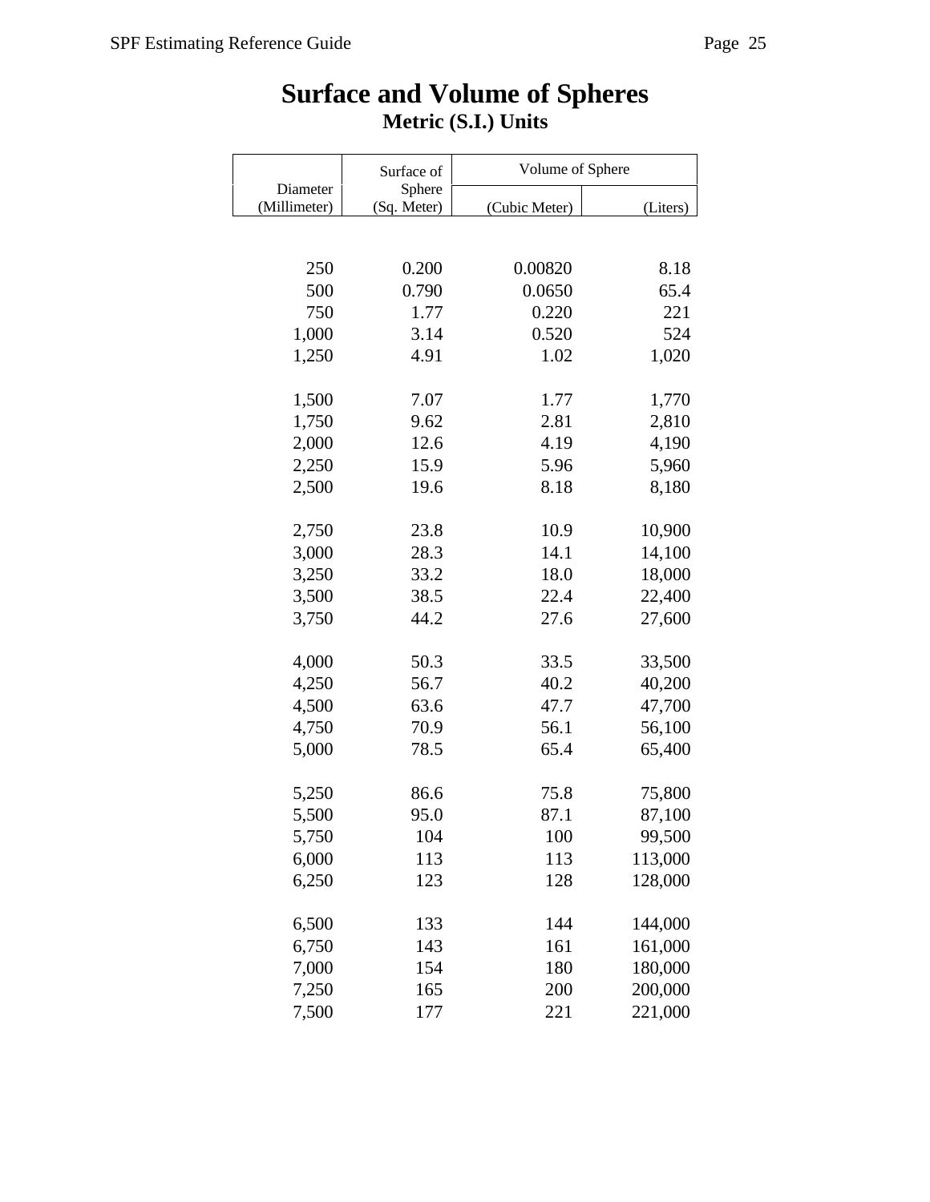# Surface and Volume of Spheres

## Metric (S.I.) Units

| Diameter (Millimeter) | Surface of Sphere (Sq. Meter) | Volume of Sphere | |
|---|---|---|---|
| | | (Cubic Meter) | (Liters) |
| 250 | 0.200 | 0.00820 | 8.18 |
| 500 | 0.790 | 0.0650 | 65.4 |
| 750 | 1.77 | 0.220 | 221 |
| 1,000 | 3.14 | 0.520 | 524 |
| 1,250 | 4.91 | 1.02 | 1,020 |
| 1,500 | 7.07 | 1.77 | 1,770 |
| 1,750 | 9.62 | 2.81 | 2,810 |
| 2,000 | 12.6 | 4.19 | 4,190 |
| 2,250 | 15.9 | 5.96 | 5,960 |
| 2,500 | 19.6 | 8.18 | 8,180 |
| 2,750 | 23.8 | 10.9 | 10,900 |
| 3,000 | 28.3 | 14.1 | 14,100 |
| 3,250 | 33.2 | 18.0 | 18,000 |
| 3,500 | 38.5 | 22.4 | 22,400 |
| 3,750 | 44.2 | 27.6 | 27,600 |
| 4,000 | 50.3 | 33.5 | 33,500 |
| 4,250 | 56.7 | 40.2 | 40,200 |
| 4,500 | 63.6 | 47.7 | 47,700 |
| 4,750 | 70.9 | 56.1 | 56,100 |
| 5,000 | 78.5 | 65.4 | 65,400 |
| 5,250 | 86.6 | 75.8 | 75,800 |
| 5,500 | 95.0 | 87.1 | 87,100 |
| 5,750 | 104 | 100 | 99,500 |
| 6,000 | 113 | 113 | 113,000 |
| 6,250 | 123 | 128 | 128,000 |
| 6,500 | 133 | 144 | 144,000 |
| 6,750 | 143 | 161 | 161,000 |
| 7,000 | 154 | 180 | 180,000 |
| 7,250 | 165 | 200 | 200,000 |
| 7,500 | 177 | 221 | 221,000 |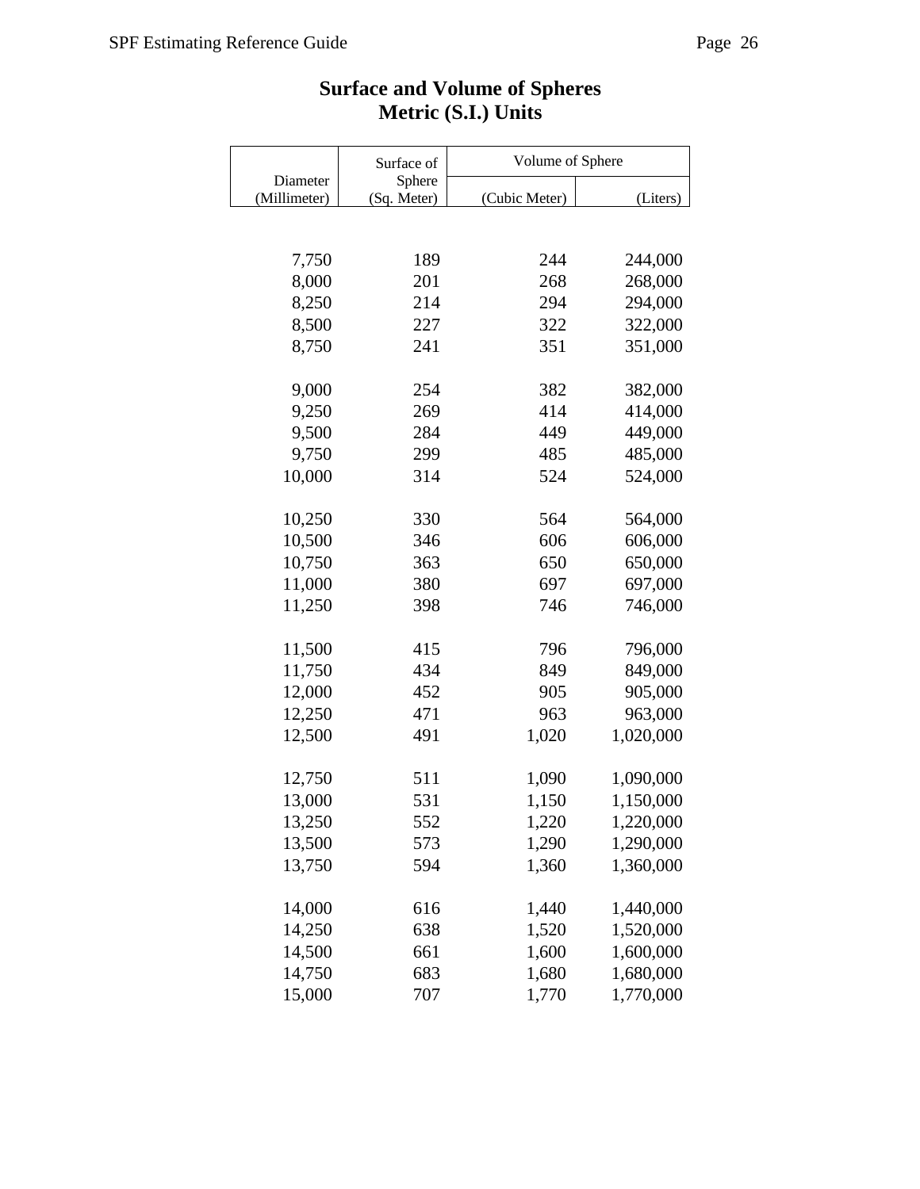# Surface and Volume of Spheres
## Metric (S.I.) Units

| Diameter (Millimeter) | Surface of Sphere (Sq. Meter) | Volume of Sphere | |
|---|---|---|---|
| | | (Cubic Meter) | (Liters) |
| 7,750 | 189 | 244 | 244,000 |
| 8,000 | 201 | 268 | 268,000 |
| 8,250 | 214 | 294 | 294,000 |
| 8,500 | 227 | 322 | 322,000 |
| 8,750 | 241 | 351 | 351,000 |
| 9,000 | 254 | 382 | 382,000 |
| 9,250 | 269 | 414 | 414,000 |
| 9,500 | 284 | 449 | 449,000 |
| 9,750 | 299 | 485 | 485,000 |
| 10,000 | 314 | 524 | 524,000 |
| 10,250 | 330 | 564 | 564,000 |
| 10,500 | 346 | 606 | 606,000 |
| 10,750 | 363 | 650 | 650,000 |
| 11,000 | 380 | 697 | 697,000 |
| 11,250 | 398 | 746 | 746,000 |
| 11,500 | 415 | 796 | 796,000 |
| 11,750 | 434 | 849 | 849,000 |
| 12,000 | 452 | 905 | 905,000 |
| 12,250 | 471 | 963 | 963,000 |
| 12,500 | 491 | 1,020 | 1,020,000 |
| 12,750 | 511 | 1,090 | 1,090,000 |
| 13,000 | 531 | 1,150 | 1,150,000 |
| 13,250 | 552 | 1,220 | 1,220,000 |
| 13,500 | 573 | 1,290 | 1,290,000 |
| 13,750 | 594 | 1,360 | 1,360,000 |
| 14,000 | 616 | 1,440 | 1,440,000 |
| 14,250 | 638 | 1,520 | 1,520,000 |
| 14,500 | 661 | 1,600 | 1,600,000 |
| 14,750 | 683 | 1,680 | 1,680,000 |
| 15,000 | 707 | 1,770 | 1,770,000 |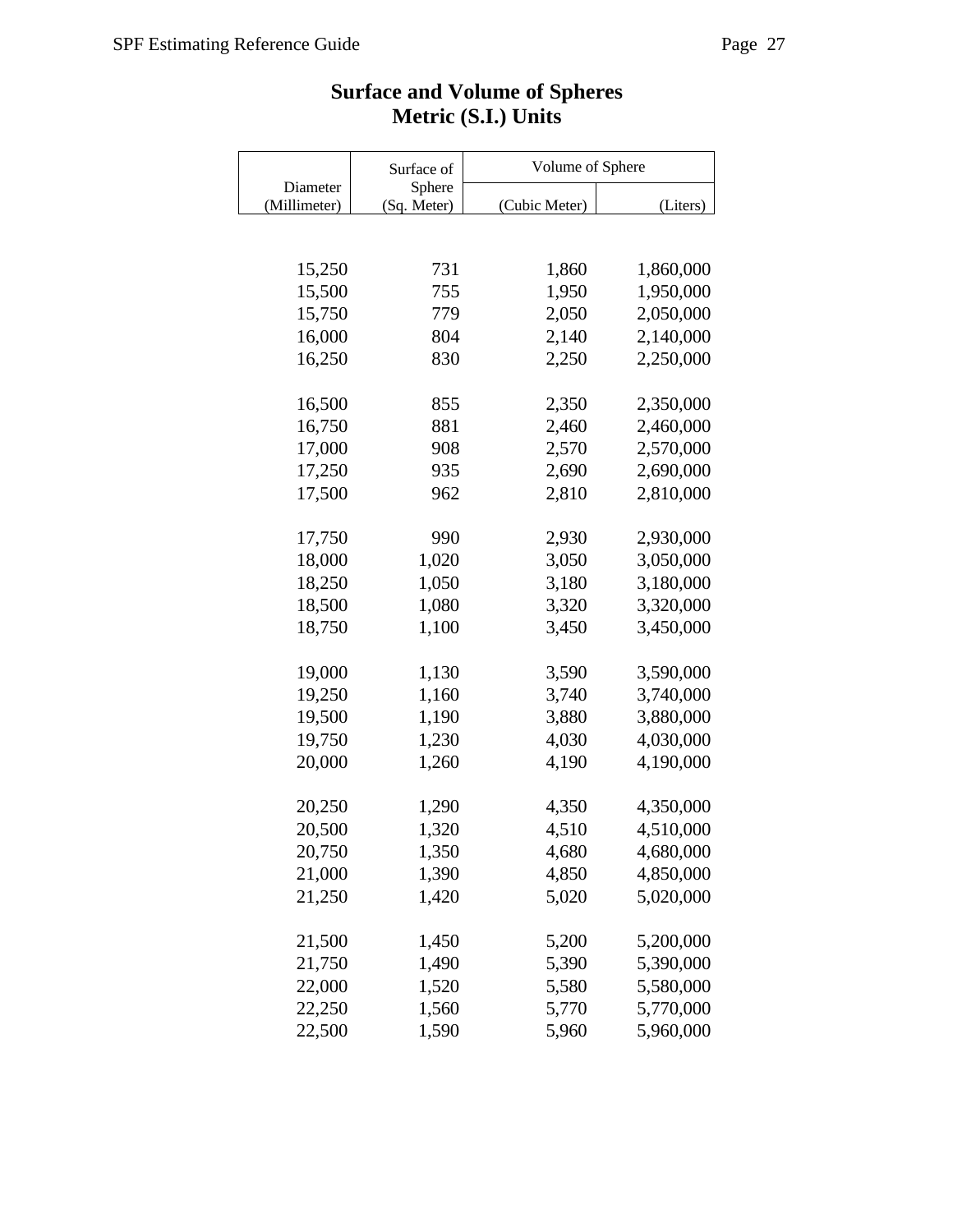# Surface and Volume of Spheres
## Metric (S.I.) Units

| Diameter (Millimeter) | Surface of Sphere (Sq. Meter) | Volume of Sphere | |
|---|---|---|---|
| | | (Cubic Meter) | (Liters) |
| 15,250 | 731 | 1,860 | 1,860,000 |
| 15,500 | 755 | 1,950 | 1,950,000 |
| 15,750 | 779 | 2,050 | 2,050,000 |
| 16,000 | 804 | 2,140 | 2,140,000 |
| 16,250 | 830 | 2,250 | 2,250,000 |
| 16,500 | 855 | 2,350 | 2,350,000 |
| 16,750 | 881 | 2,460 | 2,460,000 |
| 17,000 | 908 | 2,570 | 2,570,000 |
| 17,250 | 935 | 2,690 | 2,690,000 |
| 17,500 | 962 | 2,810 | 2,810,000 |
| 17,750 | 990 | 2,930 | 2,930,000 |
| 18,000 | 1,020 | 3,050 | 3,050,000 |
| 18,250 | 1,050 | 3,180 | 3,180,000 |
| 18,500 | 1,080 | 3,320 | 3,320,000 |
| 18,750 | 1,100 | 3,450 | 3,450,000 |
| 19,000 | 1,130 | 3,590 | 3,590,000 |
| 19,250 | 1,160 | 3,740 | 3,740,000 |
| 19,500 | 1,190 | 3,880 | 3,880,000 |
| 19,750 | 1,230 | 4,030 | 4,030,000 |
| 20,000 | 1,260 | 4,190 | 4,190,000 |
| 20,250 | 1,290 | 4,350 | 4,350,000 |
| 20,500 | 1,320 | 4,510 | 4,510,000 |
| 20,750 | 1,350 | 4,680 | 4,680,000 |
| 21,000 | 1,390 | 4,850 | 4,850,000 |
| 21,250 | 1,420 | 5,020 | 5,020,000 |
| 21,500 | 1,450 | 5,200 | 5,200,000 |
| 21,750 | 1,490 | 5,390 | 5,390,000 |
| 22,000 | 1,520 | 5,580 | 5,580,000 |
| 22,250 | 1,560 | 5,770 | 5,770,000 |
| 22,500 | 1,590 | 5,960 | 5,960,000 |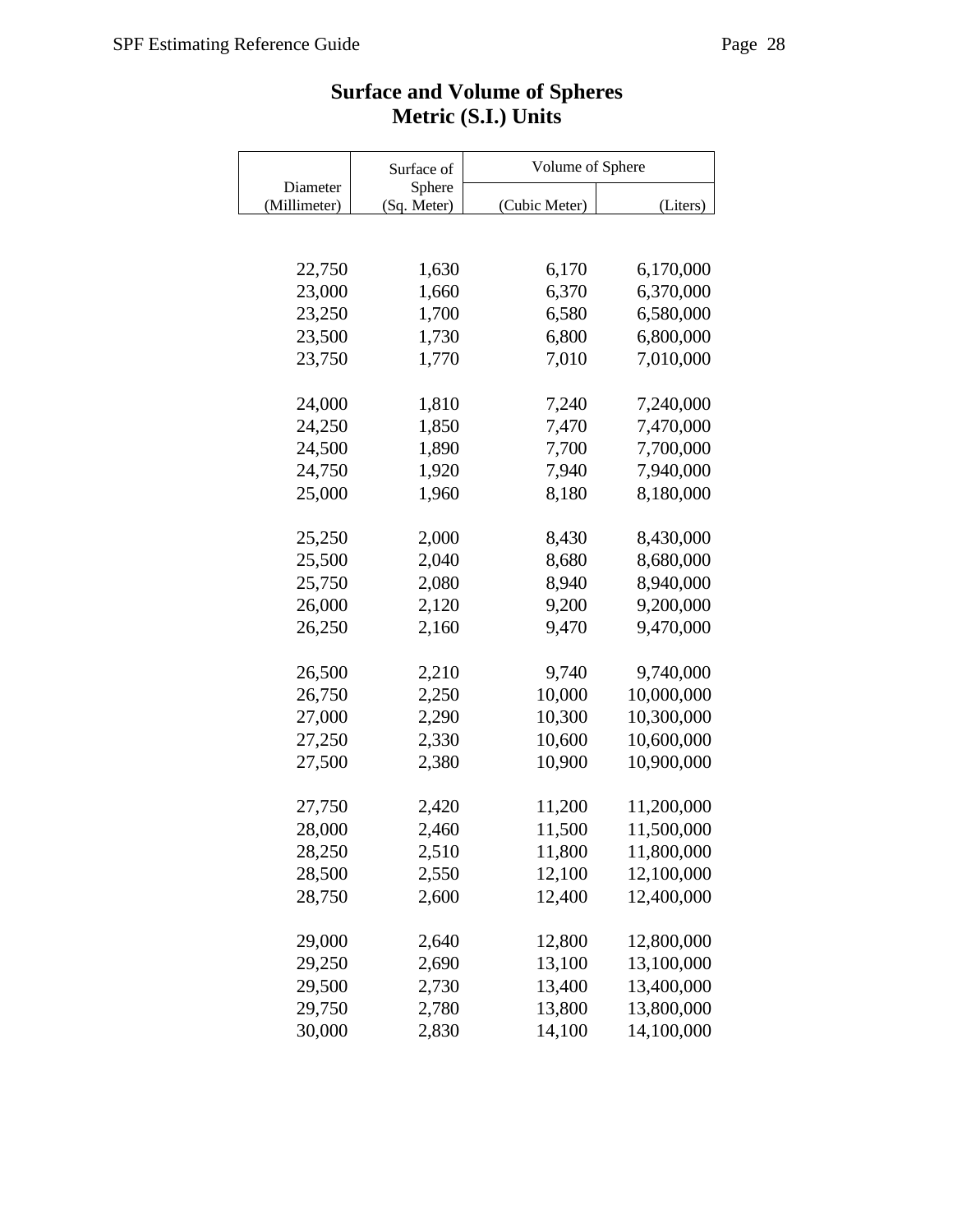# Surface and Volume of Spheres
# Metric (S.I.) Units

| Diameter (Millimeter) | Surface of Sphere (Sq. Meter) | Volume of Sphere | |
|---|---|---|---|
| | | (Cubic Meter) | (Liters) |
| 22,750 | 1,630 | 6,170 | 6,170,000 |
| 23,000 | 1,660 | 6,370 | 6,370,000 |
| 23,250 | 1,700 | 6,580 | 6,580,000 |
| 23,500 | 1,730 | 6,800 | 6,800,000 |
| 23,750 | 1,770 | 7,010 | 7,010,000 |
| 24,000 | 1,810 | 7,240 | 7,240,000 |
| 24,250 | 1,850 | 7,470 | 7,470,000 |
| 24,500 | 1,890 | 7,700 | 7,700,000 |
| 24,750 | 1,920 | 7,940 | 7,940,000 |
| 25,000 | 1,960 | 8,180 | 8,180,000 |
| 25,250 | 2,000 | 8,430 | 8,430,000 |
| 25,500 | 2,040 | 8,680 | 8,680,000 |
| 25,750 | 2,080 | 8,940 | 8,940,000 |
| 26,000 | 2,120 | 9,200 | 9,200,000 |
| 26,250 | 2,160 | 9,470 | 9,470,000 |
| 26,500 | 2,210 | 9,740 | 9,740,000 |
| 26,750 | 2,250 | 10,000 | 10,000,000 |
| 27,000 | 2,290 | 10,300 | 10,300,000 |
| 27,250 | 2,330 | 10,600 | 10,600,000 |
| 27,500 | 2,380 | 10,900 | 10,900,000 |
| 27,750 | 2,420 | 11,200 | 11,200,000 |
| 28,000 | 2,460 | 11,500 | 11,500,000 |
| 28,250 | 2,510 | 11,800 | 11,800,000 |
| 28,500 | 2,550 | 12,100 | 12,100,000 |
| 28,750 | 2,600 | 12,400 | 12,400,000 |
| 29,000 | 2,640 | 12,800 | 12,800,000 |
| 29,250 | 2,690 | 13,100 | 13,100,000 |
| 29,500 | 2,730 | 13,400 | 13,400,000 |
| 29,750 | 2,780 | 13,800 | 13,800,000 |
| 30,000 | 2,830 | 14,100 | 14,100,000 |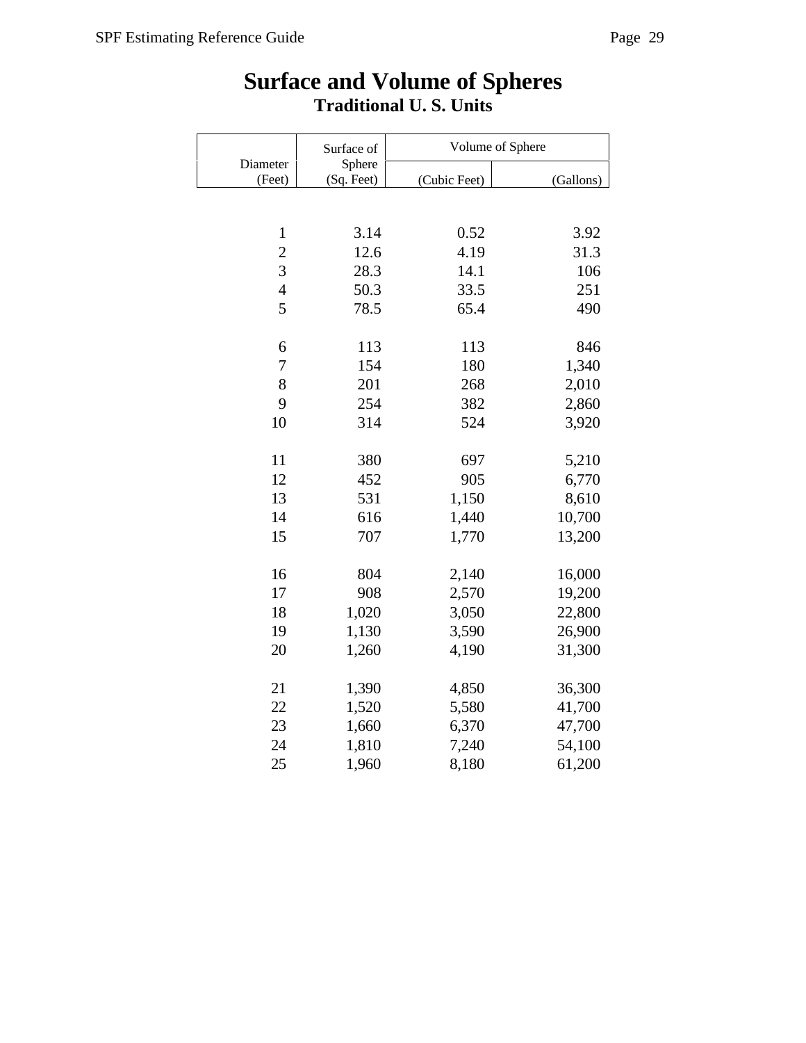# Surface and Volume of Spheres

## Traditional U. S. Units

| Diameter (Feet) | Surface of Sphere (Sq. Feet) | Volume of Sphere | |
|---|---|---|---|
| | | (Cubic Feet) | (Gallons) |
| 1 | 3.14 | 0.52 | 3.92 |
| 2 | 12.6 | 4.19 | 31.3 |
| 3 | 28.3 | 14.1 | 106 |
| 4 | 50.3 | 33.5 | 251 |
| 5 | 78.5 | 65.4 | 490 |
| 6 | 113 | 113 | 846 |
| 7 | 154 | 180 | 1,340 |
| 8 | 201 | 268 | 2,010 |
| 9 | 254 | 382 | 2,860 |
| 10 | 314 | 524 | 3,920 |
| 11 | 380 | 697 | 5,210 |
| 12 | 452 | 905 | 6,770 |
| 13 | 531 | 1,150 | 8,610 |
| 14 | 616 | 1,440 | 10,700 |
| 15 | 707 | 1,770 | 13,200 |
| 16 | 804 | 2,140 | 16,000 |
| 17 | 908 | 2,570 | 19,200 |
| 18 | 1,020 | 3,050 | 22,800 |
| 19 | 1,130 | 3,590 | 26,900 |
| 20 | 1,260 | 4,190 | 31,300 |
| 21 | 1,390 | 4,850 | 36,300 |
| 22 | 1,520 | 5,580 | 41,700 |
| 23 | 1,660 | 6,370 | 47,700 |
| 24 | 1,810 | 7,240 | 54,100 |
| 25 | 1,960 | 8,180 | 61,200 |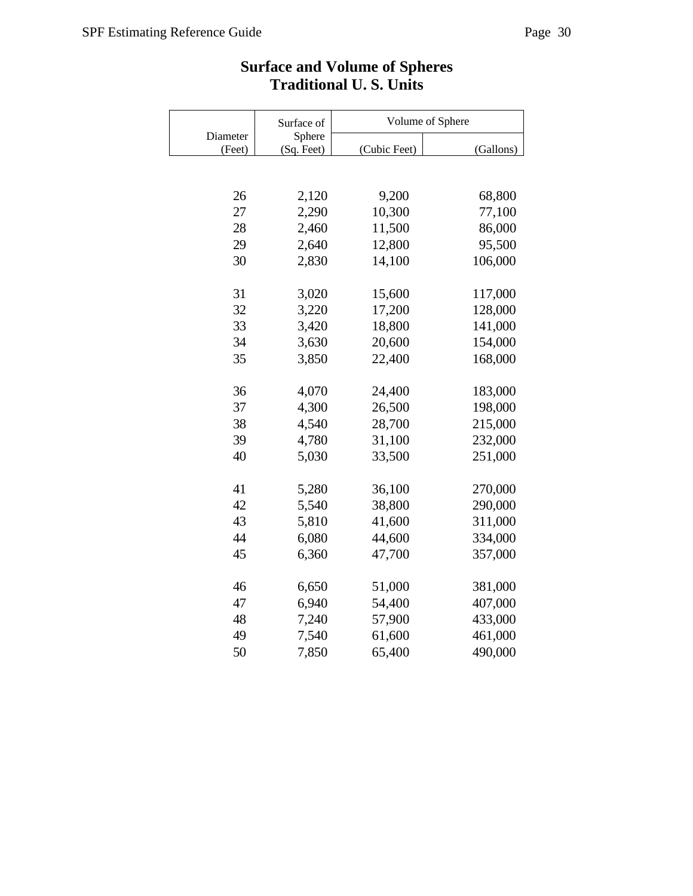# Surface and Volume of Spheres
## Traditional U. S. Units

| Diameter (Feet) | Surface of Sphere (Sq. Feet) | Volume of Sphere (Cubic Feet) | Volume of Sphere (Gallons) |
|---|---|---|---|
| 26 | 2,120 | 9,200 | 68,800 |
| 27 | 2,290 | 10,300 | 77,100 |
| 28 | 2,460 | 11,500 | 86,000 |
| 29 | 2,640 | 12,800 | 95,500 |
| 30 | 2,830 | 14,100 | 106,000 |
| 31 | 3,020 | 15,600 | 117,000 |
| 32 | 3,220 | 17,200 | 128,000 |
| 33 | 3,420 | 18,800 | 141,000 |
| 34 | 3,630 | 20,600 | 154,000 |
| 35 | 3,850 | 22,400 | 168,000 |
| 36 | 4,070 | 24,400 | 183,000 |
| 37 | 4,300 | 26,500 | 198,000 |
| 38 | 4,540 | 28,700 | 215,000 |
| 39 | 4,780 | 31,100 | 232,000 |
| 40 | 5,030 | 33,500 | 251,000 |
| 41 | 5,280 | 36,100 | 270,000 |
| 42 | 5,540 | 38,800 | 290,000 |
| 43 | 5,810 | 41,600 | 311,000 |
| 44 | 6,080 | 44,600 | 334,000 |
| 45 | 6,360 | 47,700 | 357,000 |
| 46 | 6,650 | 51,000 | 381,000 |
| 47 | 6,940 | 54,400 | 407,000 |
| 48 | 7,240 | 57,900 | 433,000 |
| 49 | 7,540 | 61,600 | 461,000 |
| 50 | 7,850 | 65,400 | 490,000 |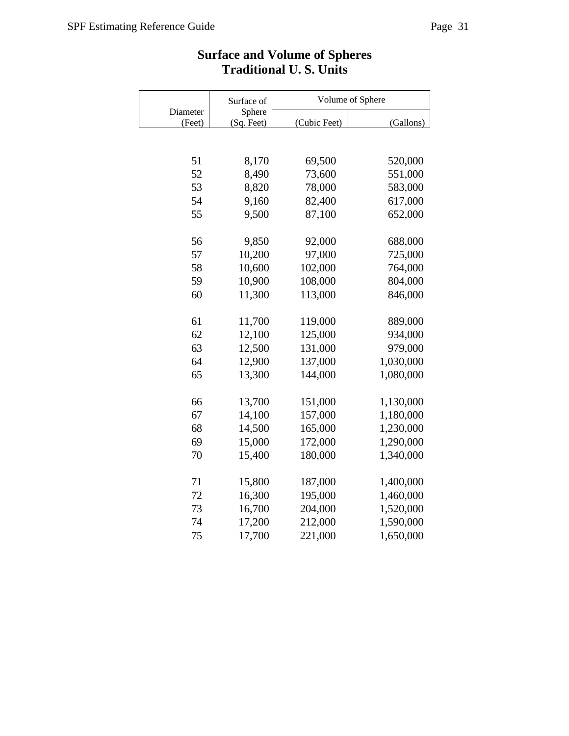# Surface and Volume of Spheres
## Traditional U. S. Units

| Diameter (Feet) | Surface of Sphere (Sq. Feet) | Volume of Sphere (Cubic Feet) | |
|---|---|---|---|
| | | (Cubic Feet) | (Gallons) |
| 51 | 8,170 | 69,500 | 520,000 |
| 52 | 8,490 | 73,600 | 551,000 |
| 53 | 8,820 | 78,000 | 583,000 |
| 54 | 9,160 | 82,400 | 617,000 |
| 55 | 9,500 | 87,100 | 652,000 |
| 56 | 9,850 | 92,000 | 688,000 |
| 57 | 10,200 | 97,000 | 725,000 |
| 58 | 10,600 | 102,000 | 764,000 |
| 59 | 10,900 | 108,000 | 804,000 |
| 60 | 11,300 | 113,000 | 846,000 |
| 61 | 11,700 | 119,000 | 889,000 |
| 62 | 12,100 | 125,000 | 934,000 |
| 63 | 12,500 | 131,000 | 979,000 |
| 64 | 12,900 | 137,000 | 1,030,000 |
| 65 | 13,300 | 144,000 | 1,080,000 |
| 66 | 13,700 | 151,000 | 1,130,000 |
| 67 | 14,100 | 157,000 | 1,180,000 |
| 68 | 14,500 | 165,000 | 1,230,000 |
| 69 | 15,000 | 172,000 | 1,290,000 |
| 70 | 15,400 | 180,000 | 1,340,000 |
| 71 | 15,800 | 187,000 | 1,400,000 |
| 72 | 16,300 | 195,000 | 1,460,000 |
| 73 | 16,700 | 204,000 | 1,520,000 |
| 74 | 17,200 | 212,000 | 1,590,000 |
| 75 | 17,700 | 221,000 | 1,650,000 |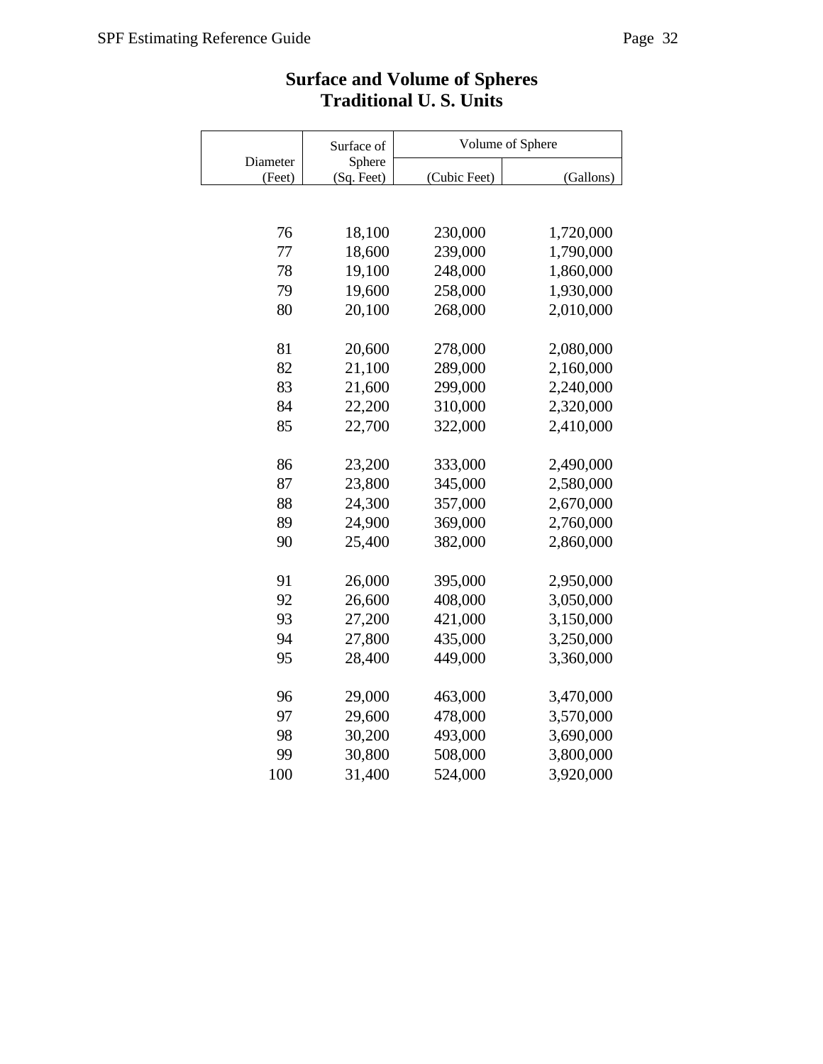# Surface and Volume of Spheres
## Traditional U. S. Units

| Diameter (Feet) | Surface of Sphere (Sq. Feet) | Volume of Sphere (Cubic Feet) | (Gallons) |
|---|---|---|---|
| 76 | 18,100 | 230,000 | 1,720,000 |
| 77 | 18,600 | 239,000 | 1,790,000 |
| 78 | 19,100 | 248,000 | 1,860,000 |
| 79 | 19,600 | 258,000 | 1,930,000 |
| 80 | 20,100 | 268,000 | 2,010,000 |
| 81 | 20,600 | 278,000 | 2,080,000 |
| 82 | 21,100 | 289,000 | 2,160,000 |
| 83 | 21,600 | 299,000 | 2,240,000 |
| 84 | 22,200 | 310,000 | 2,320,000 |
| 85 | 22,700 | 322,000 | 2,410,000 |
| 86 | 23,200 | 333,000 | 2,490,000 |
| 87 | 23,800 | 345,000 | 2,580,000 |
| 88 | 24,300 | 357,000 | 2,670,000 |
| 89 | 24,900 | 369,000 | 2,760,000 |
| 90 | 25,400 | 382,000 | 2,860,000 |
| 91 | 26,000 | 395,000 | 2,950,000 |
| 92 | 26,600 | 408,000 | 3,050,000 |
| 93 | 27,200 | 421,000 | 3,150,000 |
| 94 | 27,800 | 435,000 | 3,250,000 |
| 95 | 28,400 | 449,000 | 3,360,000 |
| 96 | 29,000 | 463,000 | 3,470,000 |
| 97 | 29,600 | 478,000 | 3,570,000 |
| 98 | 30,200 | 493,000 | 3,690,000 |
| 99 | 30,800 | 508,000 | 3,800,000 |
| 100 | 31,400 | 524,000 | 3,920,000 |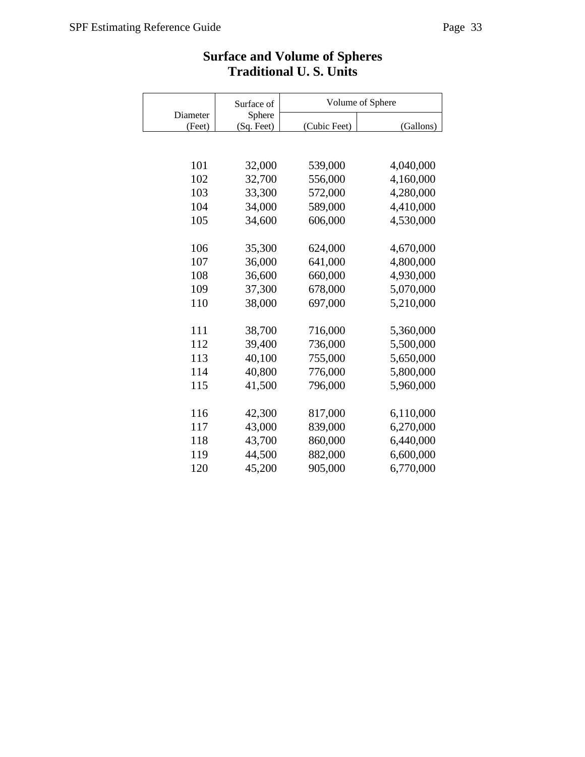# Surface and Volume of Spheres
## Traditional U. S. Units

| Diameter (Feet) | Surface of Sphere (Sq. Feet) | Volume of Sphere (Cubic Feet) | (Gallons) |
|---|---|---|---|
| 101 | 32,000 | 539,000 | 4,040,000 |
| 102 | 32,700 | 556,000 | 4,160,000 |
| 103 | 33,300 | 572,000 | 4,280,000 |
| 104 | 34,000 | 589,000 | 4,410,000 |
| 105 | 34,600 | 606,000 | 4,530,000 |
| 106 | 35,300 | 624,000 | 4,670,000 |
| 107 | 36,000 | 641,000 | 4,800,000 |
| 108 | 36,600 | 660,000 | 4,930,000 |
| 109 | 37,300 | 678,000 | 5,070,000 |
| 110 | 38,000 | 697,000 | 5,210,000 |
| 111 | 38,700 | 716,000 | 5,360,000 |
| 112 | 39,400 | 736,000 | 5,500,000 |
| 113 | 40,100 | 755,000 | 5,650,000 |
| 114 | 40,800 | 776,000 | 5,800,000 |
| 115 | 41,500 | 796,000 | 5,960,000 |
| 116 | 42,300 | 817,000 | 6,110,000 |
| 117 | 43,000 | 839,000 | 6,270,000 |
| 118 | 43,700 | 860,000 | 6,440,000 |
| 119 | 44,500 | 882,000 | 6,600,000 |
| 120 | 45,200 | 905,000 | 6,770,000 |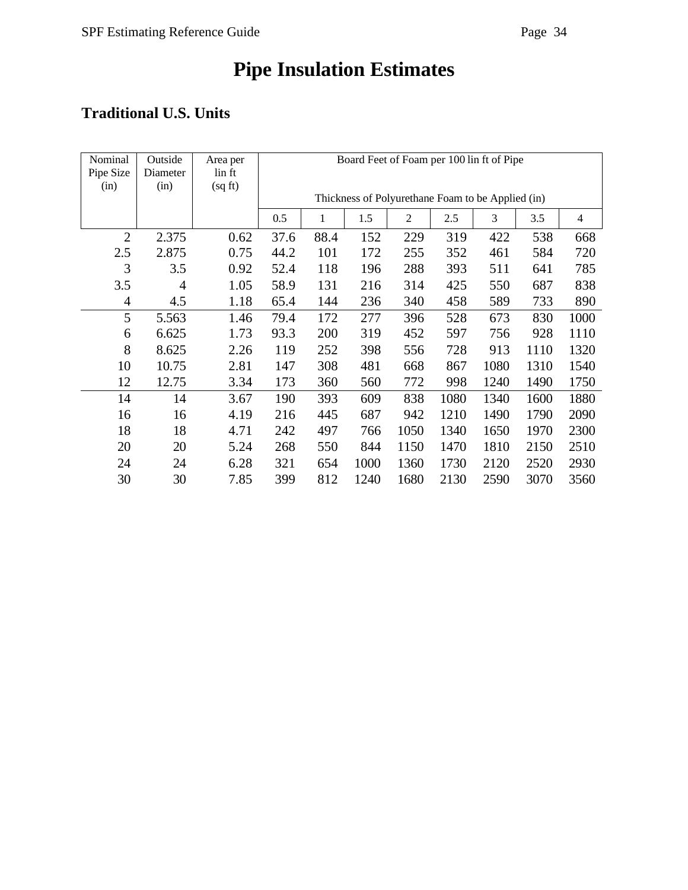# Pipe Insulation Estimates

## Traditional U.S. Units

| Nominal Pipe Size (in) | Outside Diameter (in) | Area per lin ft (sq ft) | Board Feet of Foam per 100 lin ft of Pipe — Thickness of Polyurethane Foam to be Applied (in) | | | | | | | |
|---|---|---|---|---|---|---|---|---|---|---|
| | | | 0.5 | 1 | 1.5 | 2 | 2.5 | 3 | 3.5 | 4 |
| 2 | 2.375 | 0.62 | 37.6 | 88.4 | 152 | 229 | 319 | 422 | 538 | 668 |
| 2.5 | 2.875 | 0.75 | 44.2 | 101 | 172 | 255 | 352 | 461 | 584 | 720 |
| 3 | 3.5 | 0.92 | 52.4 | 118 | 196 | 288 | 393 | 511 | 641 | 785 |
| 3.5 | 4 | 1.05 | 58.9 | 131 | 216 | 314 | 425 | 550 | 687 | 838 |
| 4 | 4.5 | 1.18 | 65.4 | 144 | 236 | 340 | 458 | 589 | 733 | 890 |
| 5 | 5.563 | 1.46 | 79.4 | 172 | 277 | 396 | 528 | 673 | 830 | 1000 |
| 6 | 6.625 | 1.73 | 93.3 | 200 | 319 | 452 | 597 | 756 | 928 | 1110 |
| 8 | 8.625 | 2.26 | 119 | 252 | 398 | 556 | 728 | 913 | 1110 | 1320 |
| 10 | 10.75 | 2.81 | 147 | 308 | 481 | 668 | 867 | 1080 | 1310 | 1540 |
| 12 | 12.75 | 3.34 | 173 | 360 | 560 | 772 | 998 | 1240 | 1490 | 1750 |
| 14 | 14 | 3.67 | 190 | 393 | 609 | 838 | 1080 | 1340 | 1600 | 1880 |
| 16 | 16 | 4.19 | 216 | 445 | 687 | 942 | 1210 | 1490 | 1790 | 2090 |
| 18 | 18 | 4.71 | 242 | 497 | 766 | 1050 | 1340 | 1650 | 1970 | 2300 |
| 20 | 20 | 5.24 | 268 | 550 | 844 | 1150 | 1470 | 1810 | 2150 | 2510 |
| 24 | 24 | 6.28 | 321 | 654 | 1000 | 1360 | 1730 | 2120 | 2520 | 2930 |
| 30 | 30 | 7.85 | 399 | 812 | 1240 | 1680 | 2130 | 2590 | 3070 | 3560 |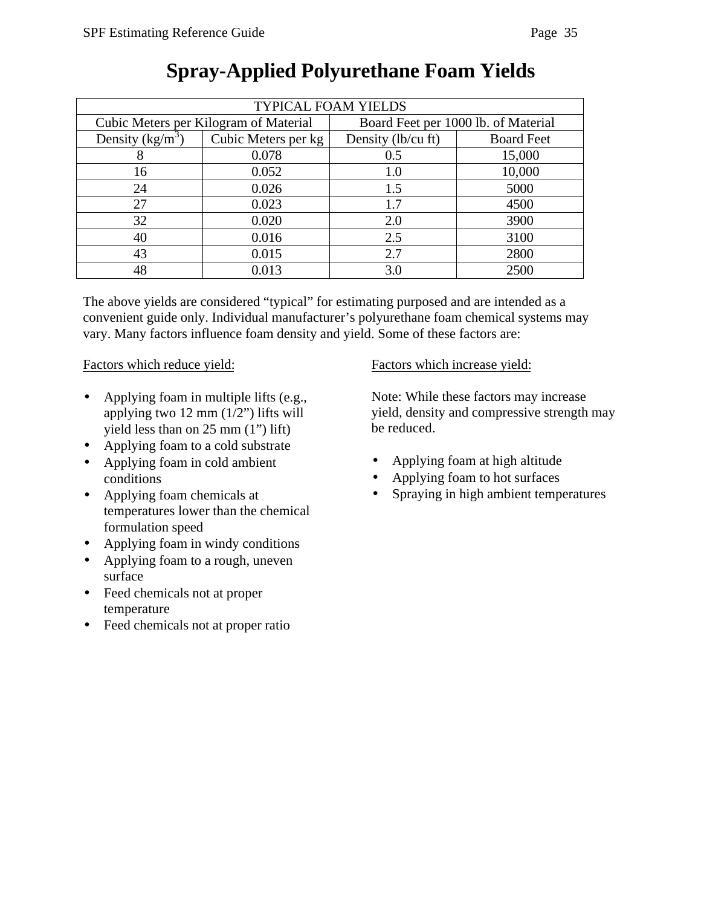# Spray-Applied Polyurethane Foam Yields

| TYPICAL FOAM YIELDS | | | |
|---|---|---|---|
| Cubic Meters per Kilogram of Material | | Board Feet per 1000 lb. of Material | |
| Density ($kg/m^3$) | Cubic Meters per kg | Density (lb/cu ft) | Board Feet |
| 8 | 0.078 | 0.5 | 15,000 |
| 16 | 0.052 | 1.0 | 10,000 |
| 24 | 0.026 | 1.5 | 5000 |
| 27 | 0.023 | 1.7 | 4500 |
| 32 | 0.020 | 2.0 | 3900 |
| 40 | 0.016 | 2.5 | 3100 |
| 43 | 0.015 | 2.7 | 2800 |
| 48 | 0.013 | 3.0 | 2500 |

The above yields are considered "typical" for estimating purposed and are intended as a convenient guide only. Individual manufacturer's polyurethane foam chemical systems may vary. Many factors influence foam density and yield. Some of these factors are:

Factors which reduce yield:

- Applying foam in multiple lifts (e.g., applying two 12 mm (1/2") lifts will yield less than on 25 mm (1") lift)
- Applying foam to a cold substrate
- Applying foam in cold ambient conditions
- Applying foam chemicals at temperatures lower than the chemical formulation speed
- Applying foam in windy conditions
- Applying foam to a rough, uneven surface
- Feed chemicals not at proper temperature
- Feed chemicals not at proper ratio

Factors which increase yield:

Note: While these factors may increase yield, density and compressive strength may be reduced.

- Applying foam at high altitude
- Applying foam to hot surfaces
- Spraying in high ambient temperatures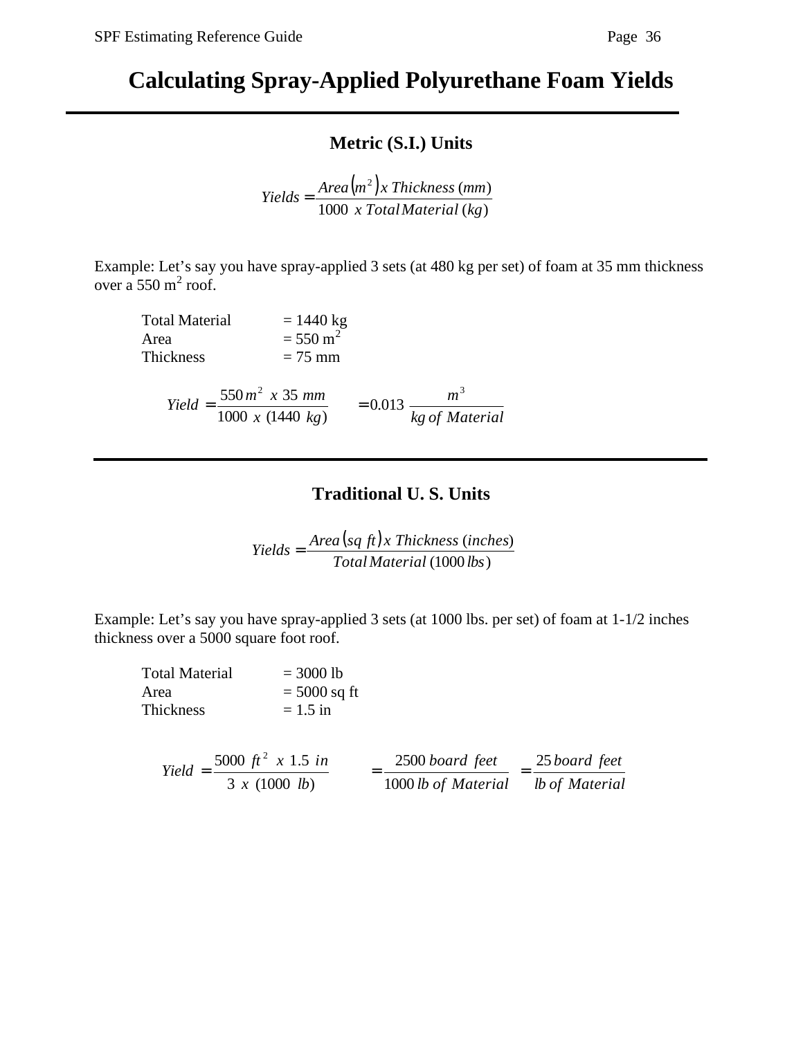# Calculating Spray-Applied Polyurethane Foam Yields

---

## Metric (S.I.) Units

$$Yields = \frac{Area\left(m^2\right) x\ Thickness\ (mm)}{1000\ \ x\ Total\,Material\ (kg)}$$

Example: Let's say you have spray-applied 3 sets (at 480 kg per set) of foam at 35 mm thickness over a 550 $m^2$ roof.

| | |
|---|---|
| Total Material | = 1440 kg |
| Area | = 550 $m^2$ |
| Thickness | = 75 mm |

$$Yield\ = \frac{550\,m^2\ \ x\ 35\ mm}{1000\ \ x\ \ (1440\ \ kg)} \qquad = 0.013\ \frac{m^3}{kg\ of\ Material}$$

---

## Traditional U. S. Units

$$Yields = \frac{Area\left(sq\ ft\right) x\ Thickness\ (inches)}{Total\,Material\ (1000\,lbs)}$$

Example: Let's say you have spray-applied 3 sets (at 1000 lbs. per set) of foam at 1-1/2 inches thickness over a 5000 square foot roof.

| | |
|---|---|
| Total Material | = 3000 lb |
| Area | = 5000 sq ft |
| Thickness | = 1.5 in |

$$Yield\ = \frac{5000\ \ ft^2\ \ x\ 1.5\ \ in}{3\ \ x\ \ (1000\ \ lb)} \qquad = \frac{2500\,board\ \ feet}{1000\,lb\ of\ \ Material} \quad = \frac{25\,board\ \ feet}{lb\ of\ \ Material}$$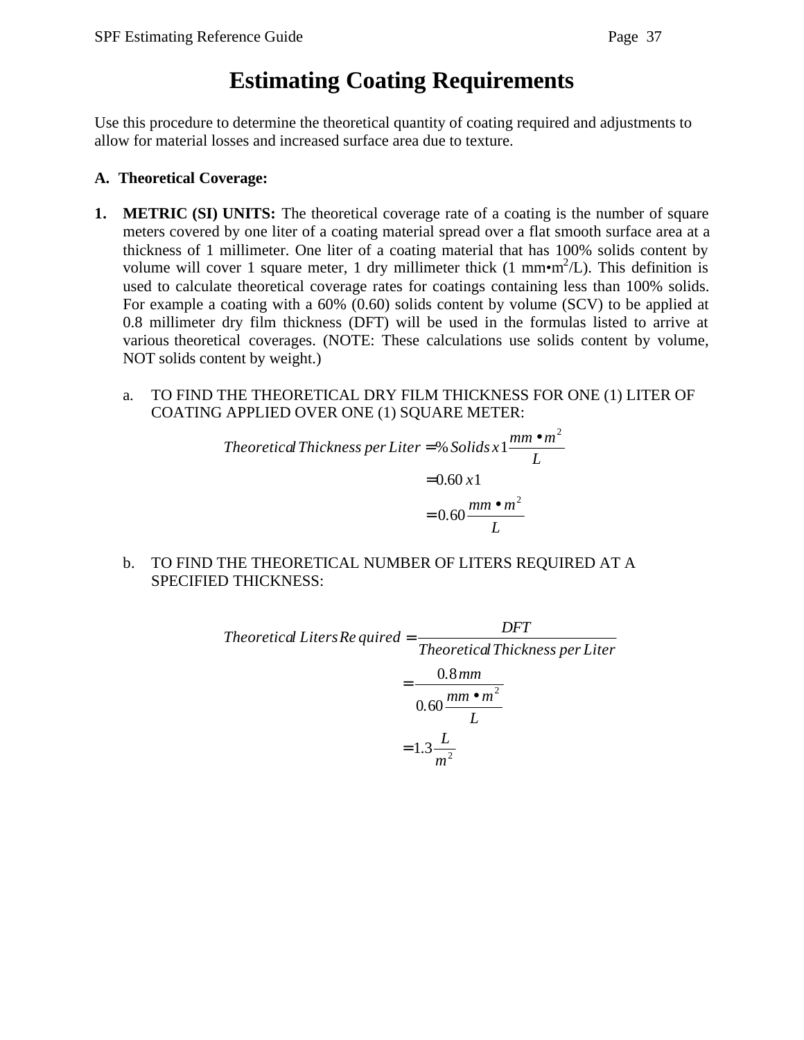# Estimating Coating Requirements

Use this procedure to determine the theoretical quantity of coating required and adjustments to allow for material losses and increased surface area due to texture.

**A. Theoretical Coverage:**

1. **METRIC (SI) UNITS:** The theoretical coverage rate of a coating is the number of square meters covered by one liter of a coating material spread over a flat smooth surface area at a thickness of 1 millimeter. One liter of a coating material that has 100% solids content by volume will cover 1 square meter, 1 dry millimeter thick (1 mm•m$^2$/L). This definition is used to calculate theoretical coverage rates for coatings containing less than 100% solids. For example a coating with a 60% (0.60) solids content by volume (SCV) to be applied at 0.8 millimeter dry film thickness (DFT) will be used in the formulas listed to arrive at various theoretical coverages. (NOTE: These calculations use solids content by volume, NOT solids content by weight.)

   a. TO FIND THE THEORETICAL DRY FILM THICKNESS FOR ONE (1) LITER OF COATING APPLIED OVER ONE (1) SQUARE METER:

$$
\begin{aligned}
Theoretical\ Thickness\ per\ Liter &= \%\ Solids\ x\ 1\frac{mm \bullet m^2}{L} \\
&= 0.60\ x\ 1 \\
&= 0.60\frac{mm \bullet m^2}{L}
\end{aligned}
$$

   b. TO FIND THE THEORETICAL NUMBER OF LITERS REQUIRED AT A SPECIFIED THICKNESS:

$$
\begin{aligned}
Theoretical\ Liters\ Required &= \frac{DFT}{Theoretical\ Thickness\ per\ Liter} \\
&= \frac{0.8\,mm}{0.60\frac{mm \bullet m^2}{L}} \\
&= 1.3\frac{L}{m^2}
\end{aligned}
$$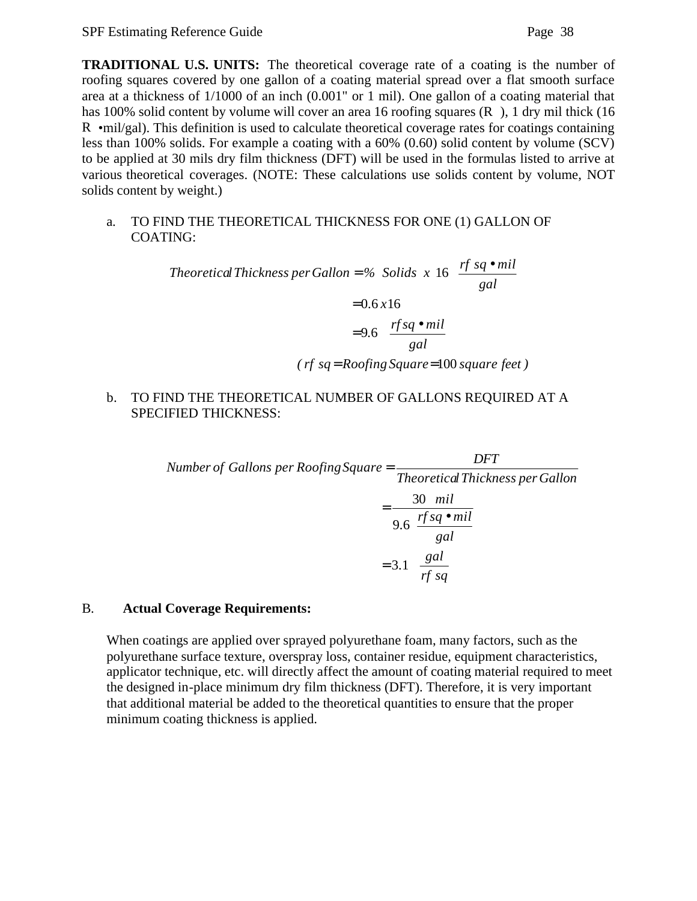**TRADITIONAL U.S. UNITS:** The theoretical coverage rate of a coating is the number of roofing squares covered by one gallon of a coating material spread over a flat smooth surface area at a thickness of 1/1000 of an inch (0.001" or 1 mil). One gallon of a coating material that has 100% solid content by volume will cover an area 16 roofing squares (R ), 1 dry mil thick (16 R •mil/gal). This definition is used to calculate theoretical coverage rates for coatings containing less than 100% solids. For example a coating with a 60% (0.60) solid content by volume (SCV) to be applied at 30 mils dry film thickness (DFT) will be used in the formulas listed to arrive at various theoretical coverages. (NOTE: These calculations use solids content by volume, NOT solids content by weight.)

a. TO FIND THE THEORETICAL THICKNESS FOR ONE (1) GALLON OF COATING:

$$\text{Theoretical Thickness per Gallon} = \%\ \text{Solids}\ x\ 16\ \frac{rf\ sq \bullet mil}{gal}$$

$$= 0.6\ x 16$$

$$= 9.6\ \frac{rf sq \bullet mil}{gal}$$

$$(\ rf\ sq = \text{Roofing Square} = 100\ \text{square feet}\ )$$

b. TO FIND THE THEORETICAL NUMBER OF GALLONS REQUIRED AT A SPECIFIED THICKNESS:

$$\text{Number of Gallons per Roofing Square} = \frac{DFT}{\text{Theoretical Thickness per Gallon}}$$

$$= \frac{30\ mil}{9.6\ \frac{rf sq \bullet mil}{gal}}$$

$$= 3.1\ \frac{gal}{rf\ sq}$$

## B. Actual Coverage Requirements:

When coatings are applied over sprayed polyurethane foam, many factors, such as the polyurethane surface texture, overspray loss, container residue, equipment characteristics, applicator technique, etc. will directly affect the amount of coating material required to meet the designed in-place minimum dry film thickness (DFT). Therefore, it is very important that additional material be added to the theoretical quantities to ensure that the proper minimum coating thickness is applied.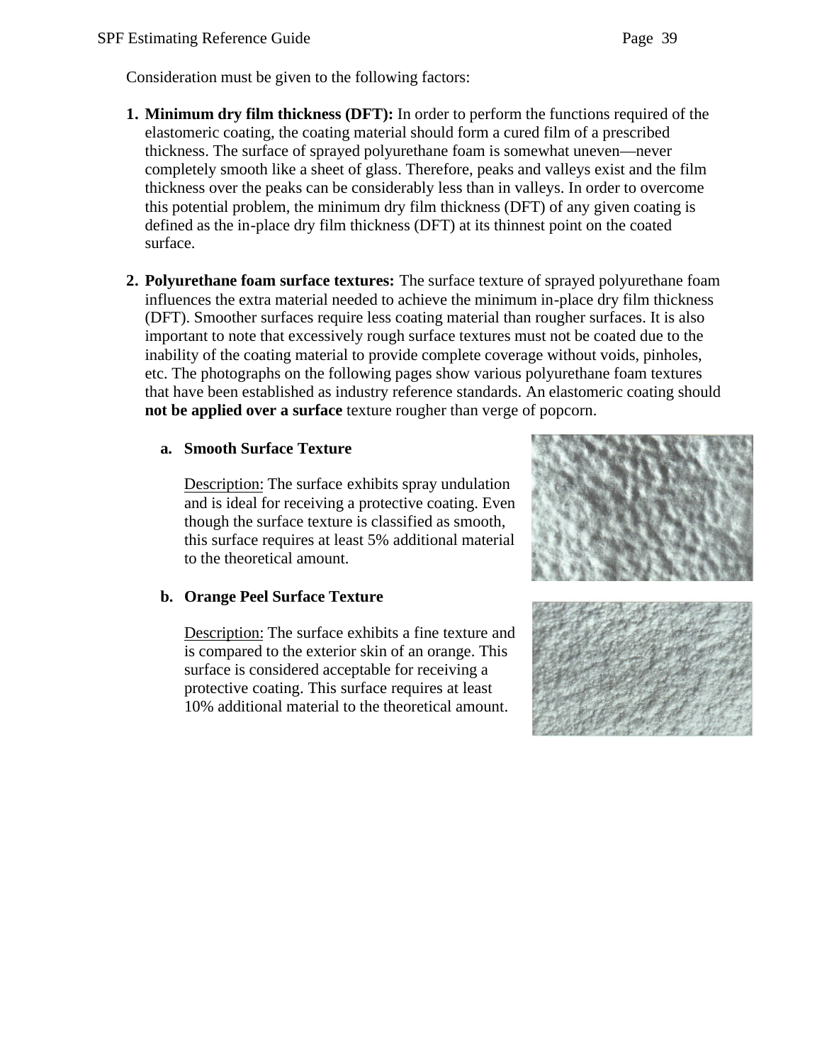Consideration must be given to the following factors:

1. **Minimum dry film thickness (DFT):** In order to perform the functions required of the elastomeric coating, the coating material should form a cured film of a prescribed thickness. The surface of sprayed polyurethane foam is somewhat uneven—never completely smooth like a sheet of glass. Therefore, peaks and valleys exist and the film thickness over the peaks can be considerably less than in valleys. In order to overcome this potential problem, the minimum dry film thickness (DFT) of any given coating is defined as the in-place dry film thickness (DFT) at its thinnest point on the coated surface.

2. **Polyurethane foam surface textures:** The surface texture of sprayed polyurethane foam influences the extra material needed to achieve the minimum in-place dry film thickness (DFT). Smoother surfaces require less coating material than rougher surfaces. It is also important to note that excessively rough surface textures must not be coated due to the inability of the coating material to provide complete coverage without voids, pinholes, etc. The photographs on the following pages show various polyurethane foam textures that have been established as industry reference standards. An elastomeric coating should **not be applied over a surface** texture rougher than verge of popcorn.

   a. **Smooth Surface Texture**

      Description: The surface exhibits spray undulation and is ideal for receiving a protective coating. Even though the surface texture is classified as smooth, this surface requires at least 5% additional material to the theoretical amount.

   b. **Orange Peel Surface Texture**

      Description: The surface exhibits a fine texture and is compared to the exterior skin of an orange. This surface is considered acceptable for receiving a protective coating. This surface requires at least 10% additional material to the theoretical amount.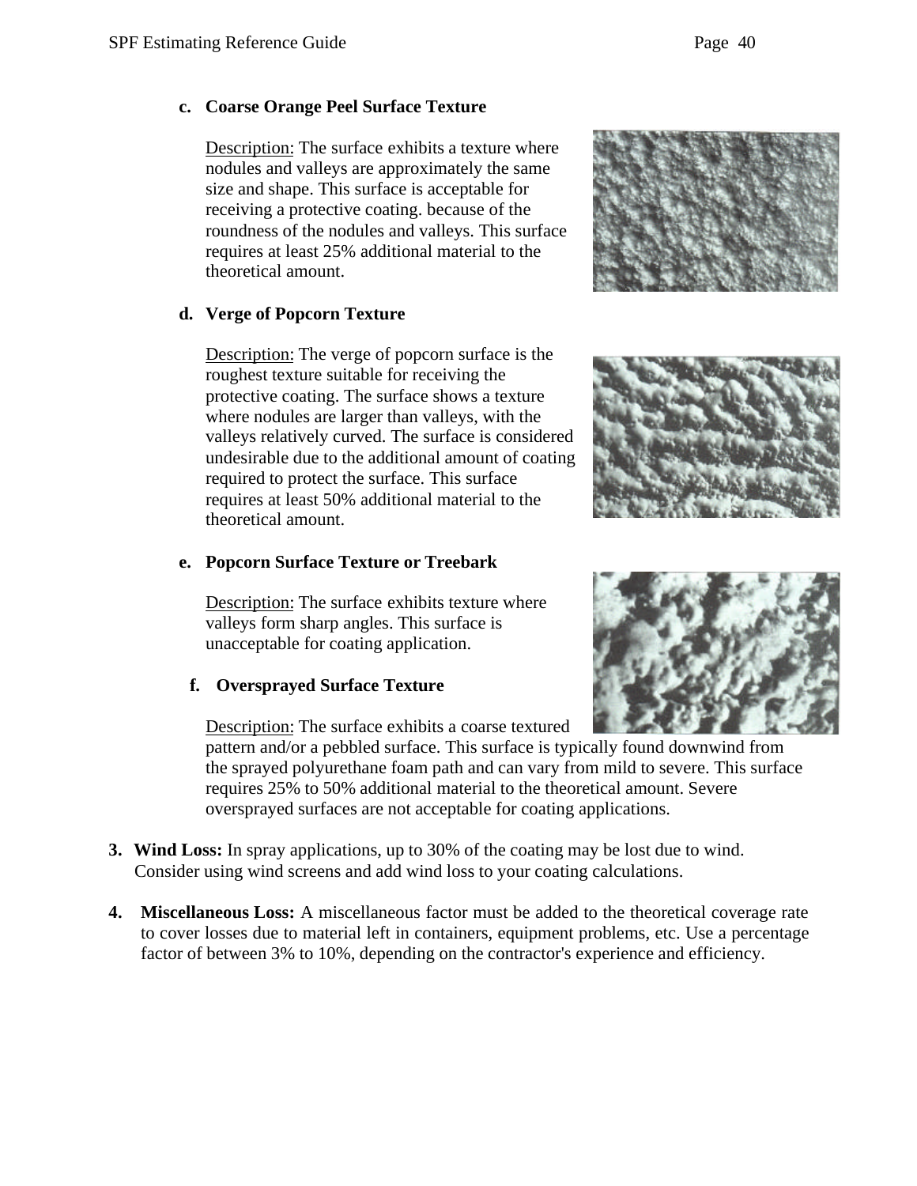c. **Coarse Orange Peel Surface Texture**

 Description: The surface exhibits a texture where nodules and valleys are approximately the same size and shape. This surface is acceptable for receiving a protective coating. because of the roundness of the nodules and valleys. This surface requires at least 25% additional material to the theoretical amount.

d. **Verge of Popcorn Texture**

 Description: The verge of popcorn surface is the roughest texture suitable for receiving the protective coating. The surface shows a texture where nodules are larger than valleys, with the valleys relatively curved. The surface is considered undesirable due to the additional amount of coating required to protect the surface. This surface requires at least 50% additional material to the theoretical amount.

e. **Popcorn Surface Texture or Treebark**

 Description: The surface exhibits texture where valleys form sharp angles. This surface is unacceptable for coating application.

f. **Oversprayed Surface Texture**

 Description: The surface exhibits a coarse textured pattern and/or a pebbled surface. This surface is typically found downwind from the sprayed polyurethane foam path and can vary from mild to severe. This surface requires 25% to 50% additional material to the theoretical amount. Severe oversprayed surfaces are not acceptable for coating applications.

3. **Wind Loss:** In spray applications, up to 30% of the coating may be lost due to wind. Consider using wind screens and add wind loss to your coating calculations.

4. **Miscellaneous Loss:** A miscellaneous factor must be added to the theoretical coverage rate to cover losses due to material left in containers, equipment problems, etc. Use a percentage factor of between 3% to 10%, depending on the contractor's experience and efficiency.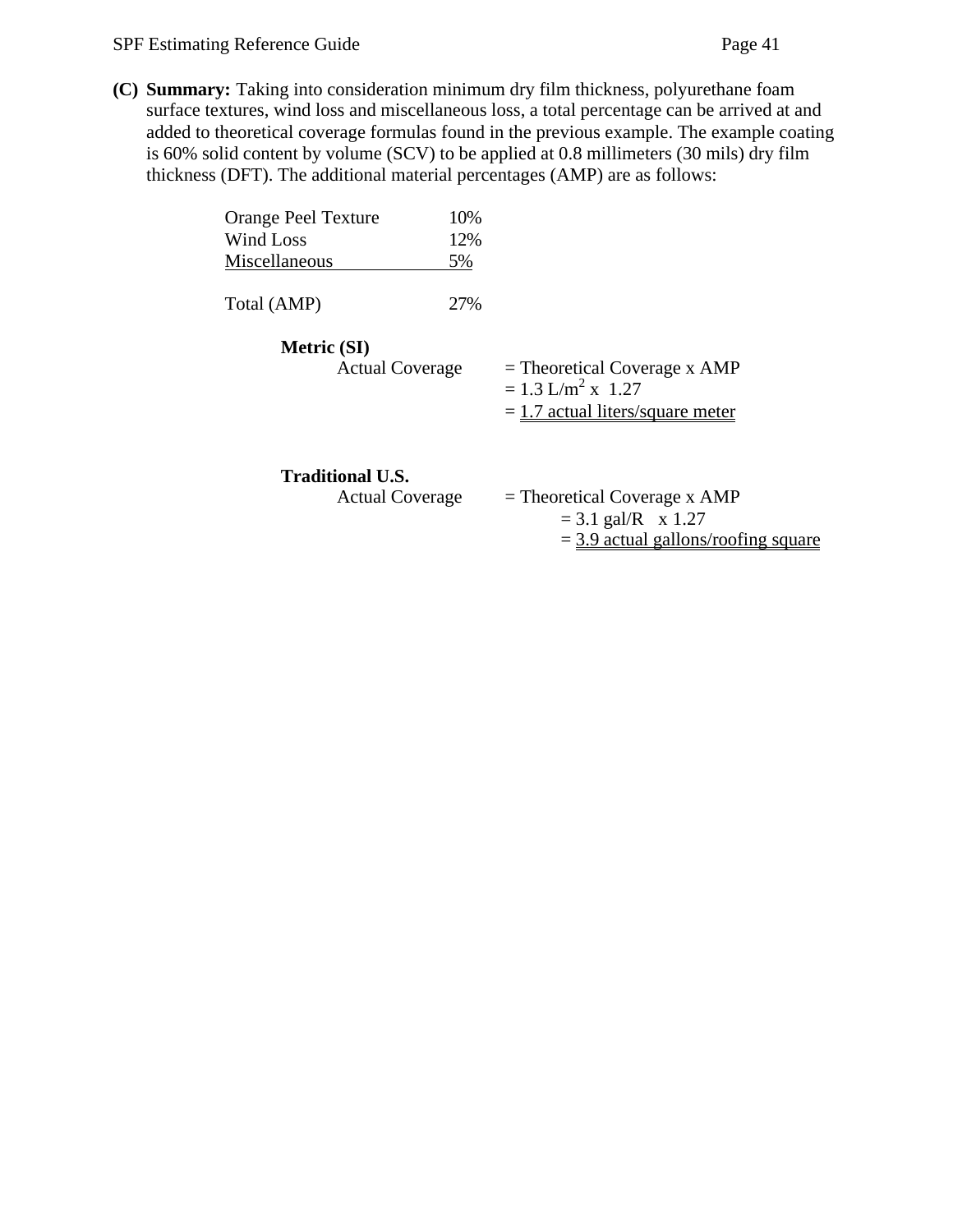**(C) Summary:** Taking into consideration minimum dry film thickness, polyurethane foam surface textures, wind loss and miscellaneous loss, a total percentage can be arrived at and added to theoretical coverage formulas found in the previous example. The example coating is 60% solid content by volume (SCV) to be applied at 0.8 millimeters (30 mils) dry film thickness (DFT). The additional material percentages (AMP) are as follows:

| | |
|---|---|
| Orange Peel Texture | 10% |
| Wind Loss | 12% |
| Miscellaneous | 5% |
| Total (AMP) | 27% |

**Metric (SI)**

Actual Coverage = Theoretical Coverage x AMP
= 1.3 L/$m^2$ x 1.27
= 1.7 actual liters/square meter

**Traditional U.S.**

Actual Coverage = Theoretical Coverage x AMP
= 3.1 gal/R x 1.27
= 3.9 actual gallons/roofing square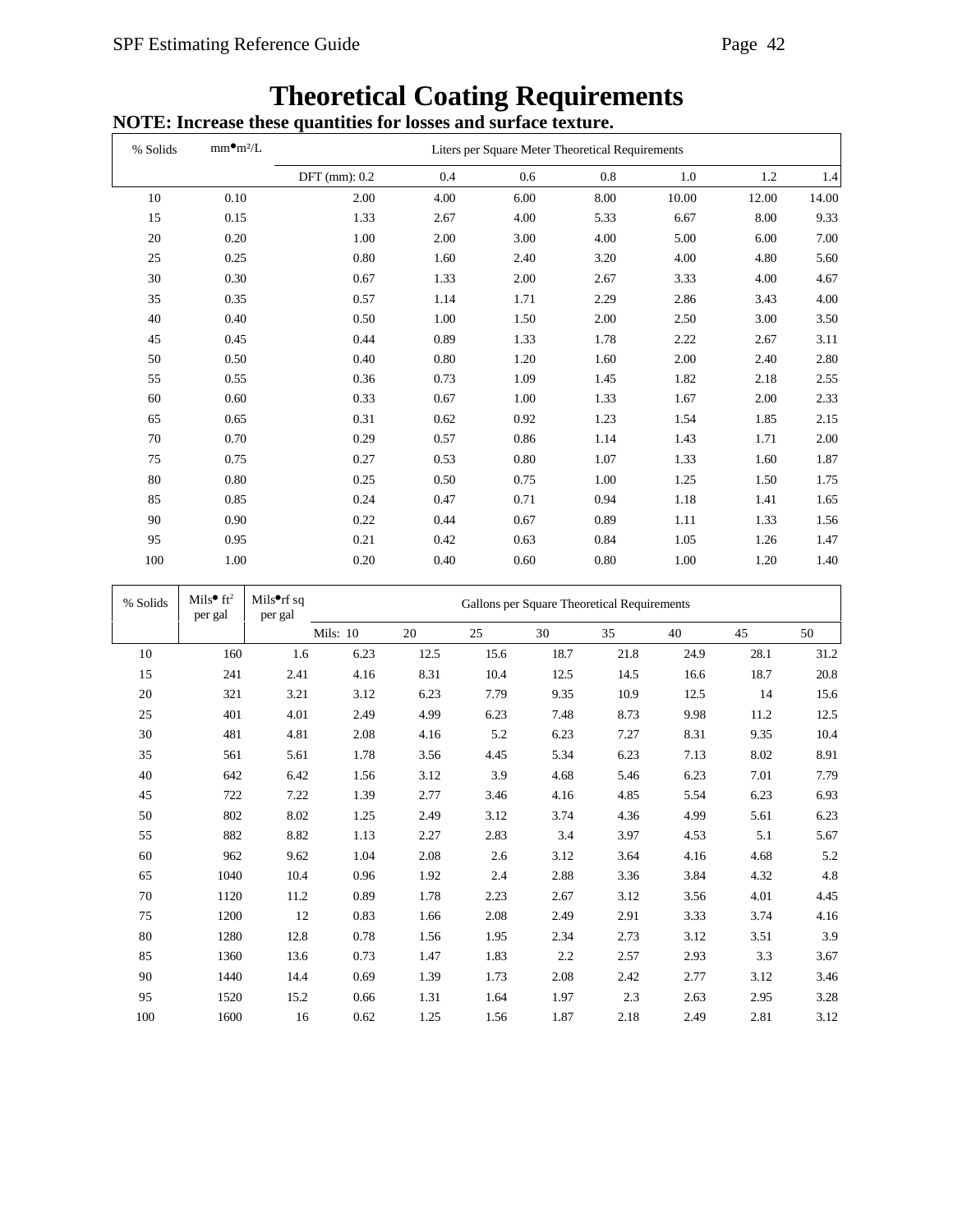# Theoretical Coating Requirements

**NOTE: Increase these quantities for losses and surface texture.**

| % Solids | mm•m²/L | Liters per Square Meter Theoretical Requirements | | | | | | |
|---|---|---|---|---|---|---|---|---|
| | | DFT (mm): 0.2 | 0.4 | 0.6 | 0.8 | 1.0 | 1.2 | 1.4 |
| 10 | 0.10 | 2.00 | 4.00 | 6.00 | 8.00 | 10.00 | 12.00 | 14.00 |
| 15 | 0.15 | 1.33 | 2.67 | 4.00 | 5.33 | 6.67 | 8.00 | 9.33 |
| 20 | 0.20 | 1.00 | 2.00 | 3.00 | 4.00 | 5.00 | 6.00 | 7.00 |
| 25 | 0.25 | 0.80 | 1.60 | 2.40 | 3.20 | 4.00 | 4.80 | 5.60 |
| 30 | 0.30 | 0.67 | 1.33 | 2.00 | 2.67 | 3.33 | 4.00 | 4.67 |
| 35 | 0.35 | 0.57 | 1.14 | 1.71 | 2.29 | 2.86 | 3.43 | 4.00 |
| 40 | 0.40 | 0.50 | 1.00 | 1.50 | 2.00 | 2.50 | 3.00 | 3.50 |
| 45 | 0.45 | 0.44 | 0.89 | 1.33 | 1.78 | 2.22 | 2.67 | 3.11 |
| 50 | 0.50 | 0.40 | 0.80 | 1.20 | 1.60 | 2.00 | 2.40 | 2.80 |
| 55 | 0.55 | 0.36 | 0.73 | 1.09 | 1.45 | 1.82 | 2.18 | 2.55 |
| 60 | 0.60 | 0.33 | 0.67 | 1.00 | 1.33 | 1.67 | 2.00 | 2.33 |
| 65 | 0.65 | 0.31 | 0.62 | 0.92 | 1.23 | 1.54 | 1.85 | 2.15 |
| 70 | 0.70 | 0.29 | 0.57 | 0.86 | 1.14 | 1.43 | 1.71 | 2.00 |
| 75 | 0.75 | 0.27 | 0.53 | 0.80 | 1.07 | 1.33 | 1.60 | 1.87 |
| 80 | 0.80 | 0.25 | 0.50 | 0.75 | 1.00 | 1.25 | 1.50 | 1.75 |
| 85 | 0.85 | 0.24 | 0.47 | 0.71 | 0.94 | 1.18 | 1.41 | 1.65 |
| 90 | 0.90 | 0.22 | 0.44 | 0.67 | 0.89 | 1.11 | 1.33 | 1.56 |
| 95 | 0.95 | 0.21 | 0.42 | 0.63 | 0.84 | 1.05 | 1.26 | 1.47 |
| 100 | 1.00 | 0.20 | 0.40 | 0.60 | 0.80 | 1.00 | 1.20 | 1.40 |

| % Solids | Mils• ft² per gal | Mils•rf sq per gal | Gallons per Square Theoretical Requirements | | | | | | | |
|---|---|---|---|---|---|---|---|---|---|---|
| | | | Mils: 10 | 20 | 25 | 30 | 35 | 40 | 45 | 50 |
| 10 | 160 | 1.6 | 6.23 | 12.5 | 15.6 | 18.7 | 21.8 | 24.9 | 28.1 | 31.2 |
| 15 | 241 | 2.41 | 4.16 | 8.31 | 10.4 | 12.5 | 14.5 | 16.6 | 18.7 | 20.8 |
| 20 | 321 | 3.21 | 3.12 | 6.23 | 7.79 | 9.35 | 10.9 | 12.5 | 14 | 15.6 |
| 25 | 401 | 4.01 | 2.49 | 4.99 | 6.23 | 7.48 | 8.73 | 9.98 | 11.2 | 12.5 |
| 30 | 481 | 4.81 | 2.08 | 4.16 | 5.2 | 6.23 | 7.27 | 8.31 | 9.35 | 10.4 |
| 35 | 561 | 5.61 | 1.78 | 3.56 | 4.45 | 5.34 | 6.23 | 7.13 | 8.02 | 8.91 |
| 40 | 642 | 6.42 | 1.56 | 3.12 | 3.9 | 4.68 | 5.46 | 6.23 | 7.01 | 7.79 |
| 45 | 722 | 7.22 | 1.39 | 2.77 | 3.46 | 4.16 | 4.85 | 5.54 | 6.23 | 6.93 |
| 50 | 802 | 8.02 | 1.25 | 2.49 | 3.12 | 3.74 | 4.36 | 4.99 | 5.61 | 6.23 |
| 55 | 882 | 8.82 | 1.13 | 2.27 | 2.83 | 3.4 | 3.97 | 4.53 | 5.1 | 5.67 |
| 60 | 962 | 9.62 | 1.04 | 2.08 | 2.6 | 3.12 | 3.64 | 4.16 | 4.68 | 5.2 |
| 65 | 1040 | 10.4 | 0.96 | 1.92 | 2.4 | 2.88 | 3.36 | 3.84 | 4.32 | 4.8 |
| 70 | 1120 | 11.2 | 0.89 | 1.78 | 2.23 | 2.67 | 3.12 | 3.56 | 4.01 | 4.45 |
| 75 | 1200 | 12 | 0.83 | 1.66 | 2.08 | 2.49 | 2.91 | 3.33 | 3.74 | 4.16 |
| 80 | 1280 | 12.8 | 0.78 | 1.56 | 1.95 | 2.34 | 2.73 | 3.12 | 3.51 | 3.9 |
| 85 | 1360 | 13.6 | 0.73 | 1.47 | 1.83 | 2.2 | 2.57 | 2.93 | 3.3 | 3.67 |
| 90 | 1440 | 14.4 | 0.69 | 1.39 | 1.73 | 2.08 | 2.42 | 2.77 | 3.12 | 3.46 |
| 95 | 1520 | 15.2 | 0.66 | 1.31 | 1.64 | 1.97 | 2.3 | 2.63 | 2.95 | 3.28 |
| 100 | 1600 | 16 | 0.62 | 1.25 | 1.56 | 1.87 | 2.18 | 2.49 | 2.81 | 3.12 |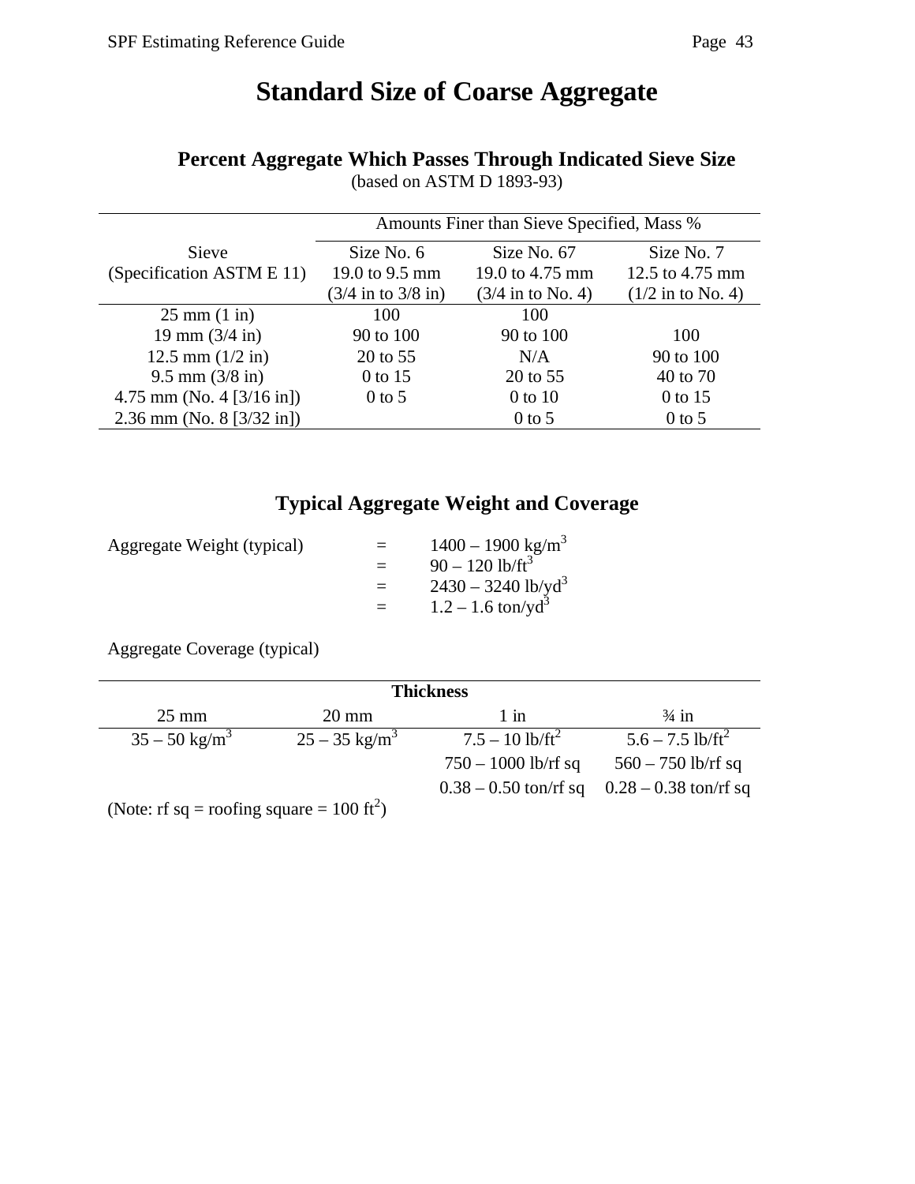# Standard Size of Coarse Aggregate

## Percent Aggregate Which Passes Through Indicated Sieve Size

(based on ASTM D 1893-93)

| Sieve (Specification ASTM E 11) | Amounts Finer than Sieve Specified, Mass % | | |
|---|---|---|---|
| | Size No. 6<br>19.0 to 9.5 mm<br>(3/4 in to 3/8 in) | Size No. 67<br>19.0 to 4.75 mm<br>(3/4 in to No. 4) | Size No. 7<br>12.5 to 4.75 mm<br>(1/2 in to No. 4) |
| 25 mm (1 in) | 100 | 100 | |
| 19 mm (3/4 in) | 90 to 100 | 90 to 100 | 100 |
| 12.5 mm (1/2 in) | 20 to 55 | N/A | 90 to 100 |
| 9.5 mm (3/8 in) | 0 to 15 | 20 to 55 | 40 to 70 |
| 4.75 mm (No. 4 [3/16 in]) | 0 to 5 | 0 to 10 | 0 to 15 |
| 2.36 mm (No. 8 [3/32 in]) | | 0 to 5 | 0 to 5 |

## Typical Aggregate Weight and Coverage

Aggregate Weight (typical) = 1400 – 1900 kg/$m^3$
= 90 – 120 lb/$ft^3$
= 2430 – 3240 lb/$yd^3$
= 1.2 – 1.6 ton/$yd^3$

Aggregate Coverage (typical)

| Thickness | | | |
|---|---|---|---|
| 25 mm | 20 mm | 1 in | ¾ in |
| 35 – 50 kg/$m^3$ | 25 – 35 kg/$m^3$ | 7.5 – 10 lb/$ft^2$ | 5.6 – 7.5 lb/$ft^2$ |
| | | 750 – 1000 lb/rf sq | 560 – 750 lb/rf sq |
| | | 0.38 – 0.50 ton/rf sq | 0.28 – 0.38 ton/rf sq |

(Note: rf sq = roofing square = 100 $ft^2$)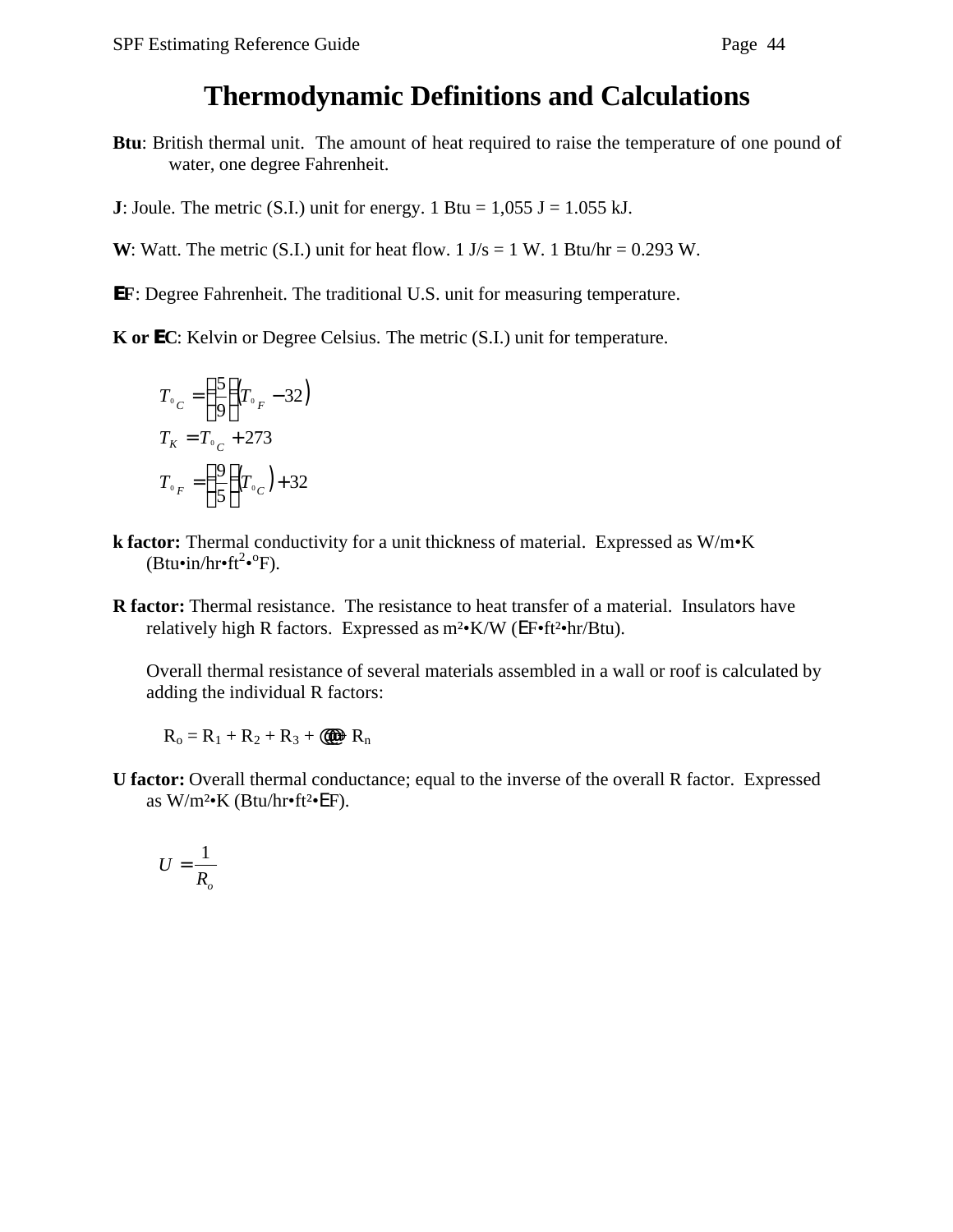# Thermodynamic Definitions and Calculations

**Btu**: British thermal unit. The amount of heat required to raise the temperature of one pound of water, one degree Fahrenheit.

**J**: Joule. The metric (S.I.) unit for energy. 1 Btu = 1,055 J = 1.055 kJ.

**W**: Watt. The metric (S.I.) unit for heat flow. 1 J/s = 1 W. 1 Btu/hr = 0.293 W.

**°F**: Degree Fahrenheit. The traditional U.S. unit for measuring temperature.

**K or °C**: Kelvin or Degree Celsius. The metric (S.I.) unit for temperature.

$$T_{^0C} = \left(\frac{5}{9}\right)\left(T_{^0F} - 32\right)$$

$$T_K = T_{^0C} + 273$$

$$T_{^0F} = \left(\frac{9}{5}\right)\left(T_{^0C}\right) + 32$$

**k factor:** Thermal conductivity for a unit thickness of material. Expressed as W/m•K (Btu•in/hr•ft$^2$•$^o$F).

**R factor:** Thermal resistance. The resistance to heat transfer of a material. Insulators have relatively high R factors. Expressed as m$^2$•K/W (°F•ft$^2$•hr/Btu).

Overall thermal resistance of several materials assembled in a wall or roof is calculated by adding the individual R factors:

$$R_o = R_1 + R_2 + R_3 + \ldots + R_n$$

**U factor:** Overall thermal conductance; equal to the inverse of the overall R factor. Expressed as W/m$^2$•K (Btu/hr•ft$^2$•°F).

$$U = \frac{1}{R_o}$$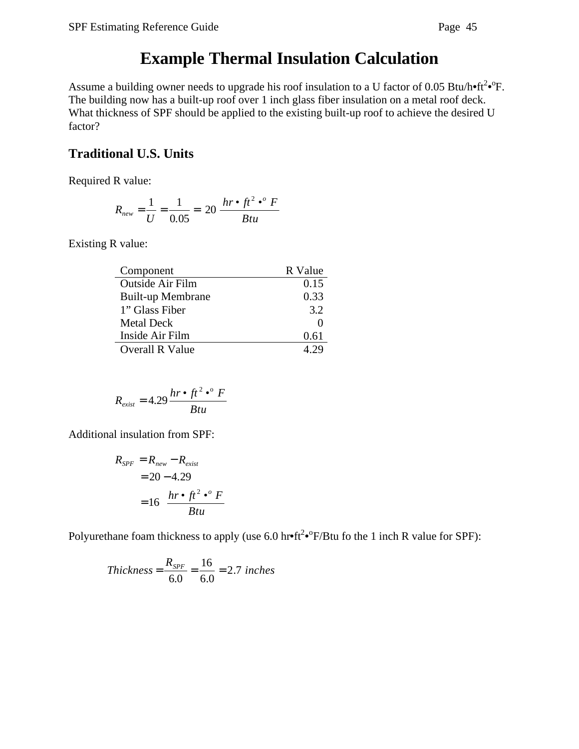# Example Thermal Insulation Calculation

Assume a building owner needs to upgrade his roof insulation to a U factor of 0.05 Btu/h•ft$^2$•$^o$F. The building now has a built-up roof over 1 inch glass fiber insulation on a metal roof deck. What thickness of SPF should be applied to the existing built-up roof to achieve the desired U factor?

## Traditional U.S. Units

Required R value:

$$R_{new} = \frac{1}{U} = \frac{1}{0.05} = 20 \ \frac{hr \bullet ft^2 \bullet^o F}{Btu}$$

Existing R value:

| Component | R Value |
|---|---|
| Outside Air Film | 0.15 |
| Built-up Membrane | 0.33 |
| 1" Glass Fiber | 3.2 |
| Metal Deck | 0 |
| Inside Air Film | 0.61 |
| Overall R Value | 4.29 |

$$R_{exist} = 4.29 \frac{hr \bullet ft^2 \bullet^o F}{Btu}$$

Additional insulation from SPF:

$$\begin{aligned} R_{SPF} &= R_{new} - R_{exist} \\ &= 20 - 4.29 \\ &= 16 \ \frac{hr \bullet ft^2 \bullet^o F}{Btu} \end{aligned}$$

Polyurethane foam thickness to apply (use 6.0 hr•ft$^2$•$^o$F/Btu fo the 1 inch R value for SPF):

$$Thickness = \frac{R_{SPF}}{6.0} = \frac{16}{6.0} = 2.7 \ inches$$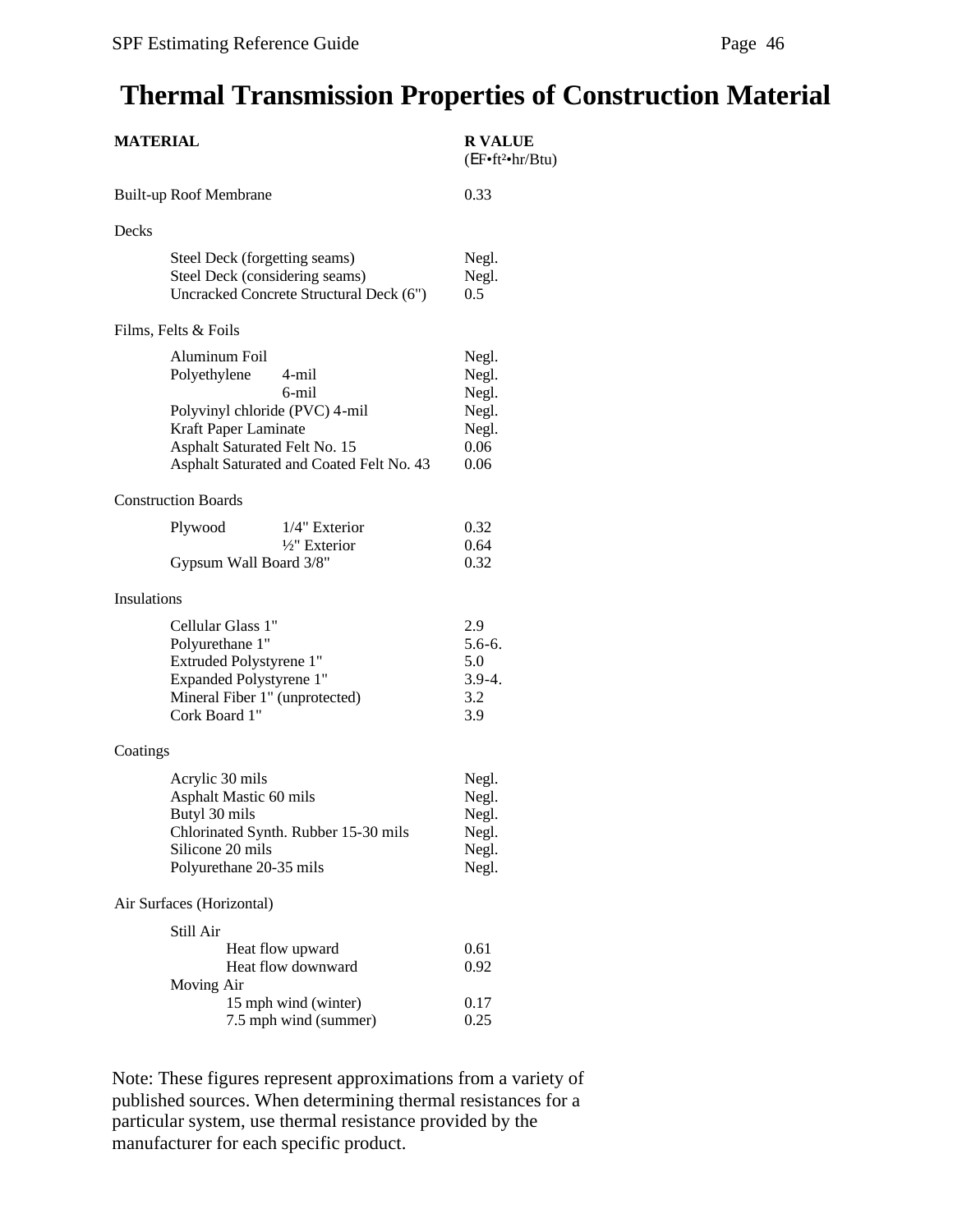# Thermal Transmission Properties of Construction Material

| MATERIAL | R VALUE (°F•ft²•hr/Btu) |
|---|---|
| Built-up Roof Membrane | 0.33 |
| **Decks** | |
| Steel Deck (forgetting seams) | Negl. |
| Steel Deck (considering seams) | Negl. |
| Uncracked Concrete Structural Deck (6") | 0.5 |
| **Films, Felts & Foils** | |
| Aluminum Foil | Negl. |
| Polyethylene 4-mil | Negl. |
| Polyethylene 6-mil | Negl. |
| Polyvinyl chloride (PVC) 4-mil | Negl. |
| Kraft Paper Laminate | Negl. |
| Asphalt Saturated Felt No. 15 | 0.06 |
| Asphalt Saturated and Coated Felt No. 43 | 0.06 |
| **Construction Boards** | |
| Plywood 1/4" Exterior | 0.32 |
| Plywood ½" Exterior | 0.64 |
| Gypsum Wall Board 3/8" | 0.32 |
| **Insulations** | |
| Cellular Glass 1" | 2.9 |
| Polyurethane 1" | 5.6-6. |
| Extruded Polystyrene 1" | 5.0 |
| Expanded Polystyrene 1" | 3.9-4. |
| Mineral Fiber 1" (unprotected) | 3.2 |
| Cork Board 1" | 3.9 |
| **Coatings** | |
| Acrylic 30 mils | Negl. |
| Asphalt Mastic 60 mils | Negl. |
| Butyl 30 mils | Negl. |
| Chlorinated Synth. Rubber 15-30 mils | Negl. |
| Silicone 20 mils | Negl. |
| Polyurethane 20-35 mils | Negl. |
| **Air Surfaces (Horizontal)** | |
| Still Air – Heat flow upward | 0.61 |
| Still Air – Heat flow downward | 0.92 |
| Moving Air – 15 mph wind (winter) | 0.17 |
| Moving Air – 7.5 mph wind (summer) | 0.25 |

Note: These figures represent approximations from a variety of published sources. When determining thermal resistances for a particular system, use thermal resistance provided by the manufacturer for each specific product.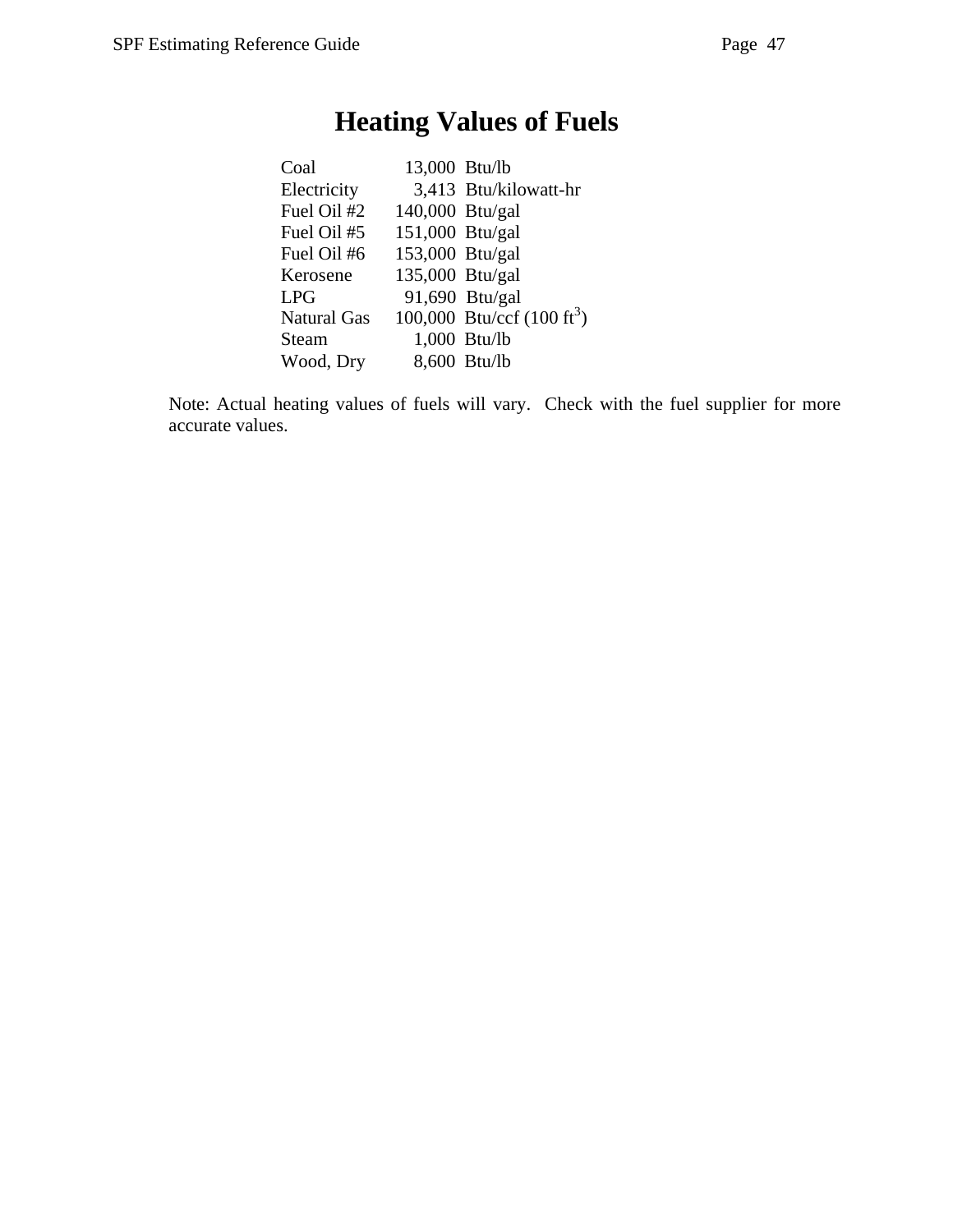# Heating Values of Fuels

| | | |
|---|---|---|
| Coal | 13,000 | Btu/lb |
| Electricity | 3,413 | Btu/kilowatt-hr |
| Fuel Oil #2 | 140,000 | Btu/gal |
| Fuel Oil #5 | 151,000 | Btu/gal |
| Fuel Oil #6 | 153,000 | Btu/gal |
| Kerosene | 135,000 | Btu/gal |
| LPG | 91,690 | Btu/gal |
| Natural Gas | 100,000 | Btu/ccf (100 $ft^3$) |
| Steam | 1,000 | Btu/lb |
| Wood, Dry | 8,600 | Btu/lb |

Note: Actual heating values of fuels will vary. Check with the fuel supplier for more accurate values.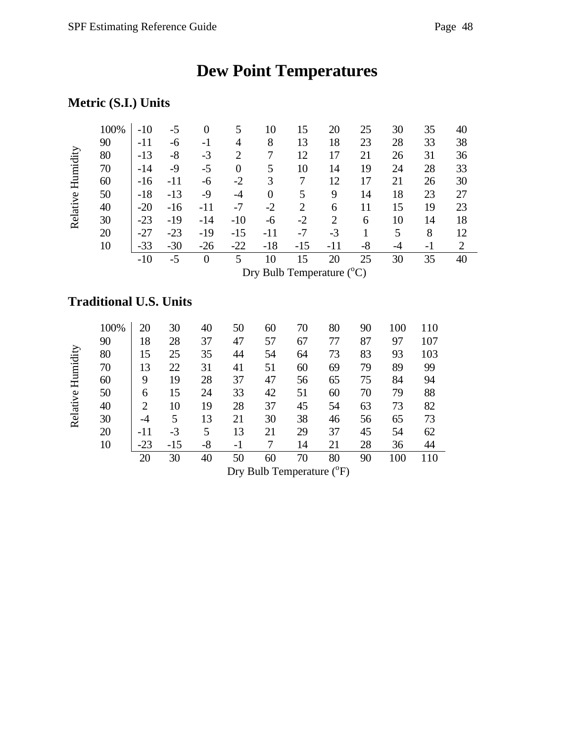# Dew Point Temperatures

## Metric (S.I.) Units

| Relative Humidity | -10 | -5 | 0 | 5 | 10 | 15 | 20 | 25 | 30 | 35 | 40 |
|---|---|---|---|---|---|---|---|---|---|---|---|
| 100% | -10 | -5 | 0 | 5 | 10 | 15 | 20 | 25 | 30 | 35 | 40 |
| 90 | -11 | -6 | -1 | 4 | 8 | 13 | 18 | 23 | 28 | 33 | 38 |
| 80 | -13 | -8 | -3 | 2 | 7 | 12 | 17 | 21 | 26 | 31 | 36 |
| 70 | -14 | -9 | -5 | 0 | 5 | 10 | 14 | 19 | 24 | 28 | 33 |
| 60 | -16 | -11 | -6 | -2 | 3 | 7 | 12 | 17 | 21 | 26 | 30 |
| 50 | -18 | -13 | -9 | -4 | 0 | 5 | 9 | 14 | 18 | 23 | 27 |
| 40 | -20 | -16 | -11 | -7 | -2 | 2 | 6 | 11 | 15 | 19 | 23 |
| 30 | -23 | -19 | -14 | -10 | -6 | -2 | 2 | 6 | 10 | 14 | 18 |
| 20 | -27 | -23 | -19 | -15 | -11 | -7 | -3 | 1 | 5 | 8 | 12 |
| 10 | -33 | -30 | -26 | -22 | -18 | -15 | -11 | -8 | -4 | -1 | 2 |

Dry Bulb Temperature ($^{o}$C)

## Traditional U.S. Units

| Relative Humidity | 20 | 30 | 40 | 50 | 60 | 70 | 80 | 90 | 100 | 110 |
|---|---|---|---|---|---|---|---|---|---|---|
| 100% | 20 | 30 | 40 | 50 | 60 | 70 | 80 | 90 | 100 | 110 |
| 90 | 18 | 28 | 37 | 47 | 57 | 67 | 77 | 87 | 97 | 107 |
| 80 | 15 | 25 | 35 | 44 | 54 | 64 | 73 | 83 | 93 | 103 |
| 70 | 13 | 22 | 31 | 41 | 51 | 60 | 69 | 79 | 89 | 99 |
| 60 | 9 | 19 | 28 | 37 | 47 | 56 | 65 | 75 | 84 | 94 |
| 50 | 6 | 15 | 24 | 33 | 42 | 51 | 60 | 70 | 79 | 88 |
| 40 | 2 | 10 | 19 | 28 | 37 | 45 | 54 | 63 | 73 | 82 |
| 30 | -4 | 5 | 13 | 21 | 30 | 38 | 46 | 56 | 65 | 73 |
| 20 | -11 | -3 | 5 | 13 | 21 | 29 | 37 | 45 | 54 | 62 |
| 10 | -23 | -15 | -8 | -1 | 7 | 14 | 21 | 28 | 36 | 44 |

Dry Bulb Temperature ($^{o}$F)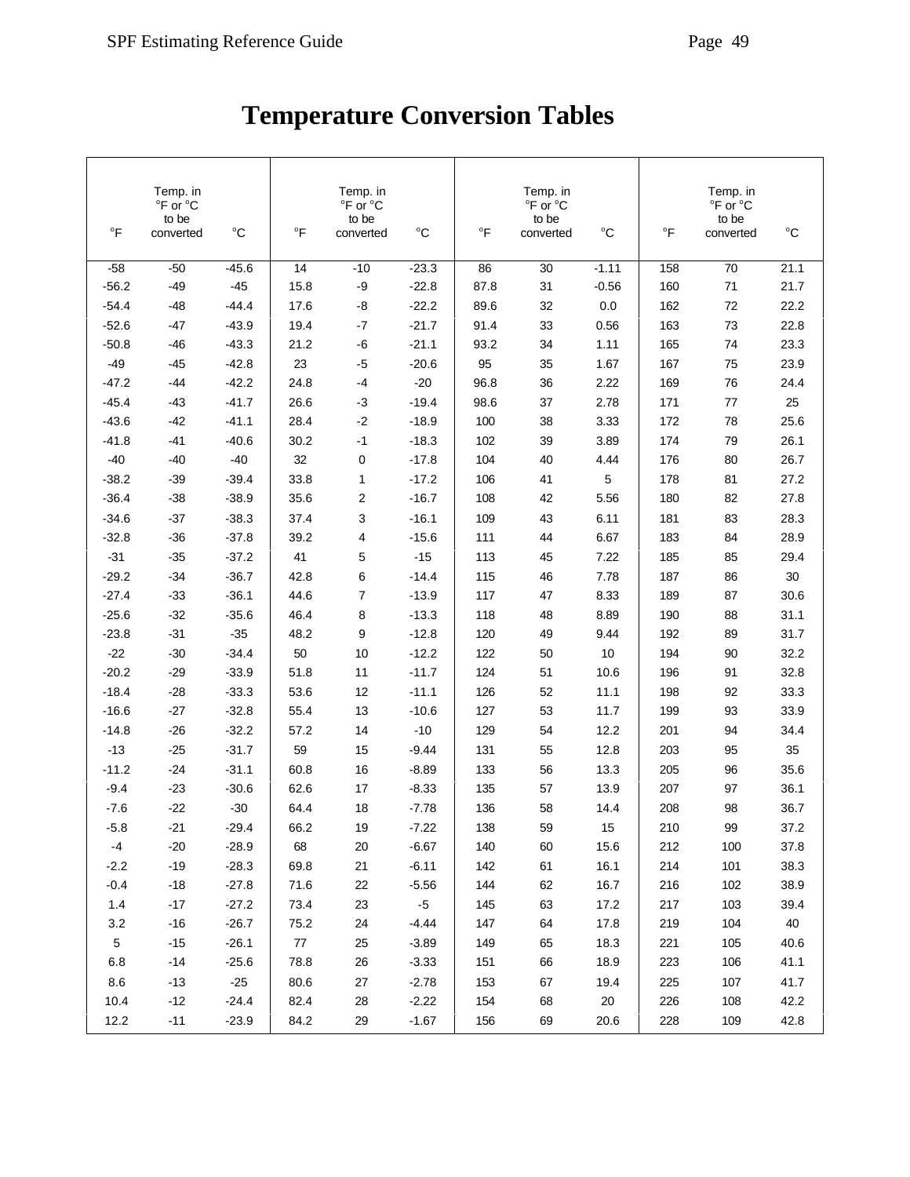# Temperature Conversion Tables

| °F | Temp. in °F or °C to be converted | °C | °F | Temp. in °F or °C to be converted | °C | °F | Temp. in °F or °C to be converted | °C | °F | Temp. in °F or °C to be converted | °C |
|---|---|---|---|---|---|---|---|---|---|---|---|
| -58 | -50 | -45.6 | 14 | -10 | -23.3 | 86 | 30 | -1.11 | 158 | 70 | 21.1 |
| -56.2 | -49 | -45 | 15.8 | -9 | -22.8 | 87.8 | 31 | -0.56 | 160 | 71 | 21.7 |
| -54.4 | -48 | -44.4 | 17.6 | -8 | -22.2 | 89.6 | 32 | 0.0 | 162 | 72 | 22.2 |
| -52.6 | -47 | -43.9 | 19.4 | -7 | -21.7 | 91.4 | 33 | 0.56 | 163 | 73 | 22.8 |
| -50.8 | -46 | -43.3 | 21.2 | -6 | -21.1 | 93.2 | 34 | 1.11 | 165 | 74 | 23.3 |
| -49 | -45 | -42.8 | 23 | -5 | -20.6 | 95 | 35 | 1.67 | 167 | 75 | 23.9 |
| -47.2 | -44 | -42.2 | 24.8 | -4 | -20 | 96.8 | 36 | 2.22 | 169 | 76 | 24.4 |
| -45.4 | -43 | -41.7 | 26.6 | -3 | -19.4 | 98.6 | 37 | 2.78 | 171 | 77 | 25 |
| -43.6 | -42 | -41.1 | 28.4 | -2 | -18.9 | 100 | 38 | 3.33 | 172 | 78 | 25.6 |
| -41.8 | -41 | -40.6 | 30.2 | -1 | -18.3 | 102 | 39 | 3.89 | 174 | 79 | 26.1 |
| -40 | -40 | -40 | 32 | 0 | -17.8 | 104 | 40 | 4.44 | 176 | 80 | 26.7 |
| -38.2 | -39 | -39.4 | 33.8 | 1 | -17.2 | 106 | 41 | 5 | 178 | 81 | 27.2 |
| -36.4 | -38 | -38.9 | 35.6 | 2 | -16.7 | 108 | 42 | 5.56 | 180 | 82 | 27.8 |
| -34.6 | -37 | -38.3 | 37.4 | 3 | -16.1 | 109 | 43 | 6.11 | 181 | 83 | 28.3 |
| -32.8 | -36 | -37.8 | 39.2 | 4 | -15.6 | 111 | 44 | 6.67 | 183 | 84 | 28.9 |
| -31 | -35 | -37.2 | 41 | 5 | -15 | 113 | 45 | 7.22 | 185 | 85 | 29.4 |
| -29.2 | -34 | -36.7 | 42.8 | 6 | -14.4 | 115 | 46 | 7.78 | 187 | 86 | 30 |
| -27.4 | -33 | -36.1 | 44.6 | 7 | -13.9 | 117 | 47 | 8.33 | 189 | 87 | 30.6 |
| -25.6 | -32 | -35.6 | 46.4 | 8 | -13.3 | 118 | 48 | 8.89 | 190 | 88 | 31.1 |
| -23.8 | -31 | -35 | 48.2 | 9 | -12.8 | 120 | 49 | 9.44 | 192 | 89 | 31.7 |
| -22 | -30 | -34.4 | 50 | 10 | -12.2 | 122 | 50 | 10 | 194 | 90 | 32.2 |
| -20.2 | -29 | -33.9 | 51.8 | 11 | -11.7 | 124 | 51 | 10.6 | 196 | 91 | 32.8 |
| -18.4 | -28 | -33.3 | 53.6 | 12 | -11.1 | 126 | 52 | 11.1 | 198 | 92 | 33.3 |
| -16.6 | -27 | -32.8 | 55.4 | 13 | -10.6 | 127 | 53 | 11.7 | 199 | 93 | 33.9 |
| -14.8 | -26 | -32.2 | 57.2 | 14 | -10 | 129 | 54 | 12.2 | 201 | 94 | 34.4 |
| -13 | -25 | -31.7 | 59 | 15 | -9.44 | 131 | 55 | 12.8 | 203 | 95 | 35 |
| -11.2 | -24 | -31.1 | 60.8 | 16 | -8.89 | 133 | 56 | 13.3 | 205 | 96 | 35.6 |
| -9.4 | -23 | -30.6 | 62.6 | 17 | -8.33 | 135 | 57 | 13.9 | 207 | 97 | 36.1 |
| -7.6 | -22 | -30 | 64.4 | 18 | -7.78 | 136 | 58 | 14.4 | 208 | 98 | 36.7 |
| -5.8 | -21 | -29.4 | 66.2 | 19 | -7.22 | 138 | 59 | 15 | 210 | 99 | 37.2 |
| -4 | -20 | -28.9 | 68 | 20 | -6.67 | 140 | 60 | 15.6 | 212 | 100 | 37.8 |
| -2.2 | -19 | -28.3 | 69.8 | 21 | -6.11 | 142 | 61 | 16.1 | 214 | 101 | 38.3 |
| -0.4 | -18 | -27.8 | 71.6 | 22 | -5.56 | 144 | 62 | 16.7 | 216 | 102 | 38.9 |
| 1.4 | -17 | -27.2 | 73.4 | 23 | -5 | 145 | 63 | 17.2 | 217 | 103 | 39.4 |
| 3.2 | -16 | -26.7 | 75.2 | 24 | -4.44 | 147 | 64 | 17.8 | 219 | 104 | 40 |
| 5 | -15 | -26.1 | 77 | 25 | -3.89 | 149 | 65 | 18.3 | 221 | 105 | 40.6 |
| 6.8 | -14 | -25.6 | 78.8 | 26 | -3.33 | 151 | 66 | 18.9 | 223 | 106 | 41.1 |
| 8.6 | -13 | -25 | 80.6 | 27 | -2.78 | 153 | 67 | 19.4 | 225 | 107 | 41.7 |
| 10.4 | -12 | -24.4 | 82.4 | 28 | -2.22 | 154 | 68 | 20 | 226 | 108 | 42.2 |
| 12.2 | -11 | -23.9 | 84.2 | 29 | -1.67 | 156 | 69 | 20.6 | 228 | 109 | 42.8 |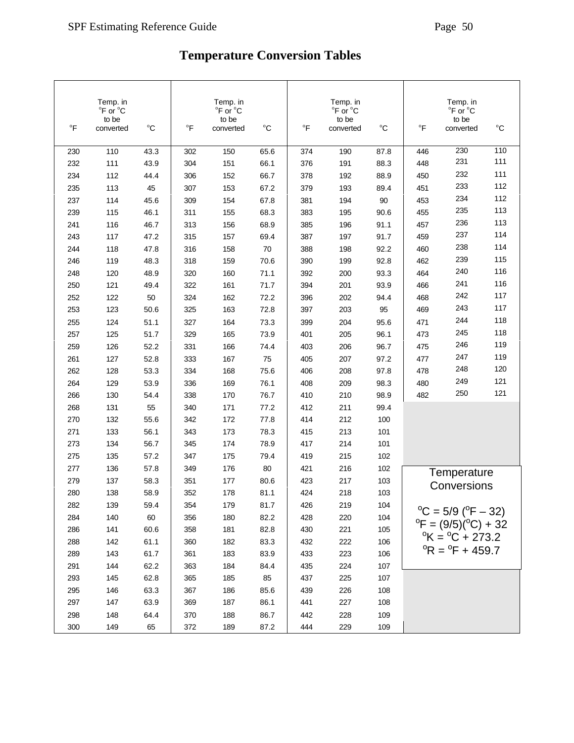# Temperature Conversion Tables

| °F | Temp. in °F or °C to be converted | °C | °F | Temp. in °F or °C to be converted | °C | °F | Temp. in °F or °C to be converted | °C | °F | Temp. in °F or °C to be converted | °C |
|---|---|---|---|---|---|---|---|---|---|---|---|
| 230 | 110 | 43.3 | 302 | 150 | 65.6 | 374 | 190 | 87.8 | 446 | 230 | 110 |
| 232 | 111 | 43.9 | 304 | 151 | 66.1 | 376 | 191 | 88.3 | 448 | 231 | 111 |
| 234 | 112 | 44.4 | 306 | 152 | 66.7 | 378 | 192 | 88.9 | 450 | 232 | 111 |
| 235 | 113 | 45 | 307 | 153 | 67.2 | 379 | 193 | 89.4 | 451 | 233 | 112 |
| 237 | 114 | 45.6 | 309 | 154 | 67.8 | 381 | 194 | 90 | 453 | 234 | 112 |
| 239 | 115 | 46.1 | 311 | 155 | 68.3 | 383 | 195 | 90.6 | 455 | 235 | 113 |
| 241 | 116 | 46.7 | 313 | 156 | 68.9 | 385 | 196 | 91.1 | 457 | 236 | 113 |
| 243 | 117 | 47.2 | 315 | 157 | 69.4 | 387 | 197 | 91.7 | 459 | 237 | 114 |
| 244 | 118 | 47.8 | 316 | 158 | 70 | 388 | 198 | 92.2 | 460 | 238 | 114 |
| 246 | 119 | 48.3 | 318 | 159 | 70.6 | 390 | 199 | 92.8 | 462 | 239 | 115 |
| 248 | 120 | 48.9 | 320 | 160 | 71.1 | 392 | 200 | 93.3 | 464 | 240 | 116 |
| 250 | 121 | 49.4 | 322 | 161 | 71.7 | 394 | 201 | 93.9 | 466 | 241 | 116 |
| 252 | 122 | 50 | 324 | 162 | 72.2 | 396 | 202 | 94.4 | 468 | 242 | 117 |
| 253 | 123 | 50.6 | 325 | 163 | 72.8 | 397 | 203 | 95 | 469 | 243 | 117 |
| 255 | 124 | 51.1 | 327 | 164 | 73.3 | 399 | 204 | 95.6 | 471 | 244 | 118 |
| 257 | 125 | 51.7 | 329 | 165 | 73.9 | 401 | 205 | 96.1 | 473 | 245 | 118 |
| 259 | 126 | 52.2 | 331 | 166 | 74.4 | 403 | 206 | 96.7 | 475 | 246 | 119 |
| 261 | 127 | 52.8 | 333 | 167 | 75 | 405 | 207 | 97.2 | 477 | 247 | 119 |
| 262 | 128 | 53.3 | 334 | 168 | 75.6 | 406 | 208 | 97.8 | 478 | 248 | 120 |
| 264 | 129 | 53.9 | 336 | 169 | 76.1 | 408 | 209 | 98.3 | 480 | 249 | 121 |
| 266 | 130 | 54.4 | 338 | 170 | 76.7 | 410 | 210 | 98.9 | 482 | 250 | 121 |
| 268 | 131 | 55 | 340 | 171 | 77.2 | 412 | 211 | 99.4 | | | |
| 270 | 132 | 55.6 | 342 | 172 | 77.8 | 414 | 212 | 100 | | | |
| 271 | 133 | 56.1 | 343 | 173 | 78.3 | 415 | 213 | 101 | | | |
| 273 | 134 | 56.7 | 345 | 174 | 78.9 | 417 | 214 | 101 | | | |
| 275 | 135 | 57.2 | 347 | 175 | 79.4 | 419 | 215 | 102 | | | |
| 277 | 136 | 57.8 | 349 | 176 | 80 | 421 | 216 | 102 | | | |
| 279 | 137 | 58.3 | 351 | 177 | 80.6 | 423 | 217 | 103 | | | |
| 280 | 138 | 58.9 | 352 | 178 | 81.1 | 424 | 218 | 103 | | | |
| 282 | 139 | 59.4 | 354 | 179 | 81.7 | 426 | 219 | 104 | | | |
| 284 | 140 | 60 | 356 | 180 | 82.2 | 428 | 220 | 104 | | | |
| 286 | 141 | 60.6 | 358 | 181 | 82.8 | 430 | 221 | 105 | | | |
| 288 | 142 | 61.1 | 360 | 182 | 83.3 | 432 | 222 | 106 | | | |
| 289 | 143 | 61.7 | 361 | 183 | 83.9 | 433 | 223 | 106 | | | |
| 291 | 144 | 62.2 | 363 | 184 | 84.4 | 435 | 224 | 107 | | | |
| 293 | 145 | 62.8 | 365 | 185 | 85 | 437 | 225 | 107 | | | |
| 295 | 146 | 63.3 | 367 | 186 | 85.6 | 439 | 226 | 108 | | | |
| 297 | 147 | 63.9 | 369 | 187 | 86.1 | 441 | 227 | 108 | | | |
| 298 | 148 | 64.4 | 370 | 188 | 86.7 | 442 | 228 | 109 | | | |
| 300 | 149 | 65 | 372 | 189 | 87.2 | 444 | 229 | 109 | | | |

**Temperature Conversions**

$^oC = 5/9\ (^oF - 32)$

$^oF = (9/5)(^oC) + 32$

$^oK = {^oC} + 273.2$

$^oR = {^oF} + 459.7$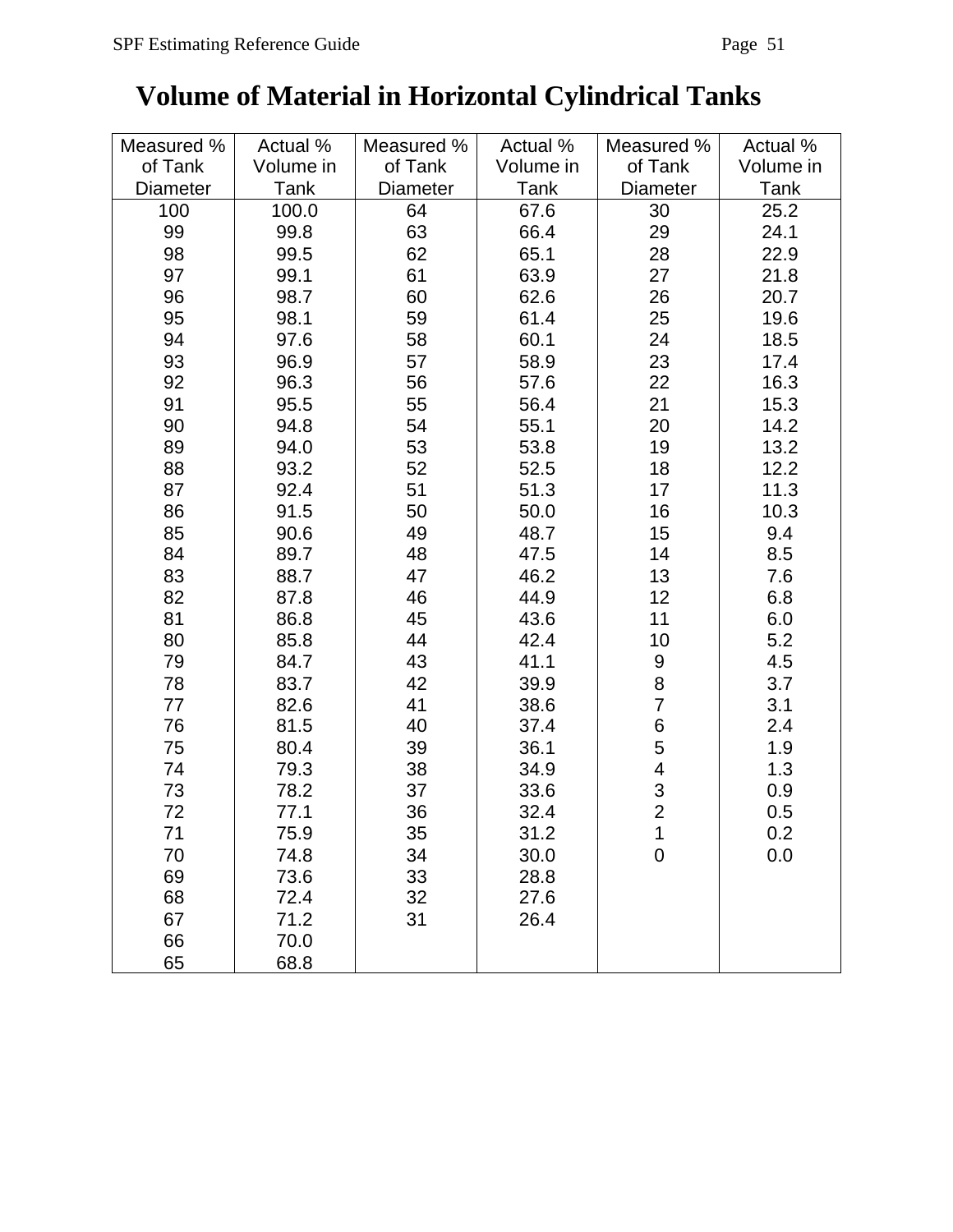# Volume of Material in Horizontal Cylindrical Tanks

| Measured % of Tank Diameter | Actual % Volume in Tank | Measured % of Tank Diameter | Actual % Volume in Tank | Measured % of Tank Diameter | Actual % Volume in Tank |
|---|---|---|---|---|---|
| 100 | 100.0 | 64 | 67.6 | 30 | 25.2 |
| 99 | 99.8 | 63 | 66.4 | 29 | 24.1 |
| 98 | 99.5 | 62 | 65.1 | 28 | 22.9 |
| 97 | 99.1 | 61 | 63.9 | 27 | 21.8 |
| 96 | 98.7 | 60 | 62.6 | 26 | 20.7 |
| 95 | 98.1 | 59 | 61.4 | 25 | 19.6 |
| 94 | 97.6 | 58 | 60.1 | 24 | 18.5 |
| 93 | 96.9 | 57 | 58.9 | 23 | 17.4 |
| 92 | 96.3 | 56 | 57.6 | 22 | 16.3 |
| 91 | 95.5 | 55 | 56.4 | 21 | 15.3 |
| 90 | 94.8 | 54 | 55.1 | 20 | 14.2 |
| 89 | 94.0 | 53 | 53.8 | 19 | 13.2 |
| 88 | 93.2 | 52 | 52.5 | 18 | 12.2 |
| 87 | 92.4 | 51 | 51.3 | 17 | 11.3 |
| 86 | 91.5 | 50 | 50.0 | 16 | 10.3 |
| 85 | 90.6 | 49 | 48.7 | 15 | 9.4 |
| 84 | 89.7 | 48 | 47.5 | 14 | 8.5 |
| 83 | 88.7 | 47 | 46.2 | 13 | 7.6 |
| 82 | 87.8 | 46 | 44.9 | 12 | 6.8 |
| 81 | 86.8 | 45 | 43.6 | 11 | 6.0 |
| 80 | 85.8 | 44 | 42.4 | 10 | 5.2 |
| 79 | 84.7 | 43 | 41.1 | 9 | 4.5 |
| 78 | 83.7 | 42 | 39.9 | 8 | 3.7 |
| 77 | 82.6 | 41 | 38.6 | 7 | 3.1 |
| 76 | 81.5 | 40 | 37.4 | 6 | 2.4 |
| 75 | 80.4 | 39 | 36.1 | 5 | 1.9 |
| 74 | 79.3 | 38 | 34.9 | 4 | 1.3 |
| 73 | 78.2 | 37 | 33.6 | 3 | 0.9 |
| 72 | 77.1 | 36 | 32.4 | 2 | 0.5 |
| 71 | 75.9 | 35 | 31.2 | 1 | 0.2 |
| 70 | 74.8 | 34 | 30.0 | 0 | 0.0 |
| 69 | 73.6 | 33 | 28.8 | | |
| 68 | 72.4 | 32 | 27.6 | | |
| 67 | 71.2 | 31 | 26.4 | | |
| 66 | 70.0 | | | | |
| 65 | 68.8 | | | | |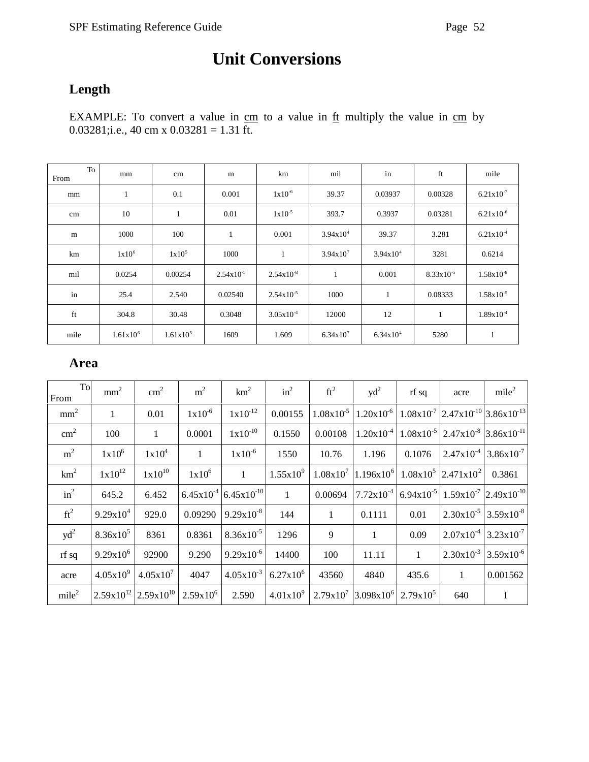# Unit Conversions

## Length

EXAMPLE: To convert a value in cm to a value in ft multiply the value in cm by 0.03281;i.e., 40 cm x 0.03281 = 1.31 ft.

| From \ To | mm | cm | m | km | mil | in | ft | mile |
|---|---|---|---|---|---|---|---|---|
| mm | 1 | 0.1 | 0.001 | $1x10^{-6}$ | 39.37 | 0.03937 | 0.00328 | $6.21x10^{-7}$ |
| cm | 10 | 1 | 0.01 | $1x10^{-5}$ | 393.7 | 0.3937 | 0.03281 | $6.21x10^{-6}$ |
| m | 1000 | 100 | 1 | 0.001 | $3.94x10^{4}$ | 39.37 | 3.281 | $6.21x10^{-4}$ |
| km | $1x10^{6}$ | $1x10^{5}$ | 1000 | 1 | $3.94x10^{7}$ | $3.94x10^{4}$ | 3281 | 0.6214 |
| mil | 0.0254 | 0.00254 | $2.54x10^{-5}$ | $2.54x10^{-8}$ | 1 | 0.001 | $8.33x10^{-5}$ | $1.58x10^{-8}$ |
| in | 25.4 | 2.540 | 0.02540 | $2.54x10^{-5}$ | 1000 | 1 | 0.08333 | $1.58x10^{-5}$ |
| ft | 304.8 | 30.48 | 0.3048 | $3.05x10^{-4}$ | 12000 | 12 | 1 | $1.89x10^{-4}$ |
| mile | $1.61x10^{6}$ | $1.61x10^{5}$ | 1609 | 1.609 | $6.34x10^{7}$ | $6.34x10^{4}$ | 5280 | 1 |

## Area

| From \ To | $mm^2$ | $cm^2$ | $m^2$ | $km^2$ | $in^2$ | $ft^2$ | $yd^2$ | rf sq | acre | $mile^2$ |
|---|---|---|---|---|---|---|---|---|---|---|
| $mm^2$ | 1 | 0.01 | $1x10^{-6}$ | $1x10^{-12}$ | 0.00155 | $1.08x10^{-5}$ | $1.20x10^{-6}$ | $1.08x10^{-7}$ | $2.47x10^{-10}$ | $3.86x10^{-13}$ |
| $cm^2$ | 100 | 1 | 0.0001 | $1x10^{-10}$ | 0.1550 | 0.00108 | $1.20x10^{-4}$ | $1.08x10^{-5}$ | $2.47x10^{-8}$ | $3.86x10^{-11}$ |
| $m^2$ | $1x10^{6}$ | $1x10^{4}$ | 1 | $1x10^{-6}$ | 1550 | 10.76 | 1.196 | 0.1076 | $2.47x10^{-4}$ | $3.86x10^{-7}$ |
| $km^2$ | $1x10^{12}$ | $1x10^{10}$ | $1x10^{6}$ | 1 | $1.55x10^{9}$ | $1.08x10^{7}$ | $1.196x10^{6}$ | $1.08x10^{5}$ | $2.471x10^{2}$ | 0.3861 |
| $in^2$ | 645.2 | 6.452 | $6.45x10^{-4}$ | $6.45x10^{-10}$ | 1 | 0.00694 | $7.72x10^{-4}$ | $6.94x10^{-5}$ | $1.59x10^{-7}$ | $2.49x10^{-10}$ |
| $ft^2$ | $9.29x10^{4}$ | 929.0 | 0.09290 | $9.29x10^{-8}$ | 144 | 1 | 0.1111 | 0.01 | $2.30x10^{-5}$ | $3.59x10^{-8}$ |
| $yd^2$ | $8.36x10^{5}$ | 8361 | 0.8361 | $8.36x10^{-5}$ | 1296 | 9 | 1 | 0.09 | $2.07x10^{-4}$ | $3.23x10^{-7}$ |
| rf sq | $9.29x10^{6}$ | 92900 | 9.290 | $9.29x10^{-6}$ | 14400 | 100 | 11.11 | 1 | $2.30x10^{-3}$ | $3.59x10^{-6}$ |
| acre | $4.05x10^{9}$ | $4.05x10^{7}$ | 4047 | $4.05x10^{-3}$ | $6.27x10^{6}$ | 43560 | 4840 | 435.6 | 1 | 0.001562 |
| $mile^2$ | $2.59x10^{12}$ | $2.59x10^{10}$ | $2.59x10^{6}$ | 2.590 | $4.01x10^{9}$ | $2.79x10^{7}$ | $3.098x10^{6}$ | $2.79x10^{5}$ | 640 | 1 |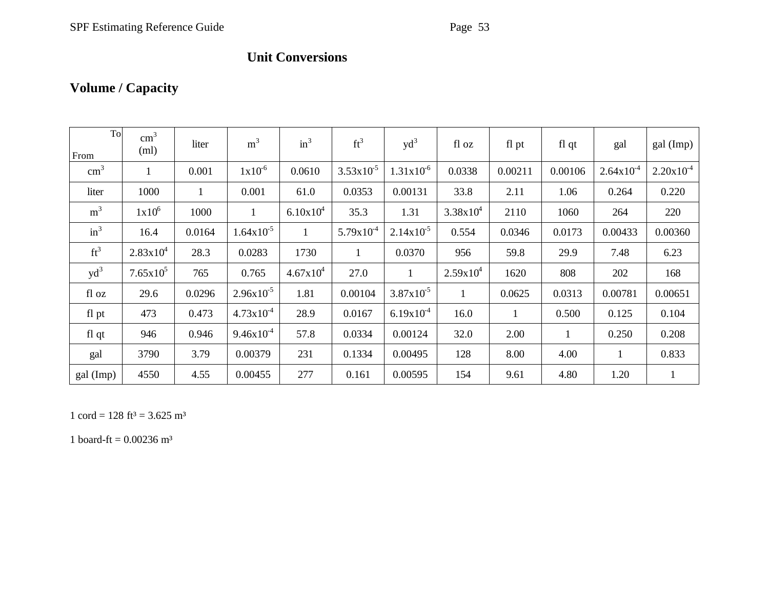# Unit Conversions

## Volume / Capacity

| From \ To | $cm^3$ (ml) | liter | $m^3$ | $in^3$ | $ft^3$ | $yd^3$ | fl oz | fl pt | fl qt | gal | gal (Imp) |
|---|---|---|---|---|---|---|---|---|---|---|---|
| $cm^3$ | 1 | 0.001 | $1 \times 10^{-6}$ | 0.0610 | $3.53 \times 10^{-5}$ | $1.31 \times 10^{-6}$ | 0.0338 | 0.00211 | 0.00106 | $2.64 \times 10^{-4}$ | $2.20 \times 10^{-4}$ |
| liter | 1000 | 1 | 0.001 | 61.0 | 0.0353 | 0.00131 | 33.8 | 2.11 | 1.06 | 0.264 | 0.220 |
| $m^3$ | $1 \times 10^{6}$ | 1000 | 1 | $6.10 \times 10^{4}$ | 35.3 | 1.31 | $3.38 \times 10^{4}$ | 2110 | 1060 | 264 | 220 |
| $in^3$ | 16.4 | 0.0164 | $1.64 \times 10^{-5}$ | 1 | $5.79 \times 10^{-4}$ | $2.14 \times 10^{-5}$ | 0.554 | 0.0346 | 0.0173 | 0.00433 | 0.00360 |
| $ft^3$ | $2.83 \times 10^{4}$ | 28.3 | 0.0283 | 1730 | 1 | 0.0370 | 956 | 59.8 | 29.9 | 7.48 | 6.23 |
| $yd^3$ | $7.65 \times 10^{5}$ | 765 | 0.765 | $4.67 \times 10^{4}$ | 27.0 | 1 | $2.59 \times 10^{4}$ | 1620 | 808 | 202 | 168 |
| fl oz | 29.6 | 0.0296 | $2.96 \times 10^{-5}$ | 1.81 | 0.00104 | $3.87 \times 10^{-5}$ | 1 | 0.0625 | 0.0313 | 0.00781 | 0.00651 |
| fl pt | 473 | 0.473 | $4.73 \times 10^{-4}$ | 28.9 | 0.0167 | $6.19 \times 10^{-4}$ | 16.0 | 1 | 0.500 | 0.125 | 0.104 |
| fl qt | 946 | 0.946 | $9.46 \times 10^{-4}$ | 57.8 | 0.0334 | 0.00124 | 32.0 | 2.00 | 1 | 0.250 | 0.208 |
| gal | 3790 | 3.79 | 0.00379 | 231 | 0.1334 | 0.00495 | 128 | 8.00 | 4.00 | 1 | 0.833 |
| gal (Imp) | 4550 | 4.55 | 0.00455 | 277 | 0.161 | 0.00595 | 154 | 9.61 | 4.80 | 1.20 | 1 |

1 cord = 128 $ft^3$ = 3.625 $m^3$

1 board-ft = 0.00236 $m^3$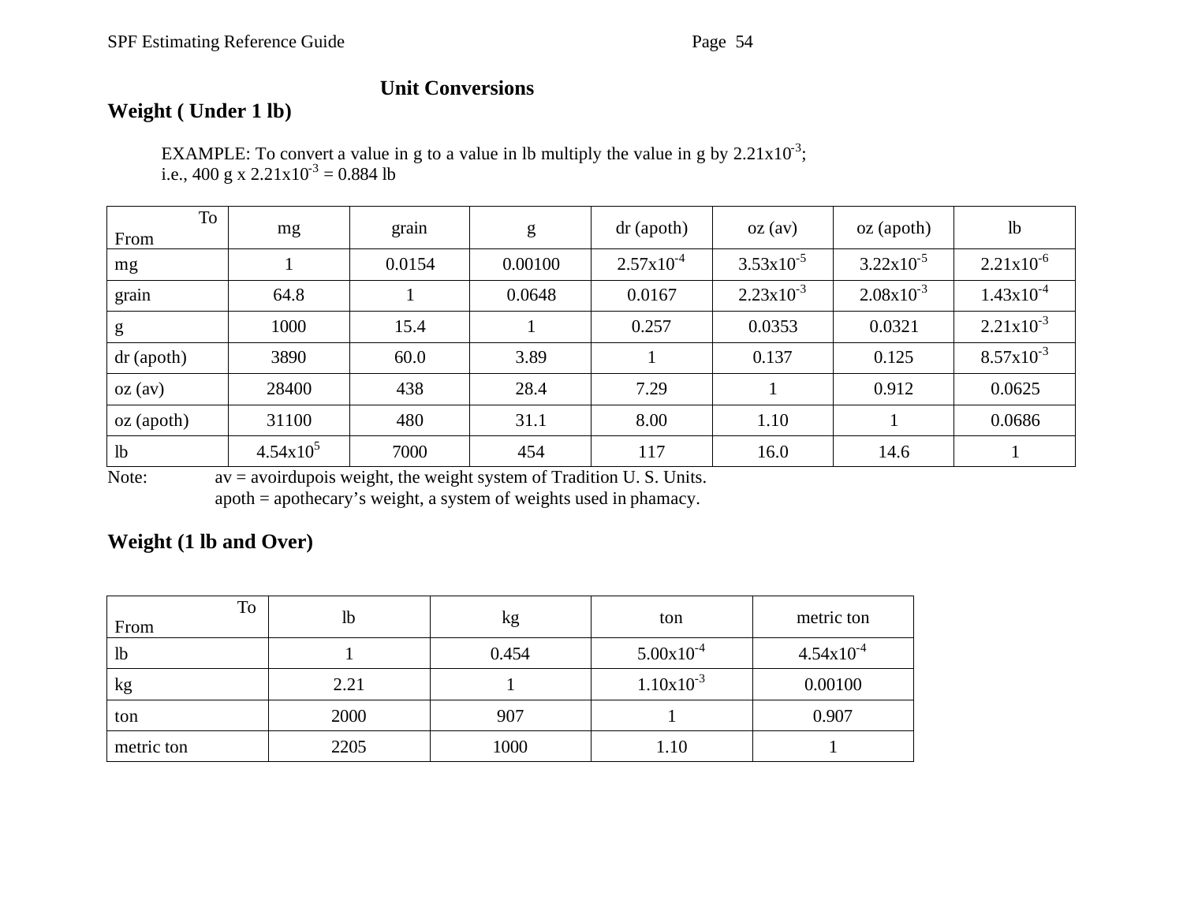## Unit Conversions

### Weight ( Under 1 lb)

EXAMPLE: To convert a value in g to a value in lb multiply the value in g by $2.21 \times 10^{-3}$;
i.e., 400 g x $2.21 \times 10^{-3}$ = 0.884 lb

| To / From | mg | grain | g | dr (apoth) | oz (av) | oz (apoth) | lb |
|---|---|---|---|---|---|---|---|
| mg | 1 | 0.0154 | 0.00100 | $2.57 \times 10^{-4}$ | $3.53 \times 10^{-5}$ | $3.22 \times 10^{-5}$ | $2.21 \times 10^{-6}$ |
| grain | 64.8 | 1 | 0.0648 | 0.0167 | $2.23 \times 10^{-3}$ | $2.08 \times 10^{-3}$ | $1.43 \times 10^{-4}$ |
| g | 1000 | 15.4 | 1 | 0.257 | 0.0353 | 0.0321 | $2.21 \times 10^{-3}$ |
| dr (apoth) | 3890 | 60.0 | 3.89 | 1 | 0.137 | 0.125 | $8.57 \times 10^{-3}$ |
| oz (av) | 28400 | 438 | 28.4 | 7.29 | 1 | 0.912 | 0.0625 |
| oz (apoth) | 31100 | 480 | 31.1 | 8.00 | 1.10 | 1 | 0.0686 |
| lb | $4.54 \times 10^{5}$ | 7000 | 454 | 117 | 16.0 | 14.6 | 1 |

Note: av = avoirdupois weight, the weight system of Tradition U. S. Units.
apoth = apothecary's weight, a system of weights used in phamacy.

### Weight (1 lb and Over)

| To / From | lb | kg | ton | metric ton |
|---|---|---|---|---|
| lb | 1 | 0.454 | $5.00 \times 10^{-4}$ | $4.54 \times 10^{-4}$ |
| kg | 2.21 | 1 | $1.10 \times 10^{-3}$ | 0.00100 |
| ton | 2000 | 907 | 1 | 0.907 |
| metric ton | 2205 | 1000 | 1.10 | 1 |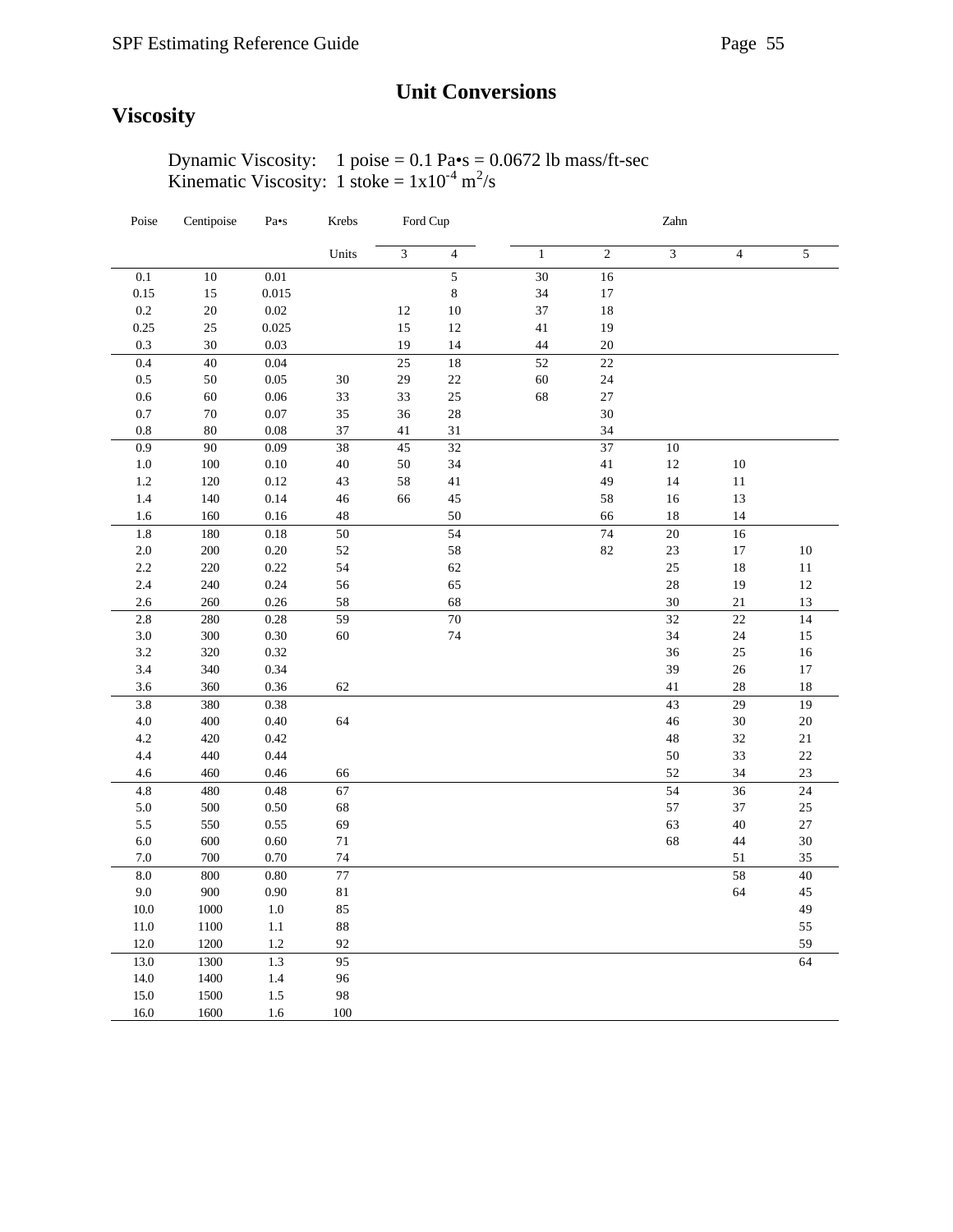# Unit Conversions

## Viscosity

Dynamic Viscosity: 1 poise = 0.1 Pa•s = 0.0672 lb mass/ft-sec
Kinematic Viscosity: 1 stoke = $1\text{x}10^{-4}$ $m^2/s$

| Poise | Centipoise | Pa•s | Krebs | Ford Cup | | Zahn | | | | |
|---|---|---|---|---|---|---|---|---|---|---|
| | | | Units | 3 | 4 | 1 | 2 | 3 | 4 | 5 |
| 0.1 | 10 | 0.01 | | | 5 | 30 | 16 | | | |
| 0.15 | 15 | 0.015 | | | 8 | 34 | 17 | | | |
| 0.2 | 20 | 0.02 | | 12 | 10 | 37 | 18 | | | |
| 0.25 | 25 | 0.025 | | 15 | 12 | 41 | 19 | | | |
| 0.3 | 30 | 0.03 | | 19 | 14 | 44 | 20 | | | |
| 0.4 | 40 | 0.04 | | 25 | 18 | 52 | 22 | | | |
| 0.5 | 50 | 0.05 | 30 | 29 | 22 | 60 | 24 | | | |
| 0.6 | 60 | 0.06 | 33 | 33 | 25 | 68 | 27 | | | |
| 0.7 | 70 | 0.07 | 35 | 36 | 28 | | 30 | | | |
| 0.8 | 80 | 0.08 | 37 | 41 | 31 | | 34 | | | |
| 0.9 | 90 | 0.09 | 38 | 45 | 32 | | 37 | 10 | | |
| 1.0 | 100 | 0.10 | 40 | 50 | 34 | | 41 | 12 | 10 | |
| 1.2 | 120 | 0.12 | 43 | 58 | 41 | | 49 | 14 | 11 | |
| 1.4 | 140 | 0.14 | 46 | 66 | 45 | | 58 | 16 | 13 | |
| 1.6 | 160 | 0.16 | 48 | | 50 | | 66 | 18 | 14 | |
| 1.8 | 180 | 0.18 | 50 | | 54 | | 74 | 20 | 16 | |
| 2.0 | 200 | 0.20 | 52 | | 58 | | 82 | 23 | 17 | 10 |
| 2.2 | 220 | 0.22 | 54 | | 62 | | | 25 | 18 | 11 |
| 2.4 | 240 | 0.24 | 56 | | 65 | | | 28 | 19 | 12 |
| 2.6 | 260 | 0.26 | 58 | | 68 | | | 30 | 21 | 13 |
| 2.8 | 280 | 0.28 | 59 | | 70 | | | 32 | 22 | 14 |
| 3.0 | 300 | 0.30 | 60 | | 74 | | | 34 | 24 | 15 |
| 3.2 | 320 | 0.32 | | | | | | 36 | 25 | 16 |
| 3.4 | 340 | 0.34 | | | | | | 39 | 26 | 17 |
| 3.6 | 360 | 0.36 | 62 | | | | | 41 | 28 | 18 |
| 3.8 | 380 | 0.38 | | | | | | 43 | 29 | 19 |
| 4.0 | 400 | 0.40 | 64 | | | | | 46 | 30 | 20 |
| 4.2 | 420 | 0.42 | | | | | | 48 | 32 | 21 |
| 4.4 | 440 | 0.44 | | | | | | 50 | 33 | 22 |
| 4.6 | 460 | 0.46 | 66 | | | | | 52 | 34 | 23 |
| 4.8 | 480 | 0.48 | 67 | | | | | 54 | 36 | 24 |
| 5.0 | 500 | 0.50 | 68 | | | | | 57 | 37 | 25 |
| 5.5 | 550 | 0.55 | 69 | | | | | 63 | 40 | 27 |
| 6.0 | 600 | 0.60 | 71 | | | | | 68 | 44 | 30 |
| 7.0 | 700 | 0.70 | 74 | | | | | | 51 | 35 |
| 8.0 | 800 | 0.80 | 77 | | | | | | 58 | 40 |
| 9.0 | 900 | 0.90 | 81 | | | | | | 64 | 45 |
| 10.0 | 1000 | 1.0 | 85 | | | | | | | 49 |
| 11.0 | 1100 | 1.1 | 88 | | | | | | | 55 |
| 12.0 | 1200 | 1.2 | 92 | | | | | | | 59 |
| 13.0 | 1300 | 1.3 | 95 | | | | | | | 64 |
| 14.0 | 1400 | 1.4 | 96 | | | | | | | |
| 15.0 | 1500 | 1.5 | 98 | | | | | | | |
| 16.0 | 1600 | 1.6 | 100 | | | | | | | |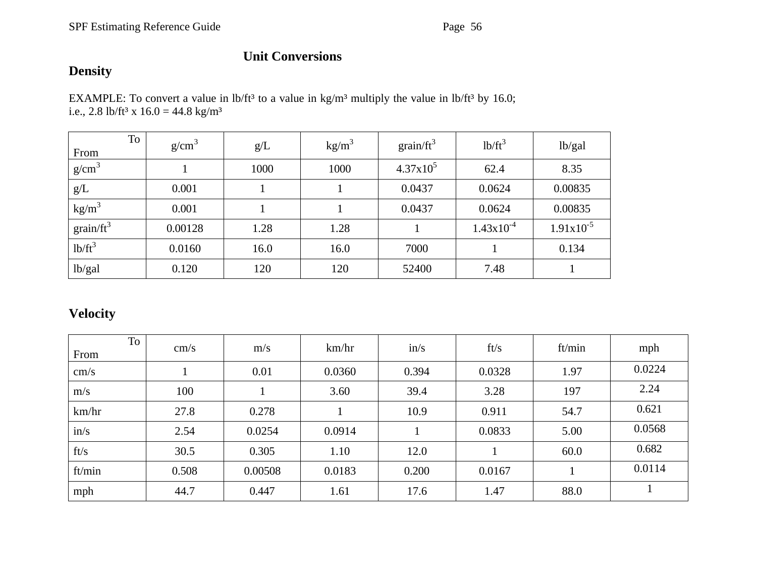# Unit Conversions

## Density

EXAMPLE: To convert a value in lb/ft³ to a value in kg/m³ multiply the value in lb/ft³ by 16.0; i.e., 2.8 lb/ft³ x 16.0 = 44.8 kg/m³

| From \ To | $g/cm^3$ | g/L | $kg/m^3$ | $grain/ft^3$ | $lb/ft^3$ | lb/gal |
|---|---|---|---|---|---|---|
| $g/cm^3$ | 1 | 1000 | 1000 | $4.37 \times 10^5$ | 62.4 | 8.35 |
| g/L | 0.001 | 1 | 1 | 0.0437 | 0.0624 | 0.00835 |
| $kg/m^3$ | 0.001 | 1 | 1 | 0.0437 | 0.0624 | 0.00835 |
| $grain/ft^3$ | 0.00128 | 1.28 | 1.28 | 1 | $1.43 \times 10^{-4}$ | $1.91 \times 10^{-5}$ |
| $lb/ft^3$ | 0.0160 | 16.0 | 16.0 | 7000 | 1 | 0.134 |
| lb/gal | 0.120 | 120 | 120 | 52400 | 7.48 | 1 |

## Velocity

| From \ To | cm/s | m/s | km/hr | in/s | ft/s | ft/min | mph |
|---|---|---|---|---|---|---|---|
| cm/s | 1 | 0.01 | 0.0360 | 0.394 | 0.0328 | 1.97 | 0.0224 |
| m/s | 100 | 1 | 3.60 | 39.4 | 3.28 | 197 | 2.24 |
| km/hr | 27.8 | 0.278 | 1 | 10.9 | 0.911 | 54.7 | 0.621 |
| in/s | 2.54 | 0.0254 | 0.0914 | 1 | 0.0833 | 5.00 | 0.0568 |
| ft/s | 30.5 | 0.305 | 1.10 | 12.0 | 1 | 60.0 | 0.682 |
| ft/min | 0.508 | 0.00508 | 0.0183 | 0.200 | 0.0167 | 1 | 0.0114 |
| mph | 44.7 | 0.447 | 1.61 | 17.6 | 1.47 | 88.0 | 1 |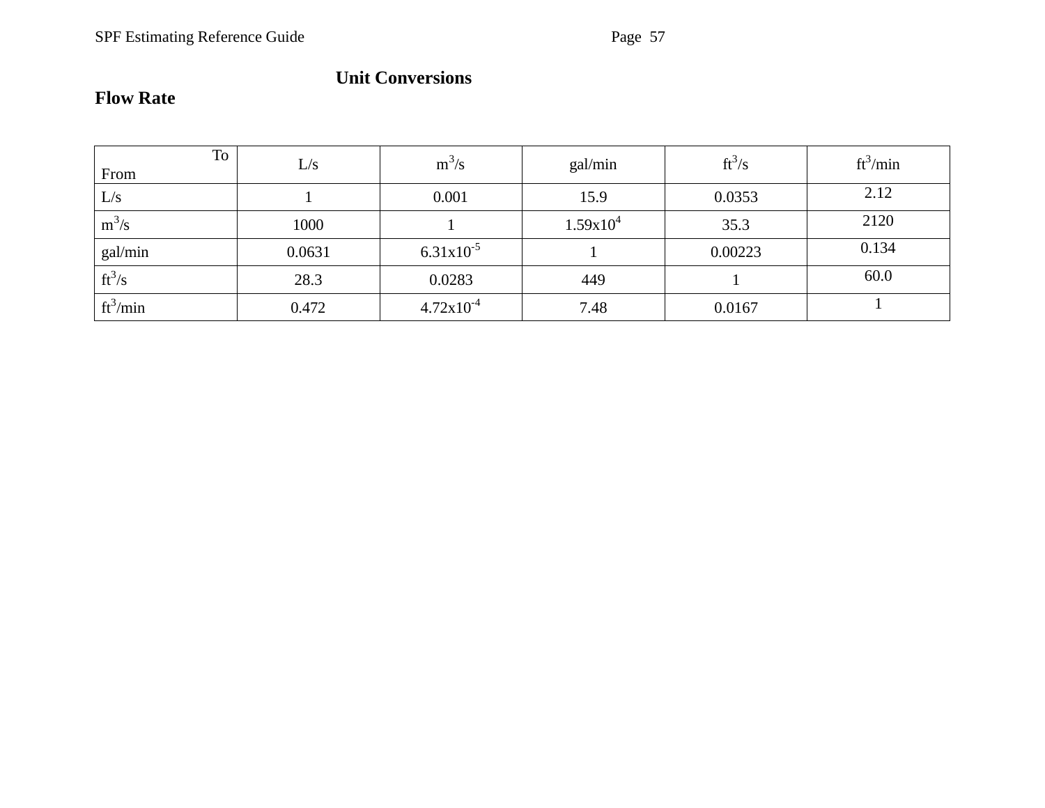# Unit Conversions

## Flow Rate

| To / From | L/s | $m^3/s$ | gal/min | $ft^3/s$ | $ft^3/min$ |
|---|---|---|---|---|---|
| L/s | 1 | 0.001 | 15.9 | 0.0353 | 2.12 |
| $m^3/s$ | 1000 | 1 | $1.59 \times 10^4$ | 35.3 | 2120 |
| gal/min | 0.0631 | $6.31 \times 10^{-5}$ | 1 | 0.00223 | 0.134 |
| $ft^3/s$ | 28.3 | 0.0283 | 449 | 1 | 60.0 |
| $ft^3/min$ | 0.472 | $4.72 \times 10^{-4}$ | 7.48 | 0.0167 | 1 |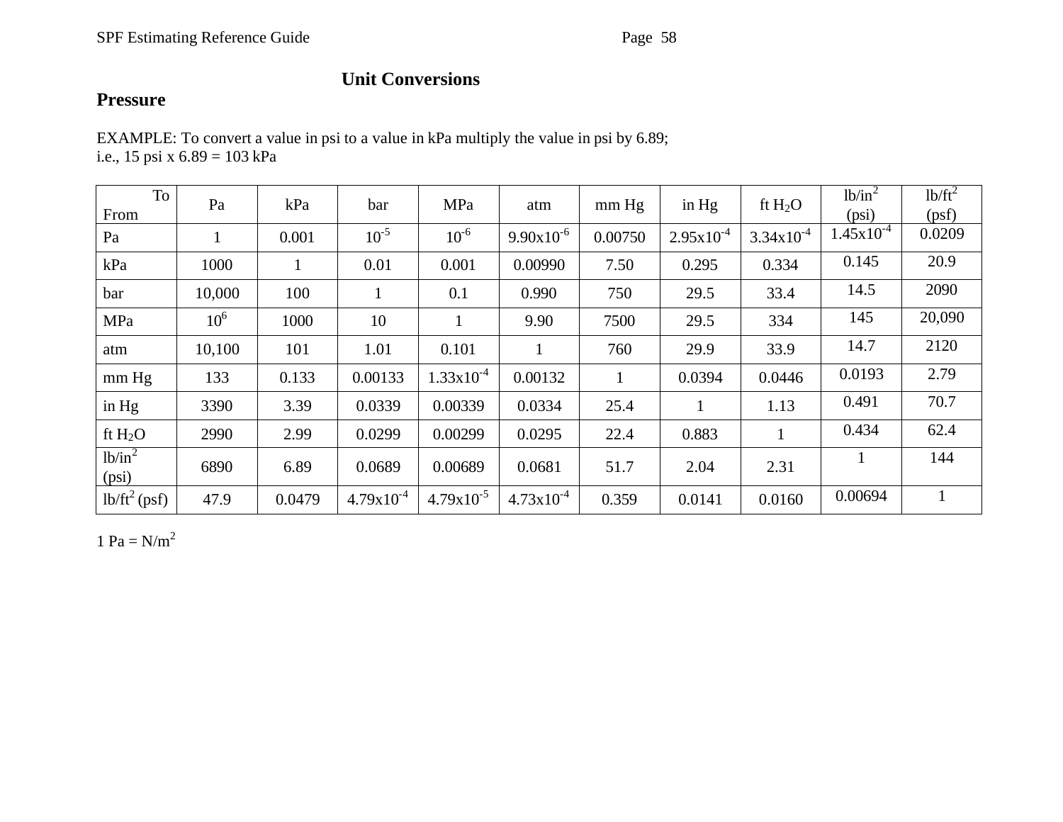# Unit Conversions

## Pressure

EXAMPLE: To convert a value in psi to a value in kPa multiply the value in psi by 6.89;
i.e., 15 psi x 6.89 = 103 kPa

| To / From | Pa | kPa | bar | MPa | atm | mm Hg | in Hg | ft $H_2O$ | $lb/in^2$ (psi) | $lb/ft^2$ (psf) |
|---|---|---|---|---|---|---|---|---|---|---|
| Pa | 1 | 0.001 | $10^{-5}$ | $10^{-6}$ | $9.90 \times 10^{-6}$ | 0.00750 | $2.95 \times 10^{-4}$ | $3.34 \times 10^{-4}$ | $1.45 \times 10^{-4}$ | 0.0209 |
| kPa | 1000 | 1 | 0.01 | 0.001 | 0.00990 | 7.50 | 0.295 | 0.334 | 0.145 | 20.9 |
| bar | 10,000 | 100 | 1 | 0.1 | 0.990 | 750 | 29.5 | 33.4 | 14.5 | 2090 |
| MPa | $10^6$ | 1000 | 10 | 1 | 9.90 | 7500 | 29.5 | 334 | 145 | 20,090 |
| atm | 10,100 | 101 | 1.01 | 0.101 | 1 | 760 | 29.9 | 33.9 | 14.7 | 2120 |
| mm Hg | 133 | 0.133 | 0.00133 | $1.33 \times 10^{-4}$ | 0.00132 | 1 | 0.0394 | 0.0446 | 0.0193 | 2.79 |
| in Hg | 3390 | 3.39 | 0.0339 | 0.00339 | 0.0334 | 25.4 | 1 | 1.13 | 0.491 | 70.7 |
| ft $H_2O$ | 2990 | 2.99 | 0.0299 | 0.00299 | 0.0295 | 22.4 | 0.883 | 1 | 0.434 | 62.4 |
| $lb/in^2$ (psi) | 6890 | 6.89 | 0.0689 | 0.00689 | 0.0681 | 51.7 | 2.04 | 2.31 | 1 | 144 |
| $lb/ft^2$ (psf) | 47.9 | 0.0479 | $4.79 \times 10^{-4}$ | $4.79 \times 10^{-5}$ | $4.73 \times 10^{-4}$ | 0.359 | 0.0141 | 0.0160 | 0.00694 | 1 |

1 Pa = $N/m^2$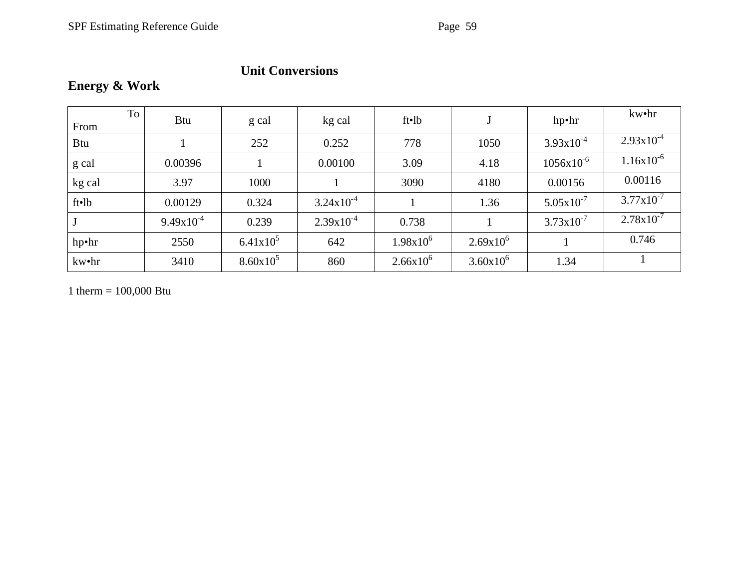# Unit Conversions

## Energy & Work

| From \ To | Btu | g cal | kg cal | ft•lb | J | hp•hr | kw•hr |
|---|---|---|---|---|---|---|---|
| Btu | 1 | 252 | 0.252 | 778 | 1050 | $3.93 \times 10^{-4}$ | $2.93 \times 10^{-4}$ |
| g cal | 0.00396 | 1 | 0.00100 | 3.09 | 4.18 | $1056 \times 10^{-6}$ | $1.16 \times 10^{-6}$ |
| kg cal | 3.97 | 1000 | 1 | 3090 | 4180 | 0.00156 | 0.00116 |
| ft•lb | 0.00129 | 0.324 | $3.24 \times 10^{-4}$ | 1 | 1.36 | $5.05 \times 10^{-7}$ | $3.77 \times 10^{-7}$ |
| J | $9.49 \times 10^{-4}$ | 0.239 | $2.39 \times 10^{-4}$ | 0.738 | 1 | $3.73 \times 10^{-7}$ | $2.78 \times 10^{-7}$ |
| hp•hr | 2550 | $6.41 \times 10^{5}$ | 642 | $1.98 \times 10^{6}$ | $2.69 \times 10^{6}$ | 1 | 0.746 |
| kw•hr | 3410 | $8.60 \times 10^{5}$ | 860 | $2.66 \times 10^{6}$ | $3.60 \times 10^{6}$ | 1.34 | 1 |

1 therm = 100,000 Btu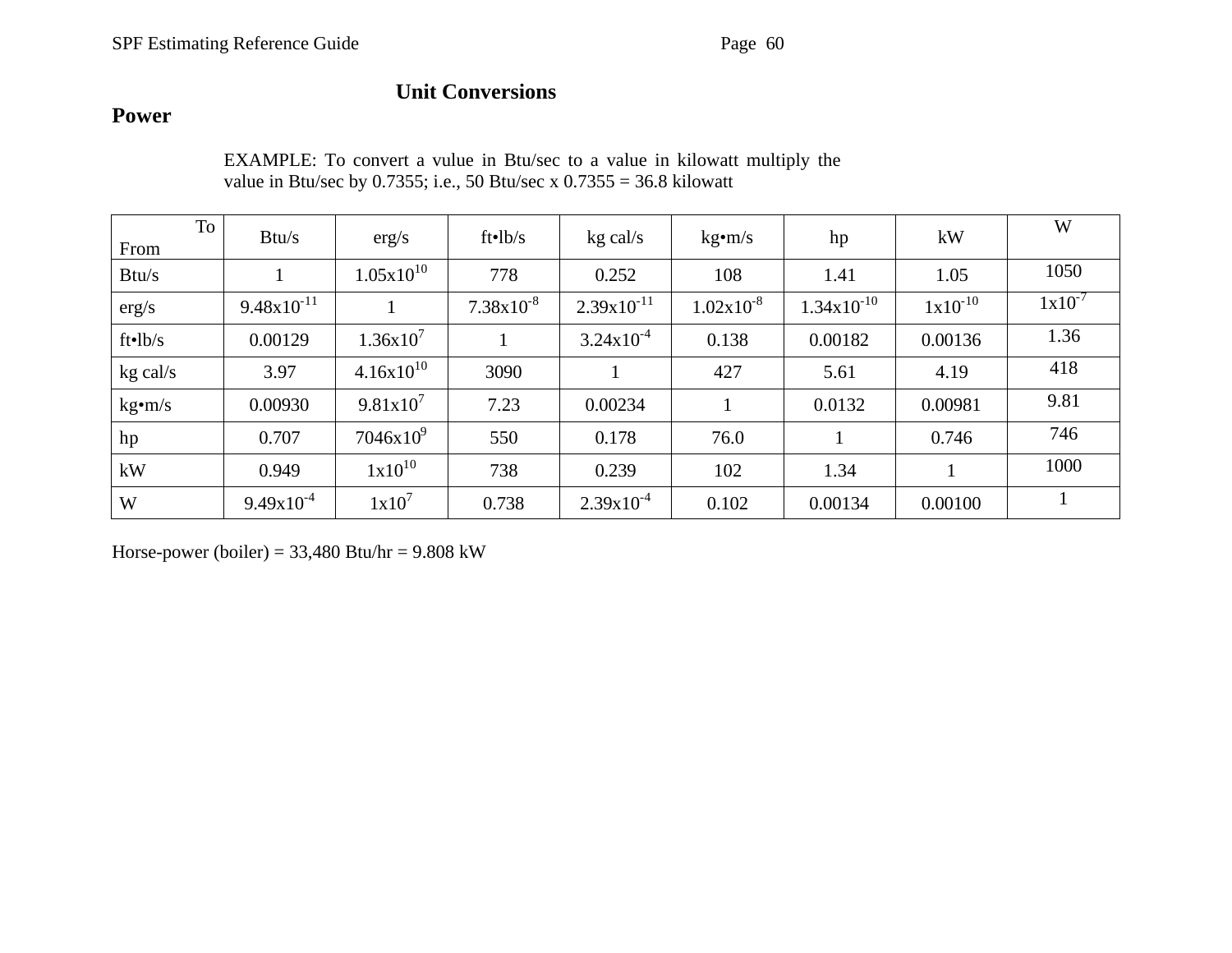## Unit Conversions

### Power

EXAMPLE: To convert a vulue in Btu/sec to a value in kilowatt multiply the value in Btu/sec by 0.7355; i.e., 50 Btu/sec x 0.7355 = 36.8 kilowatt

| From \ To | Btu/s | erg/s | ft•lb/s | kg cal/s | kg•m/s | hp | kW | W |
|---|---|---|---|---|---|---|---|---|
| Btu/s | 1 | $1.05 \times 10^{10}$ | 778 | 0.252 | 108 | 1.41 | 1.05 | 1050 |
| erg/s | $9.48 \times 10^{-11}$ | 1 | $7.38 \times 10^{-8}$ | $2.39 \times 10^{-11}$ | $1.02 \times 10^{-8}$ | $1.34 \times 10^{-10}$ | $1 \times 10^{-10}$ | $1 \times 10^{-7}$ |
| ft•lb/s | 0.00129 | $1.36 \times 10^{7}$ | 1 | $3.24 \times 10^{-4}$ | 0.138 | 0.00182 | 0.00136 | 1.36 |
| kg cal/s | 3.97 | $4.16 \times 10^{10}$ | 3090 | 1 | 427 | 5.61 | 4.19 | 418 |
| kg•m/s | 0.00930 | $9.81 \times 10^{7}$ | 7.23 | 0.00234 | 1 | 0.0132 | 0.00981 | 9.81 |
| hp | 0.707 | $7046 \times 10^{9}$ | 550 | 0.178 | 76.0 | 1 | 0.746 | 746 |
| kW | 0.949 | $1 \times 10^{10}$ | 738 | 0.239 | 102 | 1.34 | 1 | 1000 |
| W | $9.49 \times 10^{-4}$ | $1 \times 10^{7}$ | 0.738 | $2.39 \times 10^{-4}$ | 0.102 | 0.00134 | 0.00100 | 1 |

Horse-power (boiler) = 33,480 Btu/hr = 9.808 kW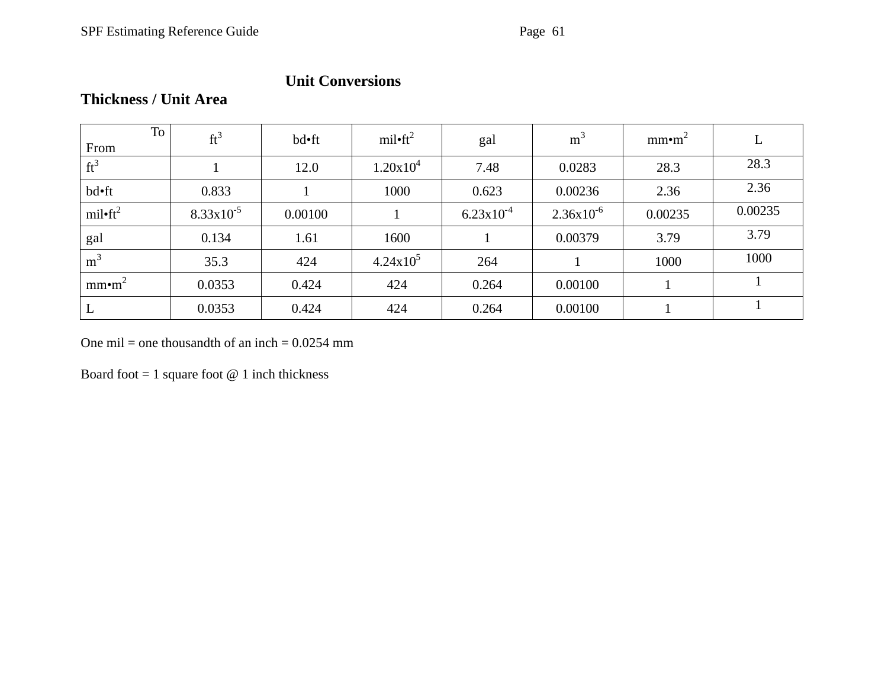# Unit Conversions

## Thickness / Unit Area

| To / From | $ft^3$ | bd•ft | mil•$ft^2$ | gal | $m^3$ | mm•$m^2$ | L |
|---|---|---|---|---|---|---|---|
| $ft^3$ | 1 | 12.0 | $1.20 \times 10^4$ | 7.48 | 0.0283 | 28.3 | 28.3 |
| bd•ft | 0.833 | 1 | 1000 | 0.623 | 0.00236 | 2.36 | 2.36 |
| mil•$ft^2$ | $8.33 \times 10^{-5}$ | 0.00100 | 1 | $6.23 \times 10^{-4}$ | $2.36 \times 10^{-6}$ | 0.00235 | 0.00235 |
| gal | 0.134 | 1.61 | 1600 | 1 | 0.00379 | 3.79 | 3.79 |
| $m^3$ | 35.3 | 424 | $4.24 \times 10^5$ | 264 | 1 | 1000 | 1000 |
| mm•$m^2$ | 0.0353 | 0.424 | 424 | 0.264 | 0.00100 | 1 | 1 |
| L | 0.0353 | 0.424 | 424 | 0.264 | 0.00100 | 1 | 1 |

One mil = one thousandth of an inch = 0.0254 mm

Board foot = 1 square foot @ 1 inch thickness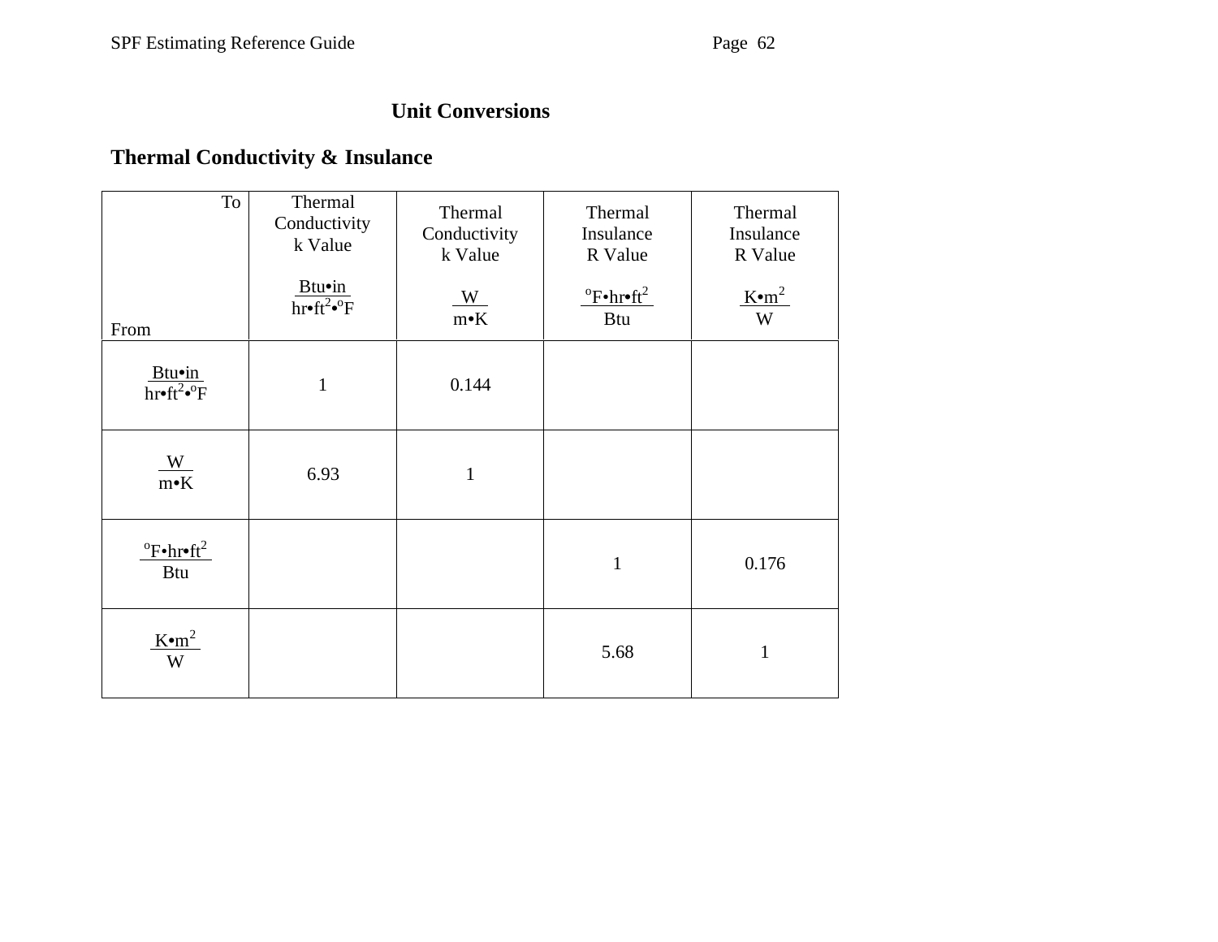# Unit Conversions

## Thermal Conductivity & Insulance

| From \ To | Thermal Conductivity k Value $\frac{Btu \cdot in}{hr \cdot ft^2 \cdot {}^oF}$ | Thermal Conductivity k Value $\frac{W}{m \cdot K}$ | Thermal Insulance R Value $\frac{{}^oF \cdot hr \cdot ft^2}{Btu}$ | Thermal Insulance R Value $\frac{K \cdot m^2}{W}$ |
|---|---|---|---|---|
| $\frac{Btu \cdot in}{hr \cdot ft^2 \cdot {}^oF}$ | 1 | 0.144 | | |
| $\frac{W}{m \cdot K}$ | 6.93 | 1 | | |
| $\frac{{}^oF \cdot hr \cdot ft^2}{Btu}$ | | | 1 | 0.176 |
| $\frac{K \cdot m^2}{W}$ | | | 5.68 | 1 |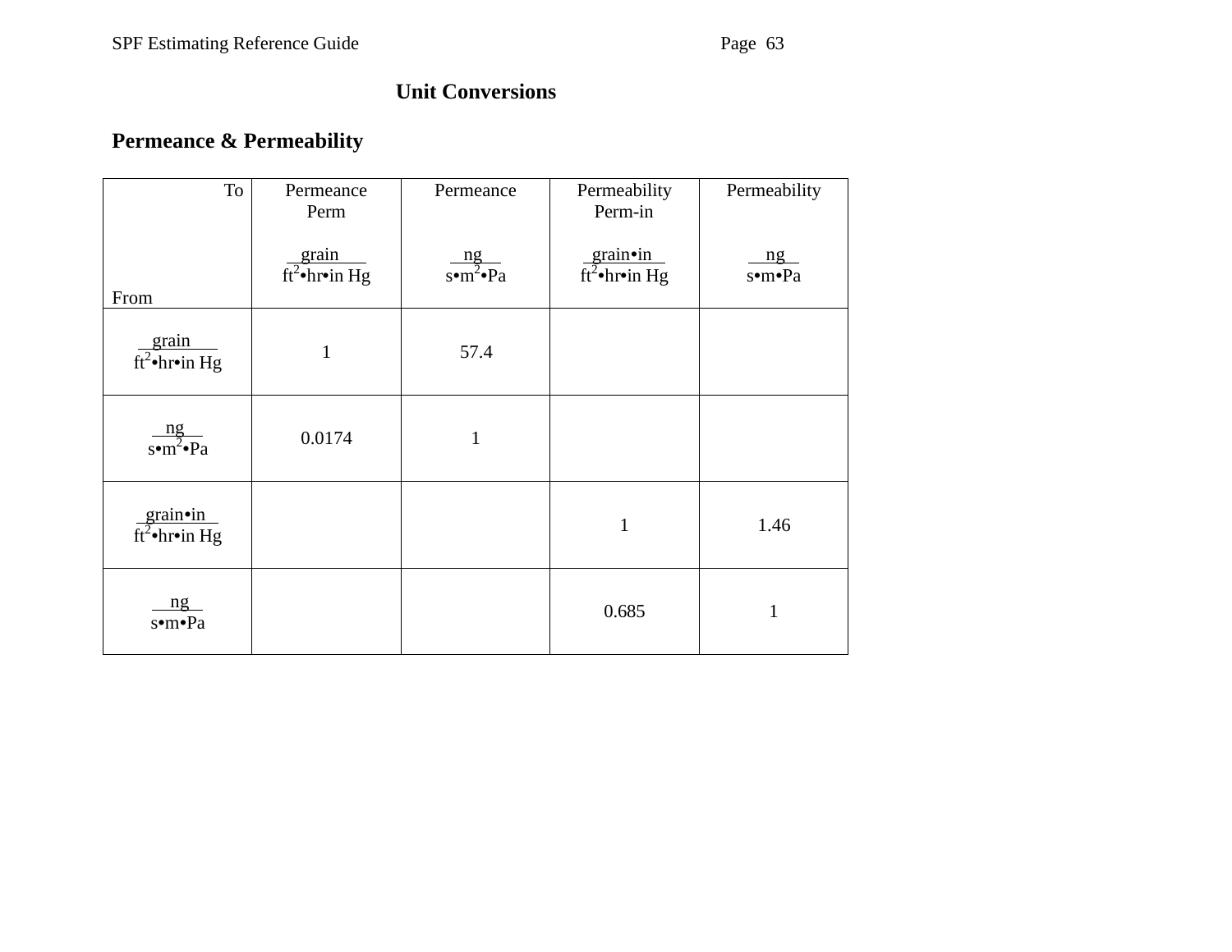# Unit Conversions

## Permeance & Permeability

| To / From | Permeance Perm $\frac{\text{grain}}{\text{ft}^2\bullet\text{hr}\bullet\text{in Hg}}$ | Permeance $\frac{\text{ng}}{\text{s}\bullet\text{m}^2\bullet\text{Pa}}$ | Permeability Perm-in $\frac{\text{grain}\bullet\text{in}}{\text{ft}^2\bullet\text{hr}\bullet\text{in Hg}}$ | Permeability $\frac{\text{ng}}{\text{s}\bullet\text{m}\bullet\text{Pa}}$ |
|---|---|---|---|---|
| $\frac{\text{grain}}{\text{ft}^2\bullet\text{hr}\bullet\text{in Hg}}$ | 1 | 57.4 | | |
| $\frac{\text{ng}}{\text{s}\bullet\text{m}^2\bullet\text{Pa}}$ | 0.0174 | 1 | | |
| $\frac{\text{grain}\bullet\text{in}}{\text{ft}^2\bullet\text{hr}\bullet\text{in Hg}}$ | | | 1 | 1.46 |
| $\frac{\text{ng}}{\text{s}\bullet\text{m}\bullet\text{Pa}}$ | | | 0.685 | 1 |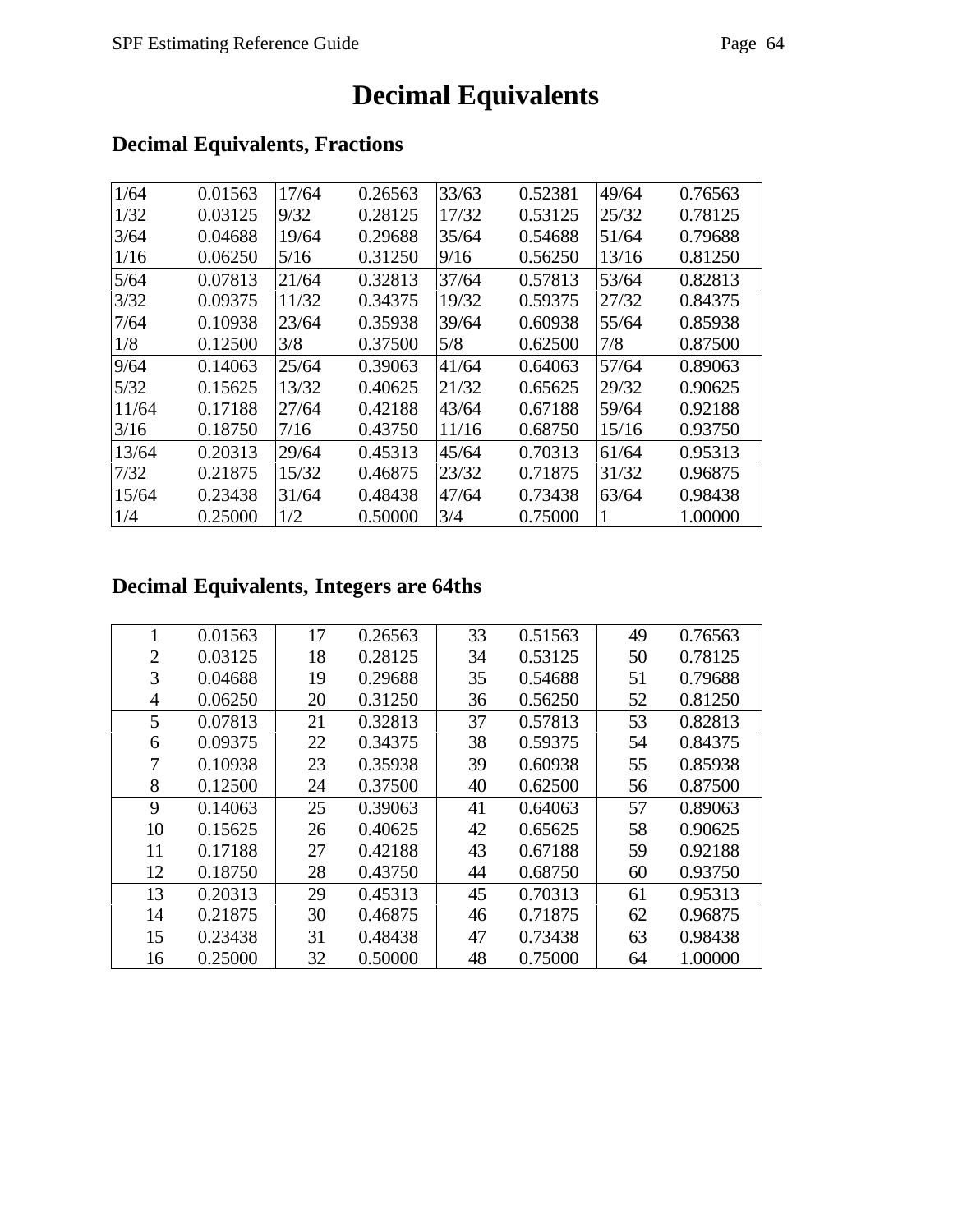# Decimal Equivalents

## Decimal Equivalents, Fractions

| | | | | | | | |
|---|---|---|---|---|---|---|---|
| 1/64 | 0.01563 | 17/64 | 0.26563 | 33/63 | 0.52381 | 49/64 | 0.76563 |
| 1/32 | 0.03125 | 9/32 | 0.28125 | 17/32 | 0.53125 | 25/32 | 0.78125 |
| 3/64 | 0.04688 | 19/64 | 0.29688 | 35/64 | 0.54688 | 51/64 | 0.79688 |
| 1/16 | 0.06250 | 5/16 | 0.31250 | 9/16 | 0.56250 | 13/16 | 0.81250 |
| 5/64 | 0.07813 | 21/64 | 0.32813 | 37/64 | 0.57813 | 53/64 | 0.82813 |
| 3/32 | 0.09375 | 11/32 | 0.34375 | 19/32 | 0.59375 | 27/32 | 0.84375 |
| 7/64 | 0.10938 | 23/64 | 0.35938 | 39/64 | 0.60938 | 55/64 | 0.85938 |
| 1/8 | 0.12500 | 3/8 | 0.37500 | 5/8 | 0.62500 | 7/8 | 0.87500 |
| 9/64 | 0.14063 | 25/64 | 0.39063 | 41/64 | 0.64063 | 57/64 | 0.89063 |
| 5/32 | 0.15625 | 13/32 | 0.40625 | 21/32 | 0.65625 | 29/32 | 0.90625 |
| 11/64 | 0.17188 | 27/64 | 0.42188 | 43/64 | 0.67188 | 59/64 | 0.92188 |
| 3/16 | 0.18750 | 7/16 | 0.43750 | 11/16 | 0.68750 | 15/16 | 0.93750 |
| 13/64 | 0.20313 | 29/64 | 0.45313 | 45/64 | 0.70313 | 61/64 | 0.95313 |
| 7/32 | 0.21875 | 15/32 | 0.46875 | 23/32 | 0.71875 | 31/32 | 0.96875 |
| 15/64 | 0.23438 | 31/64 | 0.48438 | 47/64 | 0.73438 | 63/64 | 0.98438 |
| 1/4 | 0.25000 | 1/2 | 0.50000 | 3/4 | 0.75000 | 1 | 1.00000 |

## Decimal Equivalents, Integers are 64ths

| | | | | | | | |
|---|---|---|---|---|---|---|---|
| 1 | 0.01563 | 17 | 0.26563 | 33 | 0.51563 | 49 | 0.76563 |
| 2 | 0.03125 | 18 | 0.28125 | 34 | 0.53125 | 50 | 0.78125 |
| 3 | 0.04688 | 19 | 0.29688 | 35 | 0.54688 | 51 | 0.79688 |
| 4 | 0.06250 | 20 | 0.31250 | 36 | 0.56250 | 52 | 0.81250 |
| 5 | 0.07813 | 21 | 0.32813 | 37 | 0.57813 | 53 | 0.82813 |
| 6 | 0.09375 | 22 | 0.34375 | 38 | 0.59375 | 54 | 0.84375 |
| 7 | 0.10938 | 23 | 0.35938 | 39 | 0.60938 | 55 | 0.85938 |
| 8 | 0.12500 | 24 | 0.37500 | 40 | 0.62500 | 56 | 0.87500 |
| 9 | 0.14063 | 25 | 0.39063 | 41 | 0.64063 | 57 | 0.89063 |
| 10 | 0.15625 | 26 | 0.40625 | 42 | 0.65625 | 58 | 0.90625 |
| 11 | 0.17188 | 27 | 0.42188 | 43 | 0.67188 | 59 | 0.92188 |
| 12 | 0.18750 | 28 | 0.43750 | 44 | 0.68750 | 60 | 0.93750 |
| 13 | 0.20313 | 29 | 0.45313 | 45 | 0.70313 | 61 | 0.95313 |
| 14 | 0.21875 | 30 | 0.46875 | 46 | 0.71875 | 62 | 0.96875 |
| 15 | 0.23438 | 31 | 0.48438 | 47 | 0.73438 | 63 | 0.98438 |
| 16 | 0.25000 | 32 | 0.50000 | 48 | 0.75000 | 64 | 1.00000 |